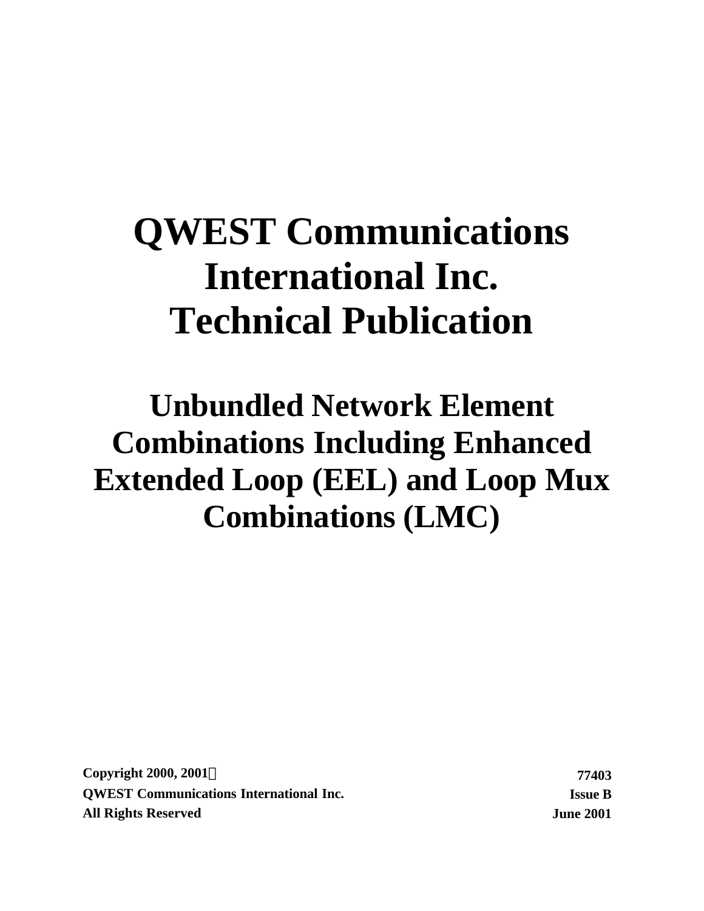# QWEST Communications International Inc. Technical Publication

## Unbundled Network Element Combinations Including Enhanced Extended Loop (EEL) and Loop Mux Combinations (LMC)

**Copyright 2000, 2001©**
**QWEST Communications International Inc.**
**All Rights Reserved**

**77403**
**Issue B**
**June 2001**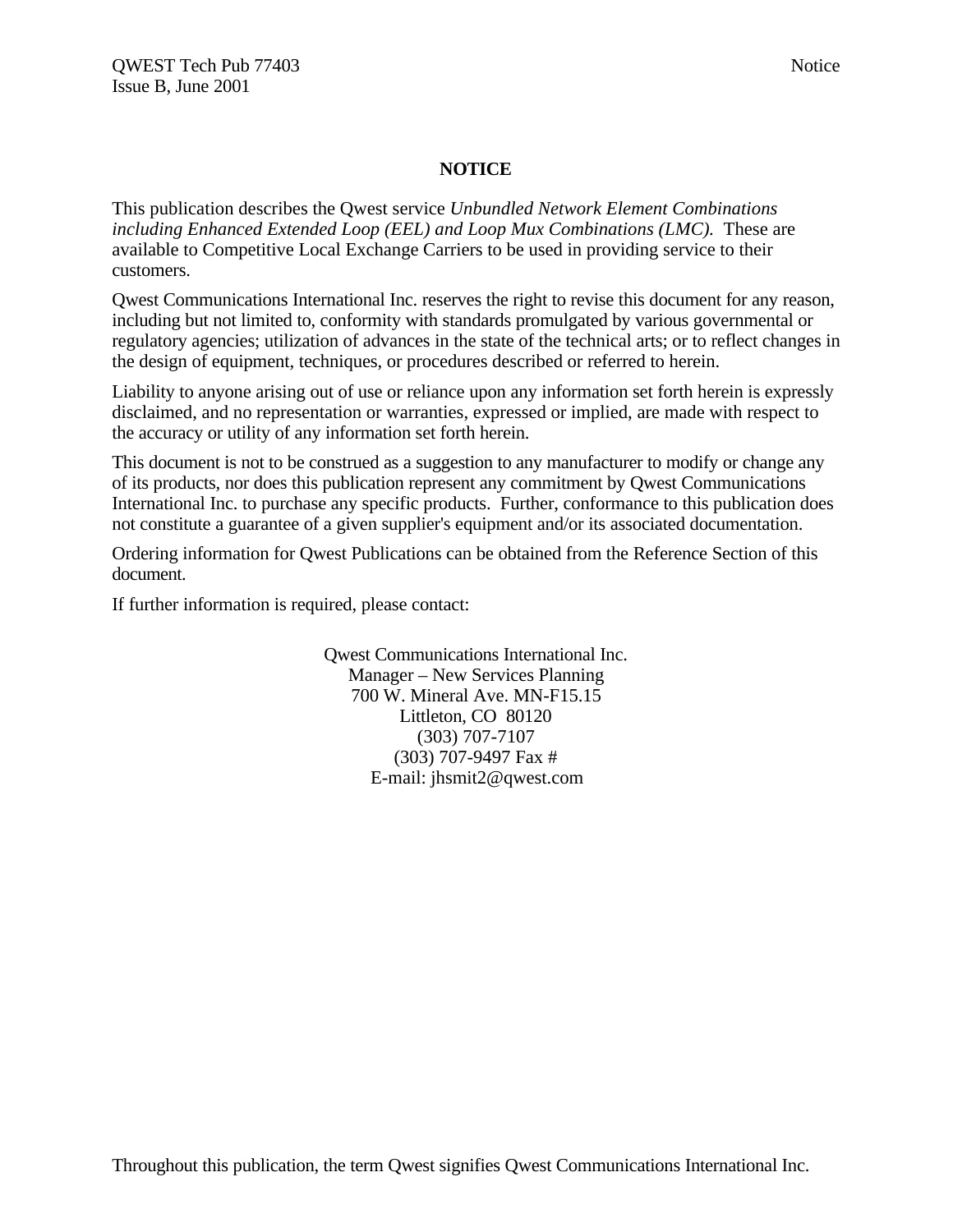## NOTICE

This publication describes the Qwest service *Unbundled Network Element Combinations including Enhanced Extended Loop (EEL) and Loop Mux Combinations (LMC).* These are available to Competitive Local Exchange Carriers to be used in providing service to their customers.

Qwest Communications International Inc. reserves the right to revise this document for any reason, including but not limited to, conformity with standards promulgated by various governmental or regulatory agencies; utilization of advances in the state of the technical arts; or to reflect changes in the design of equipment, techniques, or procedures described or referred to herein.

Liability to anyone arising out of use or reliance upon any information set forth herein is expressly disclaimed, and no representation or warranties, expressed or implied, are made with respect to the accuracy or utility of any information set forth herein.

This document is not to be construed as a suggestion to any manufacturer to modify or change any of its products, nor does this publication represent any commitment by Qwest Communications International Inc. to purchase any specific products. Further, conformance to this publication does not constitute a guarantee of a given supplier's equipment and/or its associated documentation.

Ordering information for Qwest Publications can be obtained from the Reference Section of this document.

If further information is required, please contact:

Qwest Communications International Inc.
Manager – New Services Planning
700 W. Mineral Ave. MN-F15.15
Littleton, CO 80120
(303) 707-7107
(303) 707-9497 Fax #
E-mail: jhsmit2@qwest.com

Throughout this publication, the term Qwest signifies Qwest Communications International Inc.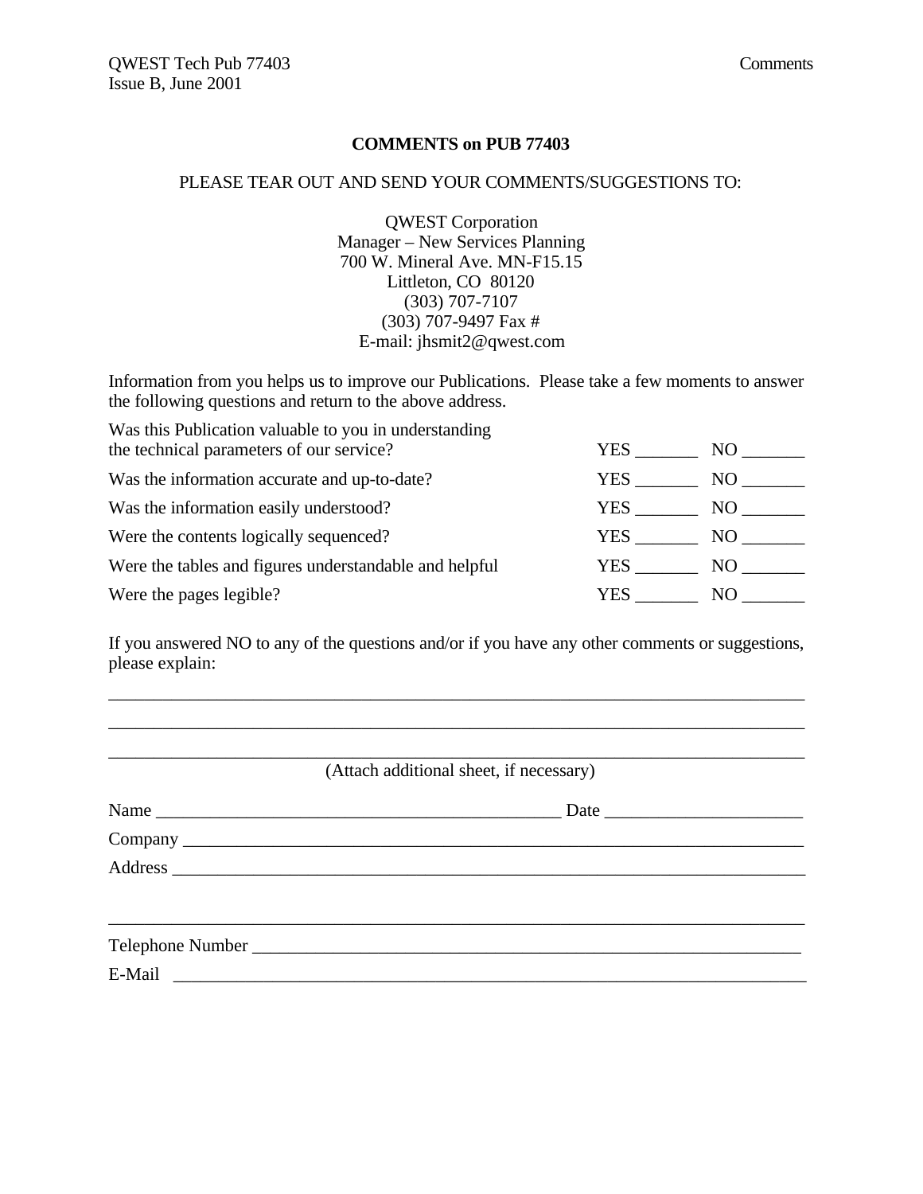# COMMENTS on PUB 77403

PLEASE TEAR OUT AND SEND YOUR COMMENTS/SUGGESTIONS TO:

QWEST Corporation
Manager – New Services Planning
700 W. Mineral Ave. MN-F15.15
Littleton, CO 80120
(303) 707-7107
(303) 707-9497 Fax #
E-mail: jhsmit2@qwest.com

Information from you helps us to improve our Publications. Please take a few moments to answer the following questions and return to the above address.

| | | |
|---|---|---|
| Was this Publication valuable to you in understanding the technical parameters of our service? | YES _______ | NO _______ |
| Was the information accurate and up-to-date? | YES _______ | NO _______ |
| Was the information easily understood? | YES _______ | NO _______ |
| Were the contents logically sequenced? | YES _______ | NO _______ |
| Were the tables and figures understandable and helpful | YES _______ | NO _______ |
| Were the pages legible? | YES _______ | NO _______ |

If you answered NO to any of the questions and/or if you have any other comments or suggestions, please explain:

_______________________________________________________________________________

_______________________________________________________________________________

_______________________________________________________________________________

(Attach additional sheet, if necessary)

Name _______________________________________________ Date ______________________

Company ______________________________________________________________________

Address _______________________________________________________________________

_______________________________________________________________________________

Telephone Number _______________________________________________________________

E-Mail _________________________________________________________________________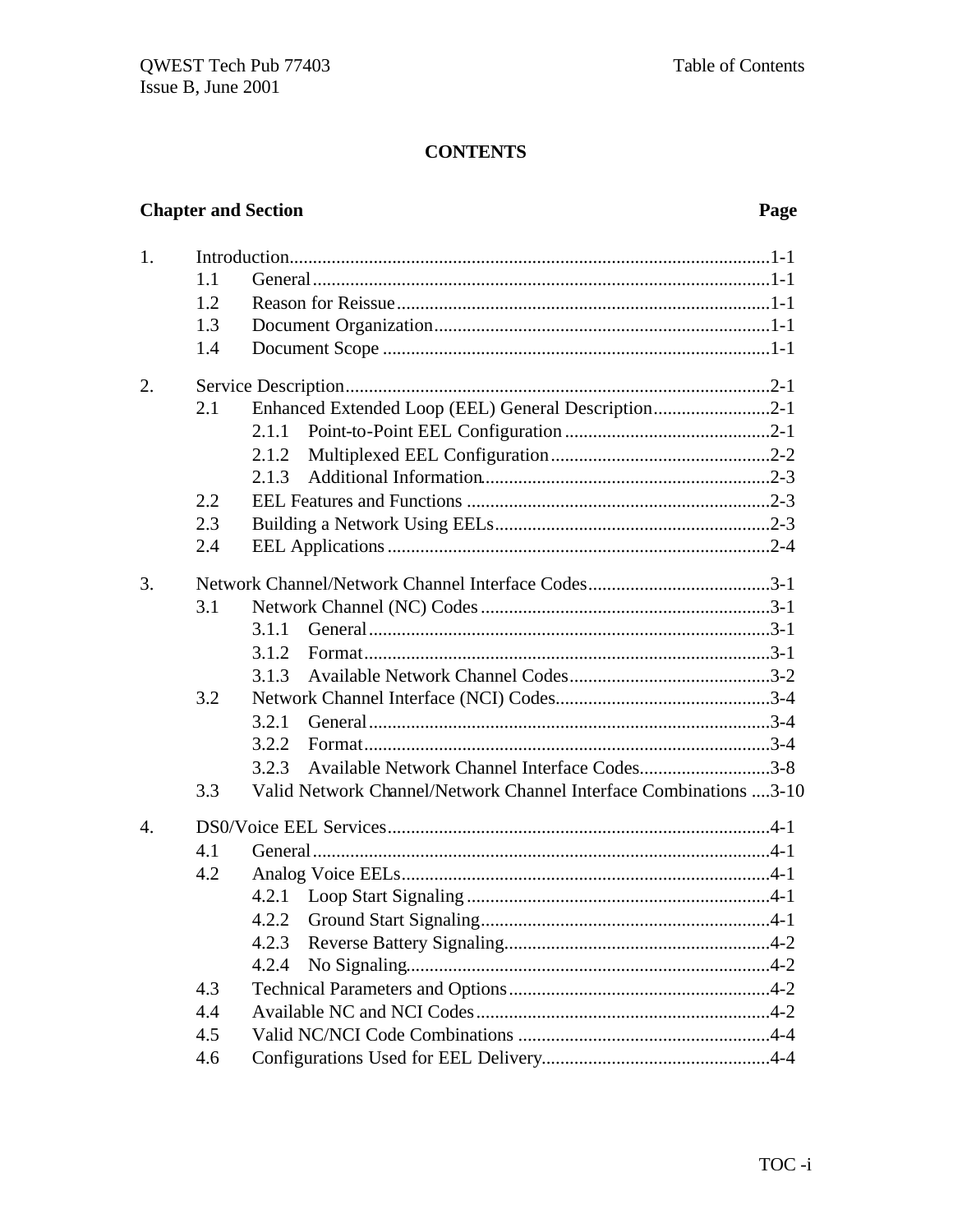# CONTENTS

| Chapter and Section | | | Page |
|---|---|---|---|
| 1. | Introduction | | 1-1 |
| | 1.1 | General | 1-1 |
| | 1.2 | Reason for Reissue | 1-1 |
| | 1.3 | Document Organization | 1-1 |
| | 1.4 | Document Scope | 1-1 |
| 2. | Service Description | | 2-1 |
| | 2.1 | Enhanced Extended Loop (EEL) General Description | 2-1 |
| | | 2.1.1 Point-to-Point EEL Configuration | 2-1 |
| | | 2.1.2 Multiplexed EEL Configuration | 2-2 |
| | | 2.1.3 Additional Information | 2-3 |
| | 2.2 | EEL Features and Functions | 2-3 |
| | 2.3 | Building a Network Using EELs | 2-3 |
| | 2.4 | EEL Applications | 2-4 |
| 3. | Network Channel/Network Channel Interface Codes | | 3-1 |
| | 3.1 | Network Channel (NC) Codes | 3-1 |
| | | 3.1.1 General | 3-1 |
| | | 3.1.2 Format | 3-1 |
| | | 3.1.3 Available Network Channel Codes | 3-2 |
| | 3.2 | Network Channel Interface (NCI) Codes | 3-4 |
| | | 3.2.1 General | 3-4 |
| | | 3.2.2 Format | 3-4 |
| | | 3.2.3 Available Network Channel Interface Codes | 3-8 |
| | 3.3 | Valid Network Channel/Network Channel Interface Combinations | 3-10 |
| 4. | DS0/Voice EEL Services | | 4-1 |
| | 4.1 | General | 4-1 |
| | 4.2 | Analog Voice EELs | 4-1 |
| | | 4.2.1 Loop Start Signaling | 4-1 |
| | | 4.2.2 Ground Start Signaling | 4-1 |
| | | 4.2.3 Reverse Battery Signaling | 4-2 |
| | | 4.2.4 No Signaling | 4-2 |
| | 4.3 | Technical Parameters and Options | 4-2 |
| | 4.4 | Available NC and NCI Codes | 4-2 |
| | 4.5 | Valid NC/NCI Code Combinations | 4-4 |
| | 4.6 | Configurations Used for EEL Delivery | 4-4 |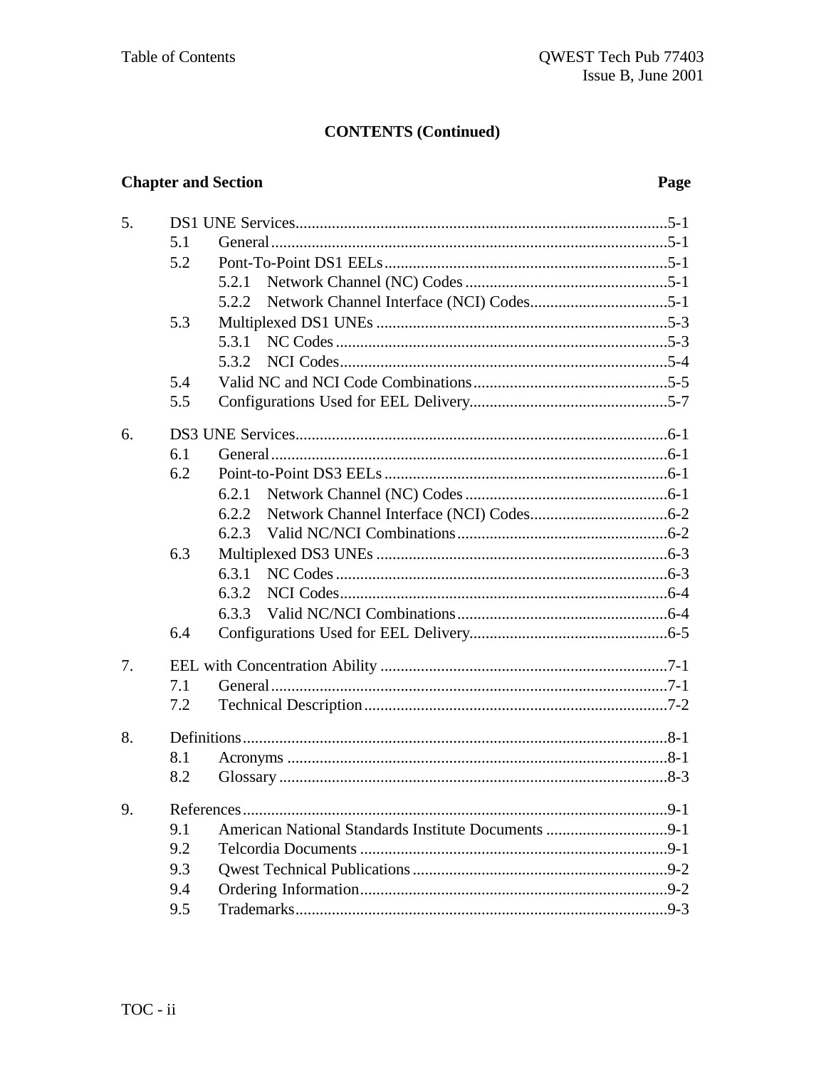**CONTENTS (Continued)**

| Chapter and Section | | | Page |
|---|---|---|---|
| 5. | DS1 UNE Services | | 5-1 |
| | 5.1 | General | 5-1 |
| | 5.2 | Pont-To-Point DS1 EELs | 5-1 |
| | | 5.2.1 Network Channel (NC) Codes | 5-1 |
| | | 5.2.2 Network Channel Interface (NCI) Codes | 5-1 |
| | 5.3 | Multiplexed DS1 UNEs | 5-3 |
| | | 5.3.1 NC Codes | 5-3 |
| | | 5.3.2 NCI Codes | 5-4 |
| | 5.4 | Valid NC and NCI Code Combinations | 5-5 |
| | 5.5 | Configurations Used for EEL Delivery | 5-7 |
| 6. | DS3 UNE Services | | 6-1 |
| | 6.1 | General | 6-1 |
| | 6.2 | Point-to-Point DS3 EELs | 6-1 |
| | | 6.2.1 Network Channel (NC) Codes | 6-1 |
| | | 6.2.2 Network Channel Interface (NCI) Codes | 6-2 |
| | | 6.2.3 Valid NC/NCI Combinations | 6-2 |
| | 6.3 | Multiplexed DS3 UNEs | 6-3 |
| | | 6.3.1 NC Codes | 6-3 |
| | | 6.3.2 NCI Codes | 6-4 |
| | | 6.3.3 Valid NC/NCI Combinations | 6-4 |
| | 6.4 | Configurations Used for EEL Delivery | 6-5 |
| 7. | EEL with Concentration Ability | | 7-1 |
| | 7.1 | General | 7-1 |
| | 7.2 | Technical Description | 7-2 |
| 8. | Definitions | | 8-1 |
| | 8.1 | Acronyms | 8-1 |
| | 8.2 | Glossary | 8-3 |
| 9. | References | | 9-1 |
| | 9.1 | American National Standards Institute Documents | 9-1 |
| | 9.2 | Telcordia Documents | 9-1 |
| | 9.3 | Qwest Technical Publications | 9-2 |
| | 9.4 | Ordering Information | 9-2 |
| | 9.5 | Trademarks | 9-3 |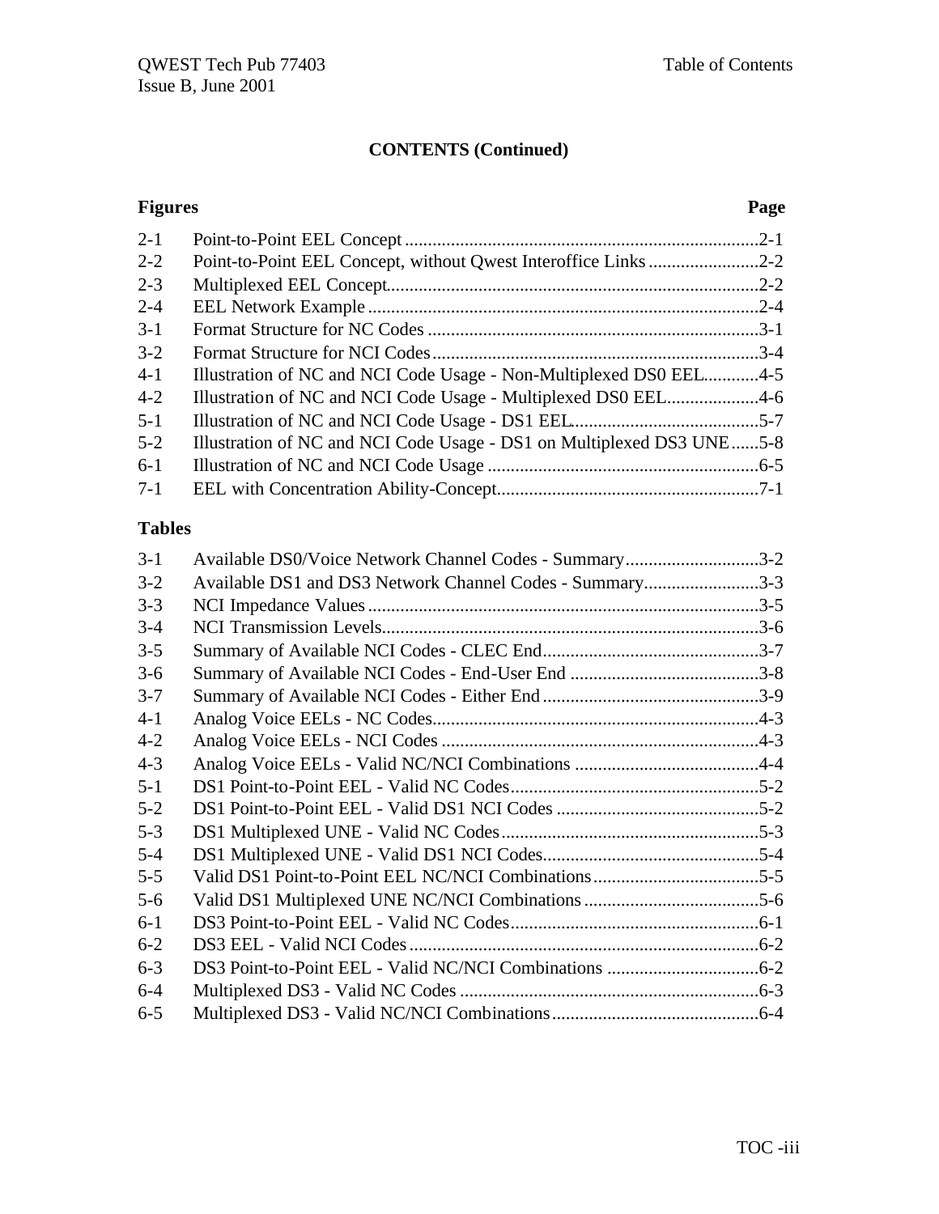## CONTENTS (Continued)

| Figures | | Page |
|---|---|---|
| 2-1 | Point-to-Point EEL Concept | 2-1 |
| 2-2 | Point-to-Point EEL Concept, without Qwest Interoffice Links | 2-2 |
| 2-3 | Multiplexed EEL Concept | 2-2 |
| 2-4 | EEL Network Example | 2-4 |
| 3-1 | Format Structure for NC Codes | 3-1 |
| 3-2 | Format Structure for NCI Codes | 3-4 |
| 4-1 | Illustration of NC and NCI Code Usage - Non-Multiplexed DS0 EEL | 4-5 |
| 4-2 | Illustration of NC and NCI Code Usage - Multiplexed DS0 EEL | 4-6 |
| 5-1 | Illustration of NC and NCI Code Usage - DS1 EEL | 5-7 |
| 5-2 | Illustration of NC and NCI Code Usage - DS1 on Multiplexed DS3 UNE | 5-8 |
| 6-1 | Illustration of NC and NCI Code Usage | 6-5 |
| 7-1 | EEL with Concentration Ability-Concept | 7-1 |

| Tables | | |
|---|---|---|
| 3-1 | Available DS0/Voice Network Channel Codes - Summary | 3-2 |
| 3-2 | Available DS1 and DS3 Network Channel Codes - Summary | 3-3 |
| 3-3 | NCI Impedance Values | 3-5 |
| 3-4 | NCI Transmission Levels | 3-6 |
| 3-5 | Summary of Available NCI Codes - CLEC End | 3-7 |
| 3-6 | Summary of Available NCI Codes - End-User End | 3-8 |
| 3-7 | Summary of Available NCI Codes - Either End | 3-9 |
| 4-1 | Analog Voice EELs - NC Codes | 4-3 |
| 4-2 | Analog Voice EELs - NCI Codes | 4-3 |
| 4-3 | Analog Voice EELs - Valid NC/NCI Combinations | 4-4 |
| 5-1 | DS1 Point-to-Point EEL - Valid NC Codes | 5-2 |
| 5-2 | DS1 Point-to-Point EEL - Valid DS1 NCI Codes | 5-2 |
| 5-3 | DS1 Multiplexed UNE - Valid NC Codes | 5-3 |
| 5-4 | DS1 Multiplexed UNE - Valid DS1 NCI Codes | 5-4 |
| 5-5 | Valid DS1 Point-to-Point EEL NC/NCI Combinations | 5-5 |
| 5-6 | Valid DS1 Multiplexed UNE NC/NCI Combinations | 5-6 |
| 6-1 | DS3 Point-to-Point EEL - Valid NC Codes | 6-1 |
| 6-2 | DS3 EEL - Valid NCI Codes | 6-2 |
| 6-3 | DS3 Point-to-Point EEL - Valid NC/NCI Combinations | 6-2 |
| 6-4 | Multiplexed DS3 - Valid NC Codes | 6-3 |
| 6-5 | Multiplexed DS3 - Valid NC/NCI Combinations | 6-4 |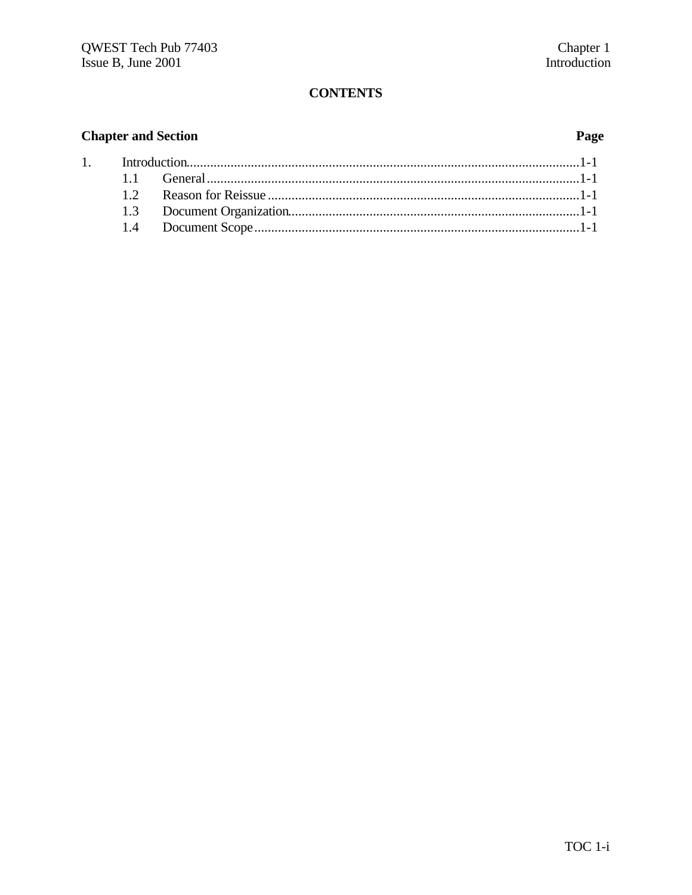**CONTENTS**

| Chapter and Section | | Page |
|---|---|---|
| 1. | Introduction | 1-1 |
| | 1.1 General | 1-1 |
| | 1.2 Reason for Reissue | 1-1 |
| | 1.3 Document Organization | 1-1 |
| | 1.4 Document Scope | 1-1 |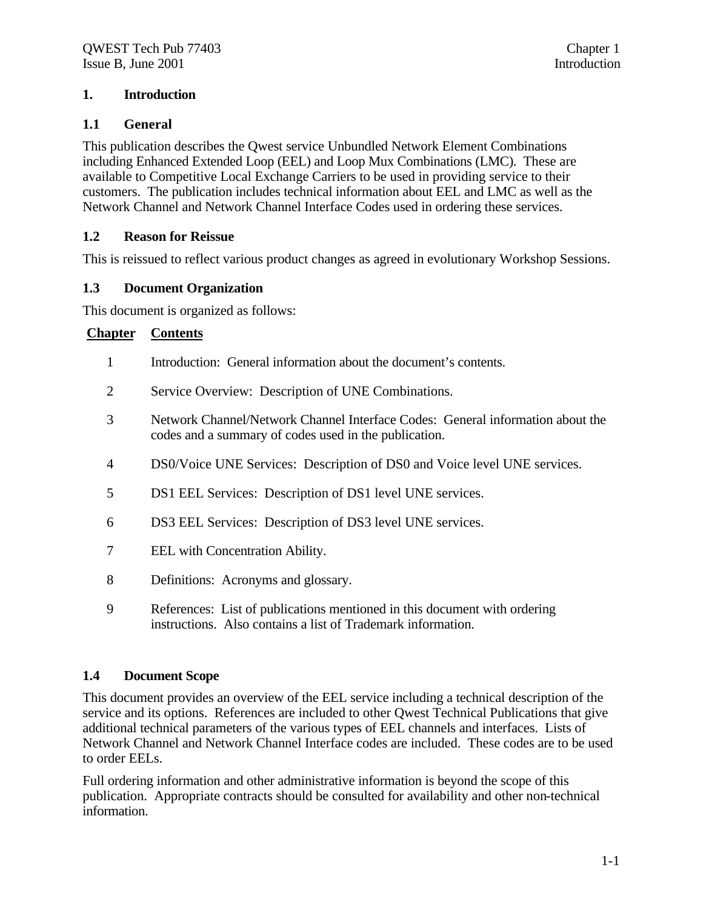# 1. Introduction

## 1.1 General

This publication describes the Qwest service Unbundled Network Element Combinations including Enhanced Extended Loop (EEL) and Loop Mux Combinations (LMC). These are available to Competitive Local Exchange Carriers to be used in providing service to their customers. The publication includes technical information about EEL and LMC as well as the Network Channel and Network Channel Interface Codes used in ordering these services.

## 1.2 Reason for Reissue

This is reissued to reflect various product changes as agreed in evolutionary Workshop Sessions.

## 1.3 Document Organization

This document is organized as follows:

| Chapter | Contents |
|---|---|
| 1 | Introduction: General information about the document's contents. |
| 2 | Service Overview: Description of UNE Combinations. |
| 3 | Network Channel/Network Channel Interface Codes: General information about the codes and a summary of codes used in the publication. |
| 4 | DS0/Voice UNE Services: Description of DS0 and Voice level UNE services. |
| 5 | DS1 EEL Services: Description of DS1 level UNE services. |
| 6 | DS3 EEL Services: Description of DS3 level UNE services. |
| 7 | EEL with Concentration Ability. |
| 8 | Definitions: Acronyms and glossary. |
| 9 | References: List of publications mentioned in this document with ordering instructions. Also contains a list of Trademark information. |

## 1.4 Document Scope

This document provides an overview of the EEL service including a technical description of the service and its options. References are included to other Qwest Technical Publications that give additional technical parameters of the various types of EEL channels and interfaces. Lists of Network Channel and Network Channel Interface codes are included. These codes are to be used to order EELs.

Full ordering information and other administrative information is beyond the scope of this publication. Appropriate contracts should be consulted for availability and other non-technical information.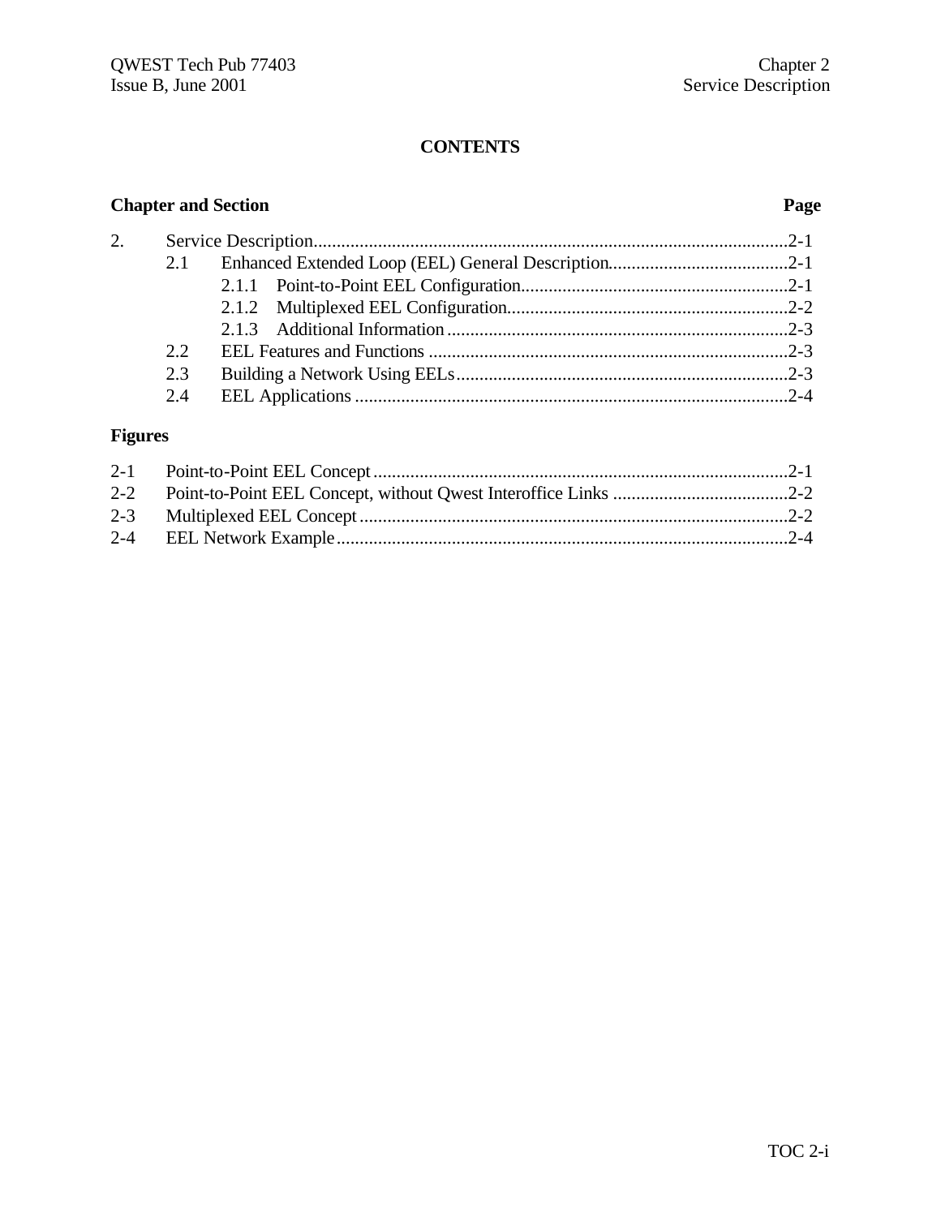# CONTENTS

**Chapter and Section** **Page**

2. Service Description......................................................................................................2-1
   - 2.1 Enhanced Extended Loop (EEL) General Description.......................................2-1
     - 2.1.1 Point-to-Point EEL Configuration..........................................................2-1
     - 2.1.2 Multiplexed EEL Configuration.............................................................2-2
     - 2.1.3 Additional Information ..........................................................................2-3
   - 2.2 EEL Features and Functions ..............................................................................2-3
   - 2.3 Building a Network Using EELs........................................................................2-3
   - 2.4 EEL Applications ..............................................................................................2-4

**Figures**

2-1 Point-to-Point EEL Concept..........................................................................................2-1
2-2 Point-to-Point EEL Concept, without Qwest Interoffice Links ......................................2-2
2-3 Multiplexed EEL Concept.............................................................................................2-2
2-4 EEL Network Example..................................................................................................2-4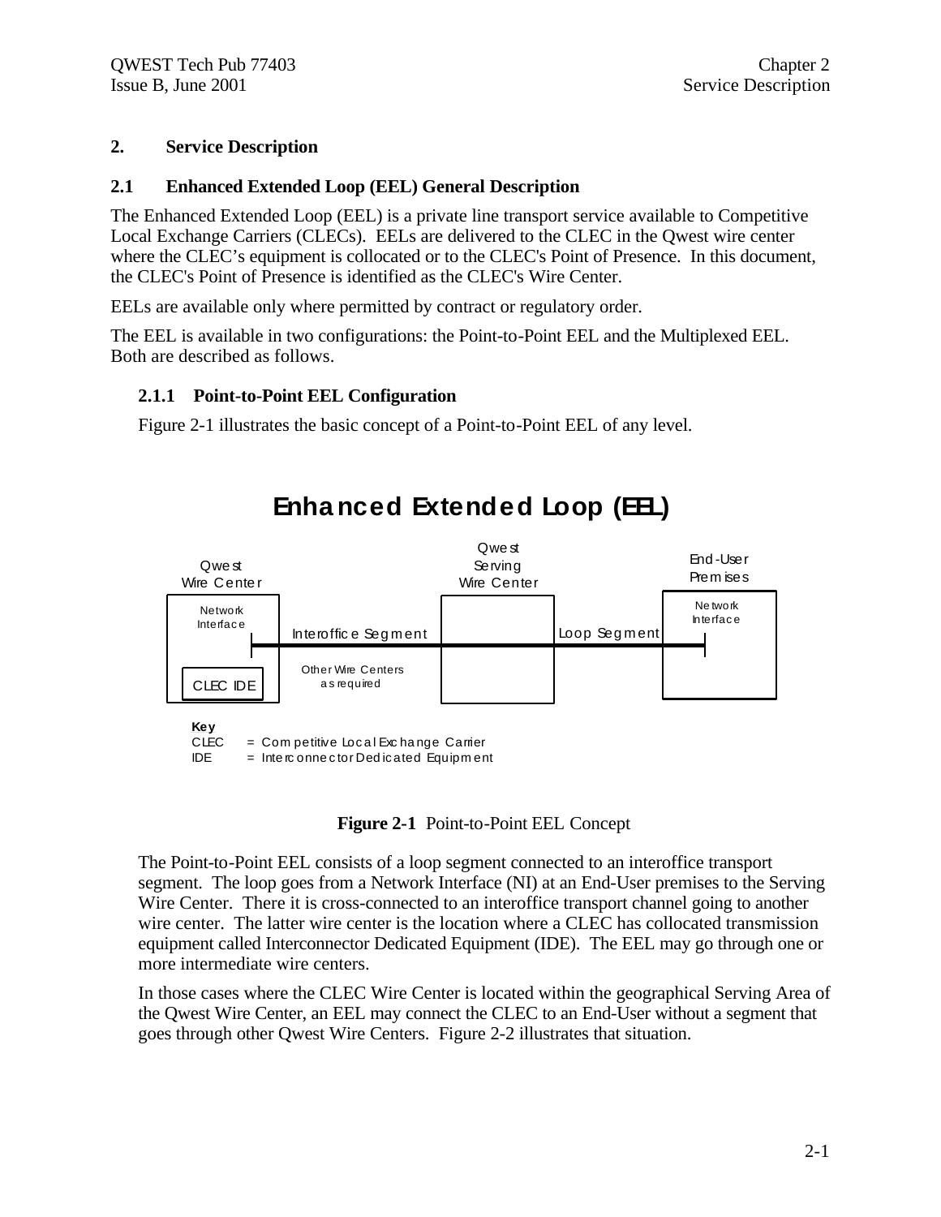## 2. Service Description

### 2.1 Enhanced Extended Loop (EEL) General Description

The Enhanced Extended Loop (EEL) is a private line transport service available to Competitive Local Exchange Carriers (CLECs). EELs are delivered to the CLEC in the Qwest wire center where the CLEC's equipment is collocated or to the CLEC's Point of Presence. In this document, the CLEC's Point of Presence is identified as the CLEC's Wire Center.

EELs are available only where permitted by contract or regulatory order.

The EEL is available in two configurations: the Point-to-Point EEL and the Multiplexed EEL. Both are described as follows.

#### 2.1.1 Point-to-Point EEL Configuration

Figure 2-1 illustrates the basic concept of a Point-to-Point EEL of any level.

**Enhanced Extended Loop (EEL)**

Qwest Wire Center — Network Interface — CLEC IDE

Interoffice Segment — Other Wire Centers as required

Qwest Serving Wire Center

Loop Segment

End-User Premises — Network Interface

Key
CLEC = Competitive Local Exchange Carrier
IDE = Interconnector Dedicated Equipment

**Figure 2-1** Point-to-Point EEL Concept

The Point-to-Point EEL consists of a loop segment connected to an interoffice transport segment. The loop goes from a Network Interface (NI) at an End-User premises to the Serving Wire Center. There it is cross-connected to an interoffice transport channel going to another wire center. The latter wire center is the location where a CLEC has collocated transmission equipment called Interconnector Dedicated Equipment (IDE). The EEL may go through one or more intermediate wire centers.

In those cases where the CLEC Wire Center is located within the geographical Serving Area of the Qwest Wire Center, an EEL may connect the CLEC to an End-User without a segment that goes through other Qwest Wire Centers. Figure 2-2 illustrates that situation.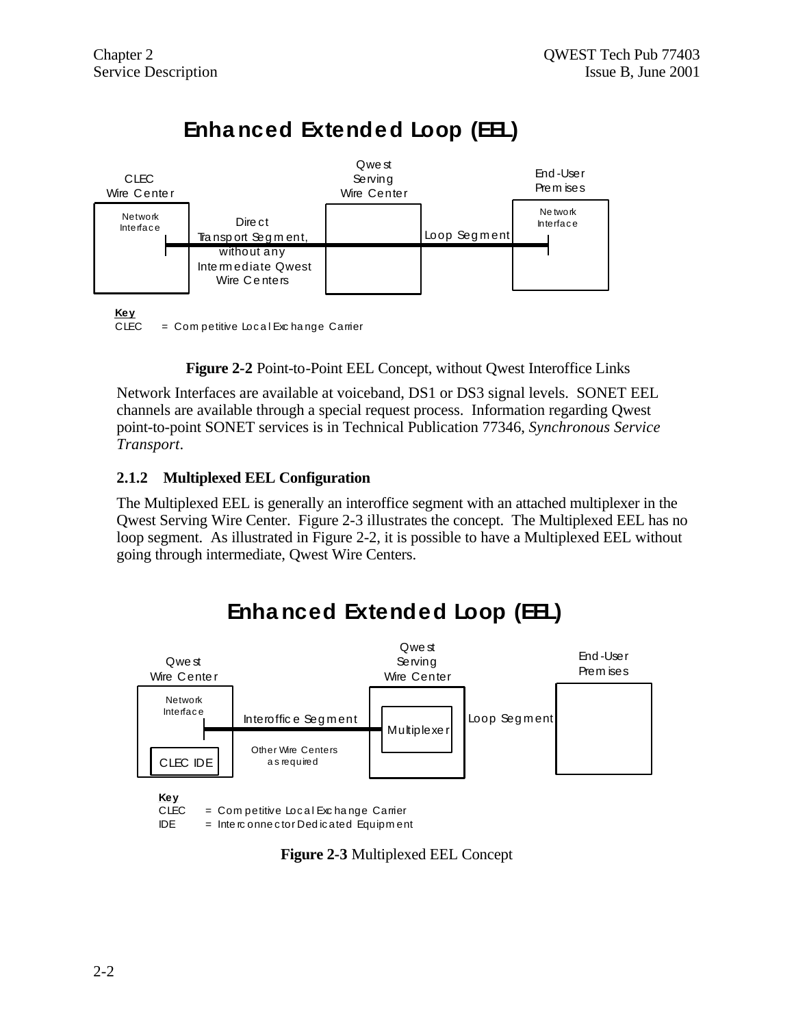**Enhanced Extended Loop (EEL)**

CLEC Wire Center — Network Interface

Direct Transport Segment, without any Intermediate Qwest Wire Centers

Qwest Serving Wire Center

Loop Segment

End-User Premises — Network Interface

**Key**
CLEC = Competitive Local Exchange Carrier

**Figure 2-2** Point-to-Point EEL Concept, without Qwest Interoffice Links

Network Interfaces are available at voiceband, DS1 or DS3 signal levels. SONET EEL channels are available through a special request process. Information regarding Qwest point-to-point SONET services is in Technical Publication 77346, *Synchronous Service Transport*.

### 2.1.2 Multiplexed EEL Configuration

The Multiplexed EEL is generally an interoffice segment with an attached multiplexer in the Qwest Serving Wire Center. Figure 2-3 illustrates the concept. The Multiplexed EEL has no loop segment. As illustrated in Figure 2-2, it is possible to have a Multiplexed EEL without going through intermediate, Qwest Wire Centers.

**Enhanced Extended Loop (EEL)**

Qwest Wire Center — Network Interface, CLEC IDE

Interoffice Segment — Other Wire Centers as required

Qwest Serving Wire Center — Multiplexer

Loop Segment

End-User Premises

**Key**
CLEC = Competitive Local Exchange Carrier
IDE = Interconnector Dedicated Equipment

**Figure 2-3** Multiplexed EEL Concept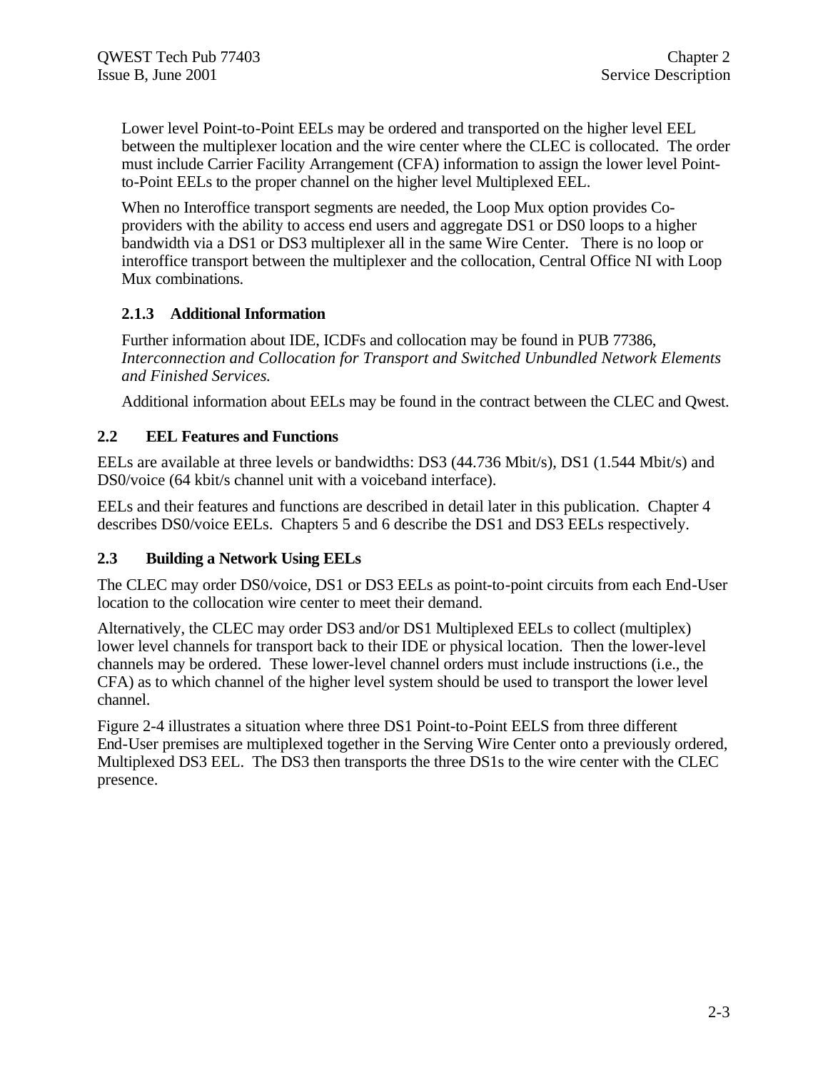Lower level Point-to-Point EELs may be ordered and transported on the higher level EEL between the multiplexer location and the wire center where the CLEC is collocated. The order must include Carrier Facility Arrangement (CFA) information to assign the lower level Point-to-Point EELs to the proper channel on the higher level Multiplexed EEL.

When no Interoffice transport segments are needed, the Loop Mux option provides Co-providers with the ability to access end users and aggregate DS1 or DS0 loops to a higher bandwidth via a DS1 or DS3 multiplexer all in the same Wire Center. There is no loop or interoffice transport between the multiplexer and the collocation, Central Office NI with Loop Mux combinations.

### 2.1.3 Additional Information

Further information about IDE, ICDFs and collocation may be found in PUB 77386, *Interconnection and Collocation for Transport and Switched Unbundled Network Elements and Finished Services.*

Additional information about EELs may be found in the contract between the CLEC and Qwest.

## 2.2 EEL Features and Functions

EELs are available at three levels or bandwidths: DS3 (44.736 Mbit/s), DS1 (1.544 Mbit/s) and DS0/voice (64 kbit/s channel unit with a voiceband interface).

EELs and their features and functions are described in detail later in this publication. Chapter 4 describes DS0/voice EELs. Chapters 5 and 6 describe the DS1 and DS3 EELs respectively.

## 2.3 Building a Network Using EELs

The CLEC may order DS0/voice, DS1 or DS3 EELs as point-to-point circuits from each End-User location to the collocation wire center to meet their demand.

Alternatively, the CLEC may order DS3 and/or DS1 Multiplexed EELs to collect (multiplex) lower level channels for transport back to their IDE or physical location. Then the lower-level channels may be ordered. These lower-level channel orders must include instructions (i.e., the CFA) as to which channel of the higher level system should be used to transport the lower level channel.

Figure 2-4 illustrates a situation where three DS1 Point-to-Point EELS from three different End-User premises are multiplexed together in the Serving Wire Center onto a previously ordered, Multiplexed DS3 EEL. The DS3 then transports the three DS1s to the wire center with the CLEC presence.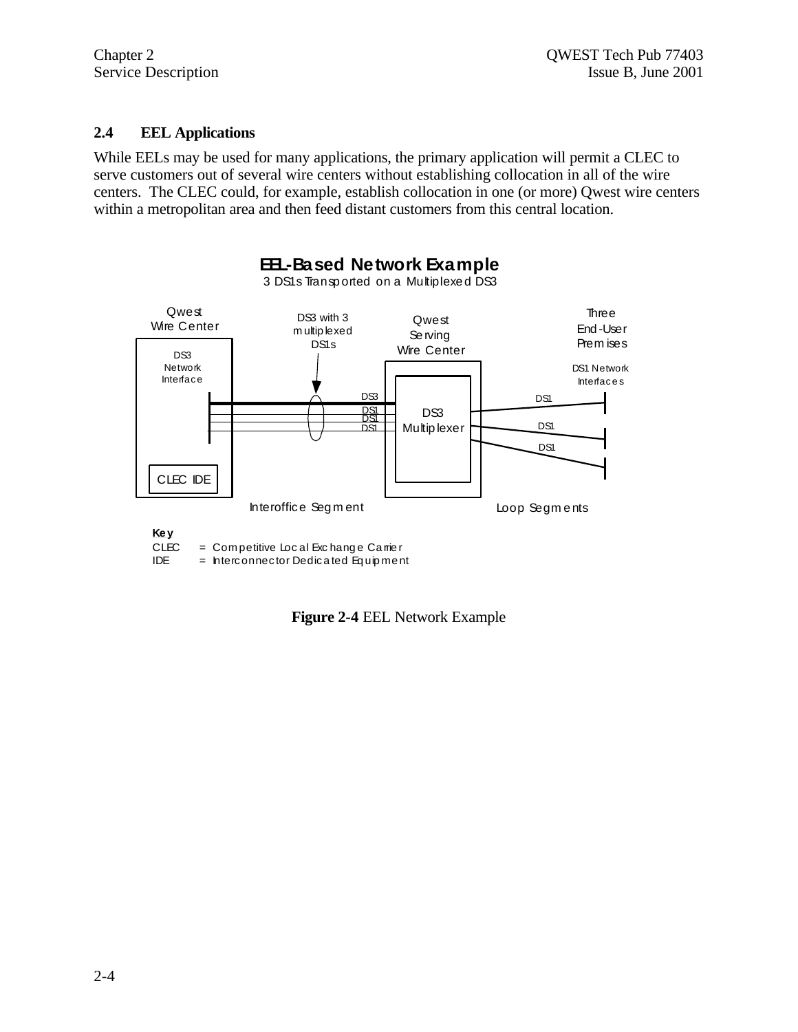## 2.4 EEL Applications

While EELs may be used for many applications, the primary application will permit a CLEC to serve customers out of several wire centers without establishing collocation in all of the wire centers. The CLEC could, for example, establish collocation in one (or more) Qwest wire centers within a metropolitan area and then feed distant customers from this central location.

**EEL-Based Network Example**

3 DS1s Transported on a Multiplexed DS3

Qwest Wire Center

DS3 Network Interface

CLEC IDE

DS3 with 3 multiplexed DS1s

DS3

DS1

DS1

DS1

Qwest Serving Wire Center

DS3 Multiplexer

Three End-User Premises

DS1 Network Interfaces

DS1

DS1

DS1

Interoffice Segment

Loop Segments

**Key**

CLEC = Competitive Local Exchange Carrier

IDE = Interconnector Dedicated Equipment

**Figure 2-4** EEL Network Example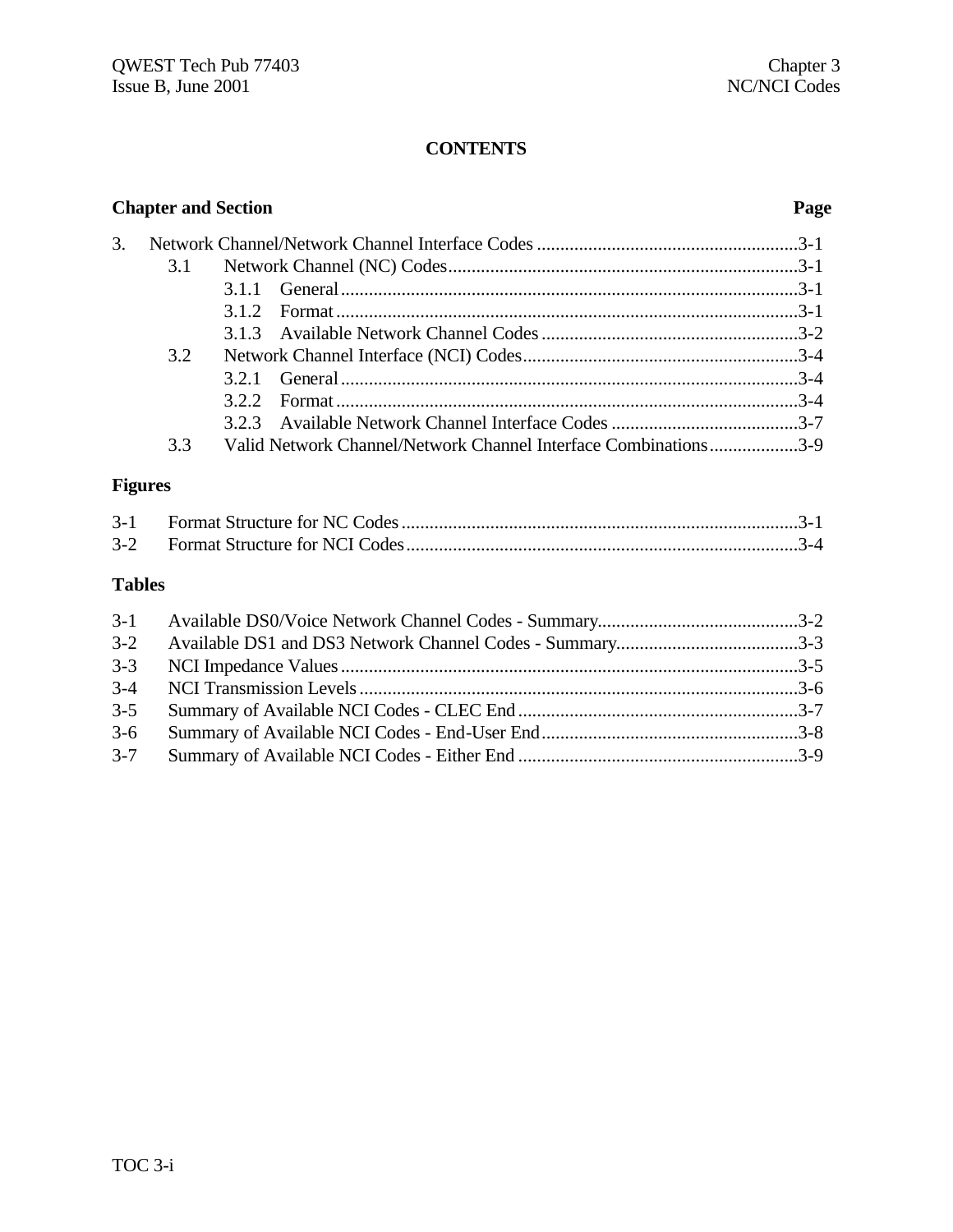# CONTENTS

| Chapter and Section | | | Page |
|---|---|---|---|
| 3. | Network Channel/Network Channel Interface Codes | | 3-1 |
| | 3.1 | Network Channel (NC) Codes | 3-1 |
| | | 3.1.1 General | 3-1 |
| | | 3.1.2 Format | 3-1 |
| | | 3.1.3 Available Network Channel Codes | 3-2 |
| | 3.2 | Network Channel Interface (NCI) Codes | 3-4 |
| | | 3.2.1 General | 3-4 |
| | | 3.2.2 Format | 3-4 |
| | | 3.2.3 Available Network Channel Interface Codes | 3-7 |
| | 3.3 | Valid Network Channel/Network Channel Interface Combinations | 3-9 |

## Figures

| | | |
|---|---|---|
| 3-1 | Format Structure for NC Codes | 3-1 |
| 3-2 | Format Structure for NCI Codes | 3-4 |

## Tables

| | | |
|---|---|---|
| 3-1 | Available DS0/Voice Network Channel Codes - Summary | 3-2 |
| 3-2 | Available DS1 and DS3 Network Channel Codes - Summary | 3-3 |
| 3-3 | NCI Impedance Values | 3-5 |
| 3-4 | NCI Transmission Levels | 3-6 |
| 3-5 | Summary of Available NCI Codes - CLEC End | 3-7 |
| 3-6 | Summary of Available NCI Codes - End-User End | 3-8 |
| 3-7 | Summary of Available NCI Codes - Either End | 3-9 |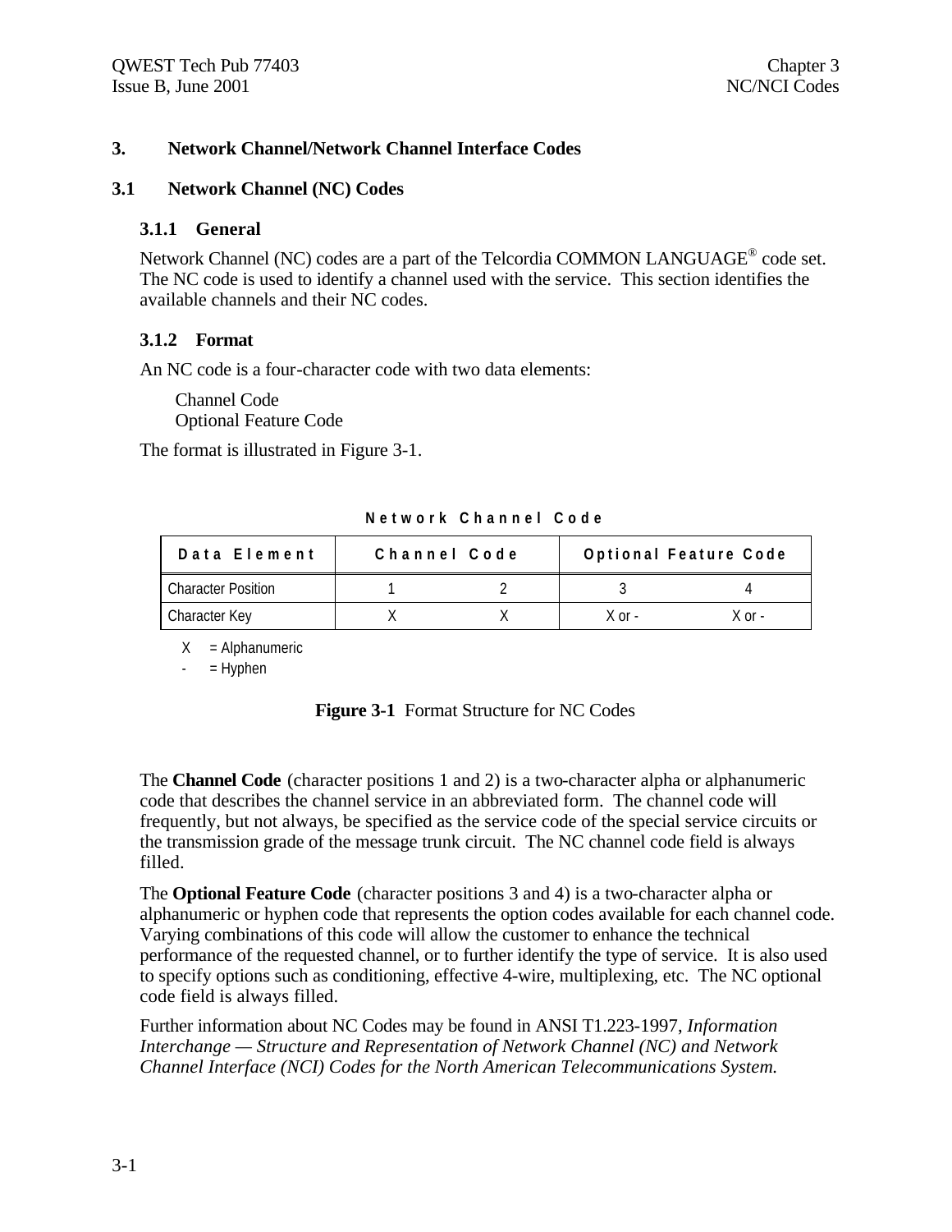# 3. Network Channel/Network Channel Interface Codes

## 3.1 Network Channel (NC) Codes

### 3.1.1 General

Network Channel (NC) codes are a part of the Telcordia COMMON LANGUAGE® code set. The NC code is used to identify a channel used with the service. This section identifies the available channels and their NC codes.

### 3.1.2 Format

An NC code is a four-character code with two data elements:

Channel Code
Optional Feature Code

The format is illustrated in Figure 3-1.

**Network Channel Code**

| Data Element | Channel Code | | Optional Feature Code | |
|---|---|---|---|---|
| Character Position | 1 | 2 | 3 | 4 |
| Character Key | X | X | X or - | X or - |

X = Alphanumeric
\- = Hyphen

**Figure 3-1** Format Structure for NC Codes

The **Channel Code** (character positions 1 and 2) is a two-character alpha or alphanumeric code that describes the channel service in an abbreviated form. The channel code will frequently, but not always, be specified as the service code of the special service circuits or the transmission grade of the message trunk circuit. The NC channel code field is always filled.

The **Optional Feature Code** (character positions 3 and 4) is a two-character alpha or alphanumeric or hyphen code that represents the option codes available for each channel code. Varying combinations of this code will allow the customer to enhance the technical performance of the requested channel, or to further identify the type of service. It is also used to specify options such as conditioning, effective 4-wire, multiplexing, etc. The NC optional code field is always filled.

Further information about NC Codes may be found in ANSI T1.223-1997, *Information Interchange — Structure and Representation of Network Channel (NC) and Network Channel Interface (NCI) Codes for the North American Telecommunications System.*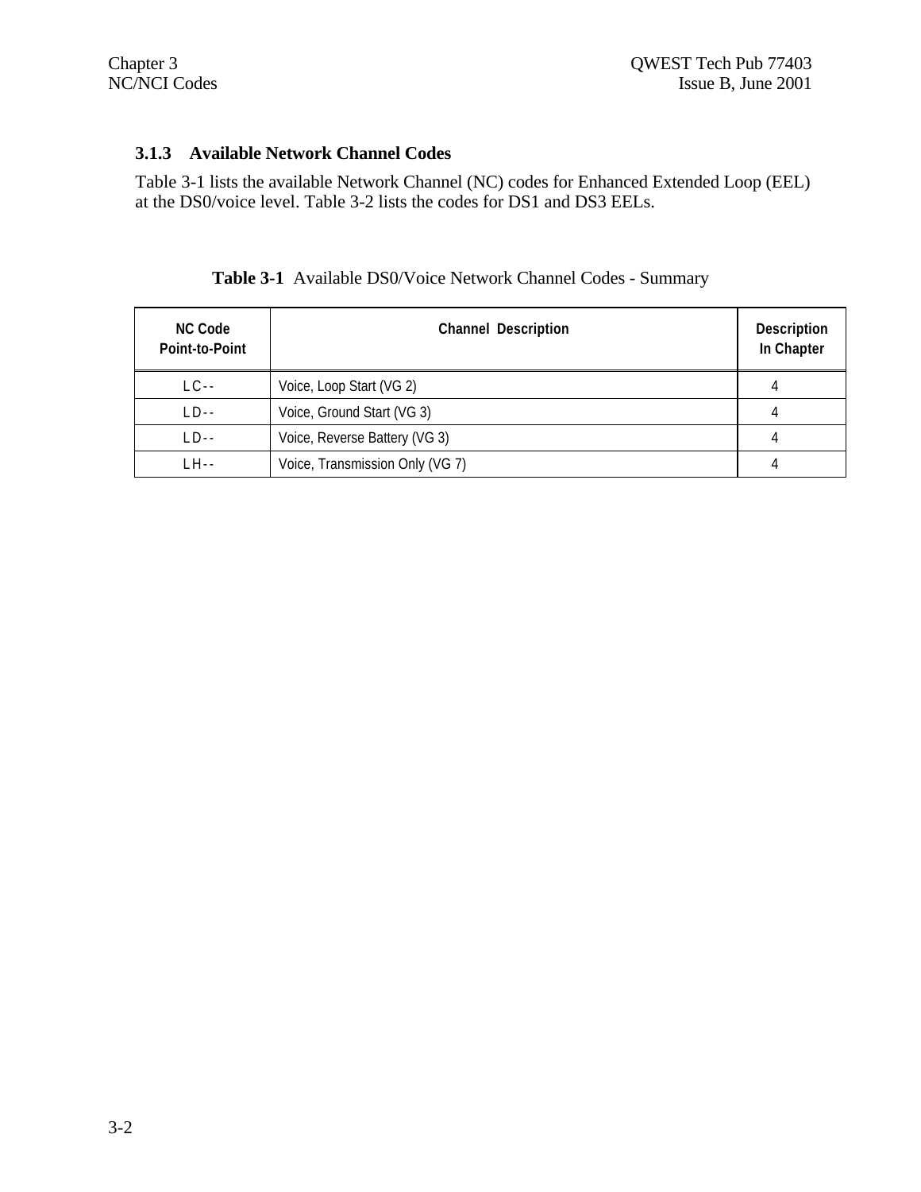### 3.1.3 Available Network Channel Codes

Table 3-1 lists the available Network Channel (NC) codes for Enhanced Extended Loop (EEL) at the DS0/voice level. Table 3-2 lists the codes for DS1 and DS3 EELs.

**Table 3-1** Available DS0/Voice Network Channel Codes - Summary

| NC Code Point-to-Point | Channel Description | Description In Chapter |
|---|---|---|
| LC-- | Voice, Loop Start (VG 2) | 4 |
| LD-- | Voice, Ground Start (VG 3) | 4 |
| LD-- | Voice, Reverse Battery (VG 3) | 4 |
| LH-- | Voice, Transmission Only (VG 7) | 4 |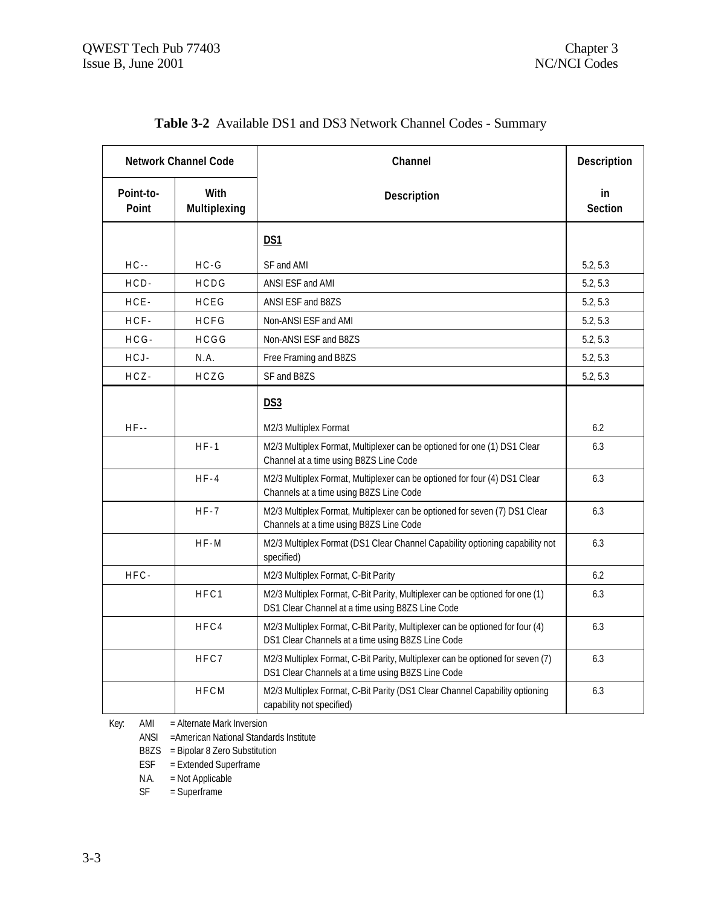**Table 3-2** Available DS1 and DS3 Network Channel Codes - Summary

| Network Channel Code | | Channel | Description |
|---|---|---|---|
| Point-to-Point | With Multiplexing | Description | in Section |
| | | **DS1** | |
| HC-- | HC-G | SF and AMI | 5.2, 5.3 |
| HCD- | HCDG | ANSI ESF and AMI | 5.2, 5.3 |
| HCE- | HCEG | ANSI ESF and B8ZS | 5.2, 5.3 |
| HCF- | HCFG | Non-ANSI ESF and AMI | 5.2, 5.3 |
| HCG- | HCGG | Non-ANSI ESF and B8ZS | 5.2, 5.3 |
| HCJ- | N.A. | Free Framing and B8ZS | 5.2, 5.3 |
| HCZ- | HCZG | SF and B8ZS | 5.2, 5.3 |
| | | **DS3** | |
| HF-- | | M2/3 Multiplex Format | 6.2 |
| | HF-1 | M2/3 Multiplex Format, Multiplexer can be optioned for one (1) DS1 Clear Channel at a time using B8ZS Line Code | 6.3 |
| | HF-4 | M2/3 Multiplex Format, Multiplexer can be optioned for four (4) DS1 Clear Channels at a time using B8ZS Line Code | 6.3 |
| | HF-7 | M2/3 Multiplex Format, Multiplexer can be optioned for seven (7) DS1 Clear Channels at a time using B8ZS Line Code | 6.3 |
| | HF-M | M2/3 Multiplex Format (DS1 Clear Channel Capability optioning capability not specified) | 6.3 |
| HFC- | | M2/3 Multiplex Format, C-Bit Parity | 6.2 |
| | HFC1 | M2/3 Multiplex Format, C-Bit Parity, Multiplexer can be optioned for one (1) DS1 Clear Channel at a time using B8ZS Line Code | 6.3 |
| | HFC4 | M2/3 Multiplex Format, C-Bit Parity, Multiplexer can be optioned for four (4) DS1 Clear Channels at a time using B8ZS Line Code | 6.3 |
| | HFC7 | M2/3 Multiplex Format, C-Bit Parity, Multiplexer can be optioned for seven (7) DS1 Clear Channels at a time using B8ZS Line Code | 6.3 |
| | HFCM | M2/3 Multiplex Format, C-Bit Parity (DS1 Clear Channel Capability optioning capability not specified) | 6.3 |

Key:
- AMI = Alternate Mark Inversion
- ANSI =American National Standards Institute
- B8ZS = Bipolar 8 Zero Substitution
- ESF = Extended Superframe
- N.A. = Not Applicable
- SF = Superframe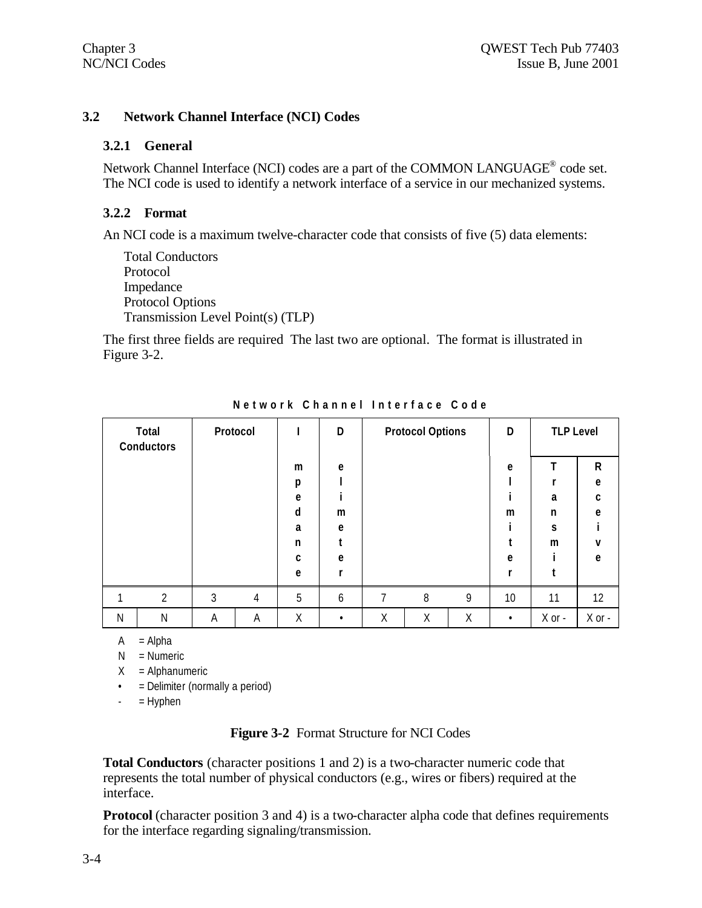## 3.2 Network Channel Interface (NCI) Codes

### 3.2.1 General

Network Channel Interface (NCI) codes are a part of the COMMON LANGUAGE® code set. The NCI code is used to identify a network interface of a service in our mechanized systems.

### 3.2.2 Format

An NCI code is a maximum twelve-character code that consists of five (5) data elements:

Total Conductors
Protocol
Impedance
Protocol Options
Transmission Level Point(s) (TLP)

The first three fields are required The last two are optional. The format is illustrated in Figure 3-2.

**Network Channel Interface Code**

| Total Conductors | | Protocol | | Impedance | Delimeter | Protocol Options | | | Delimiter | TLP Level Transmit | TLP Level Receive |
|---|---|---|---|---|---|---|---|---|---|---|---|
| 1 | 2 | 3 | 4 | 5 | 6 | 7 | 8 | 9 | 10 | 11 | 12 |
| N | N | A | A | X | • | X | X | X | • | X or - | X or - |

A = Alpha
N = Numeric
X = Alphanumeric
• = Delimiter (normally a period)
- = Hyphen

**Figure 3-2** Format Structure for NCI Codes

**Total Conductors** (character positions 1 and 2) is a two-character numeric code that represents the total number of physical conductors (e.g., wires or fibers) required at the interface.

**Protocol** (character position 3 and 4) is a two-character alpha code that defines requirements for the interface regarding signaling/transmission.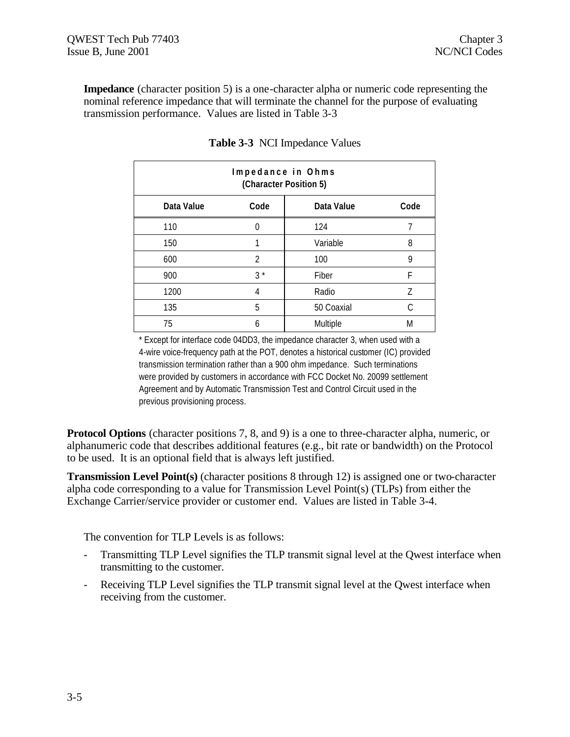**Impedance** (character position 5) is a one-character alpha or numeric code representing the nominal reference impedance that will terminate the channel for the purpose of evaluating transmission performance. Values are listed in Table 3-3

**Table 3-3** NCI Impedance Values

| Impedance in Ohms (Character Position 5) | | | |
|---|---|---|---|
| **Data Value** | **Code** | **Data Value** | **Code** |
| 110 | 0 | 124 | 7 |
| 150 | 1 | Variable | 8 |
| 600 | 2 | 100 | 9 |
| 900 | 3 * | Fiber | F |
| 1200 | 4 | Radio | Z |
| 135 | 5 | 50 Coaxial | C |
| 75 | 6 | Multiple | M |

* Except for interface code 04DD3, the impedance character 3, when used with a 4-wire voice-frequency path at the POT, denotes a historical customer (IC) provided transmission termination rather than a 900 ohm impedance. Such terminations were provided by customers in accordance with FCC Docket No. 20099 settlement Agreement and by Automatic Transmission Test and Control Circuit used in the previous provisioning process.

**Protocol Options** (character positions 7, 8, and 9) is a one to three-character alpha, numeric, or alphanumeric code that describes additional features (e.g., bit rate or bandwidth) on the Protocol to be used. It is an optional field that is always left justified.

**Transmission Level Point(s)** (character positions 8 through 12) is assigned one or two-character alpha code corresponding to a value for Transmission Level Point(s) (TLPs) from either the Exchange Carrier/service provider or customer end. Values are listed in Table 3-4.

The convention for TLP Levels is as follows:

- Transmitting TLP Level signifies the TLP transmit signal level at the Qwest interface when transmitting to the customer.
- Receiving TLP Level signifies the TLP transmit signal level at the Qwest interface when receiving from the customer.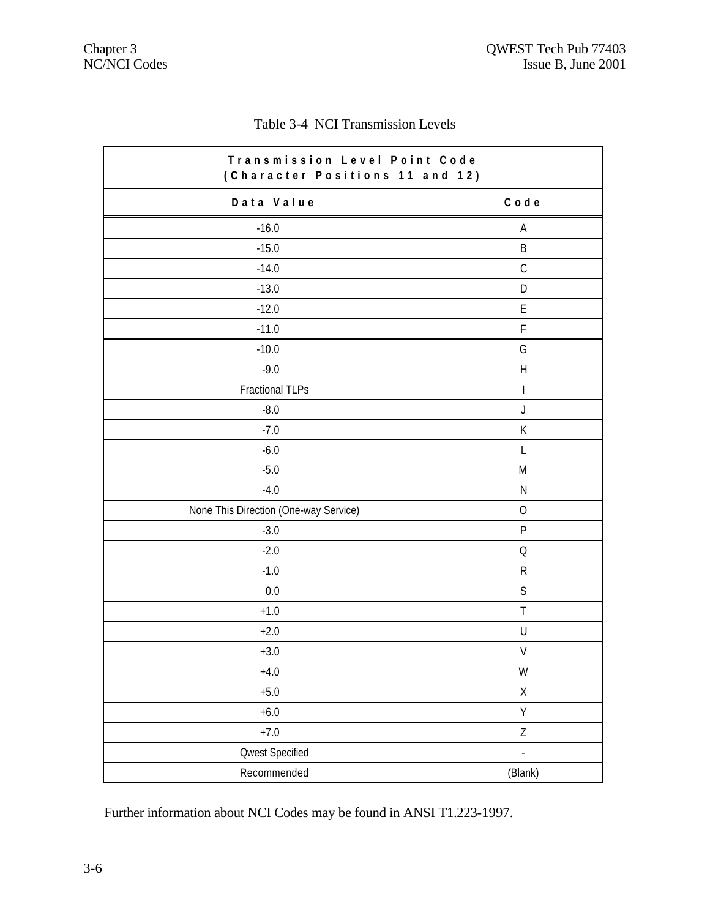Table 3-4 NCI Transmission Levels

| Transmission Level Point Code (Character Positions 11 and 12) | |
|---|---|
| **Data Value** | **Code** |
| -16.0 | A |
| -15.0 | B |
| -14.0 | C |
| -13.0 | D |
| -12.0 | E |
| -11.0 | F |
| -10.0 | G |
| -9.0 | H |
| Fractional TLPs | I |
| -8.0 | J |
| -7.0 | K |
| -6.0 | L |
| -5.0 | M |
| -4.0 | N |
| None This Direction (One-way Service) | O |
| -3.0 | P |
| -2.0 | Q |
| -1.0 | R |
| 0.0 | S |
| +1.0 | T |
| +2.0 | U |
| +3.0 | V |
| +4.0 | W |
| +5.0 | X |
| +6.0 | Y |
| +7.0 | Z |
| Qwest Specified | - |
| Recommended | (Blank) |

Further information about NCI Codes may be found in ANSI T1.223-1997.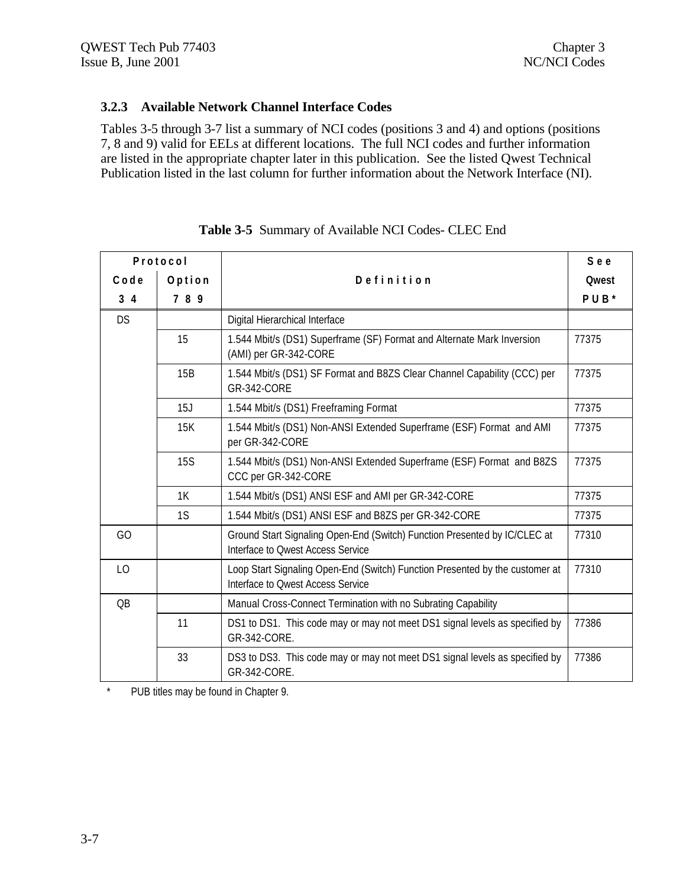### 3.2.3 Available Network Channel Interface Codes

Tables 3-5 through 3-7 list a summary of NCI codes (positions 3 and 4) and options (positions 7, 8 and 9) valid for EELs at different locations. The full NCI codes and further information are listed in the appropriate chapter later in this publication. See the listed Qwest Technical Publication listed in the last column for further information about the Network Interface (NI).

**Table 3-5** Summary of Available NCI Codes- CLEC End

| Protocol | | Definition | See |
|---|---|---|---|
| Code | Option | | Qwest |
| 3 4 | 7 8 9 | | PUB* |
| DS | | Digital Hierarchical Interface | |
| | 15 | 1.544 Mbit/s (DS1) Superframe (SF) Format and Alternate Mark Inversion (AMI) per GR-342-CORE | 77375 |
| | 15B | 1.544 Mbit/s (DS1) SF Format and B8ZS Clear Channel Capability (CCC) per GR-342-CORE | 77375 |
| | 15J | 1.544 Mbit/s (DS1) Freeframing Format | 77375 |
| | 15K | 1.544 Mbit/s (DS1) Non-ANSI Extended Superframe (ESF) Format and AMI per GR-342-CORE | 77375 |
| | 15S | 1.544 Mbit/s (DS1) Non-ANSI Extended Superframe (ESF) Format and B8ZS CCC per GR-342-CORE | 77375 |
| | 1K | 1.544 Mbit/s (DS1) ANSI ESF and AMI per GR-342-CORE | 77375 |
| | 1S | 1.544 Mbit/s (DS1) ANSI ESF and B8ZS per GR-342-CORE | 77375 |
| GO | | Ground Start Signaling Open-End (Switch) Function Presented by IC/CLEC at Interface to Qwest Access Service | 77310 |
| LO | | Loop Start Signaling Open-End (Switch) Function Presented by the customer at Interface to Qwest Access Service | 77310 |
| QB | | Manual Cross-Connect Termination with no Subrating Capability | |
| | 11 | DS1 to DS1. This code may or may not meet DS1 signal levels as specified by GR-342-CORE. | 77386 |
| | 33 | DS3 to DS3. This code may or may not meet DS1 signal levels as specified by GR-342-CORE. | 77386 |

\* PUB titles may be found in Chapter 9.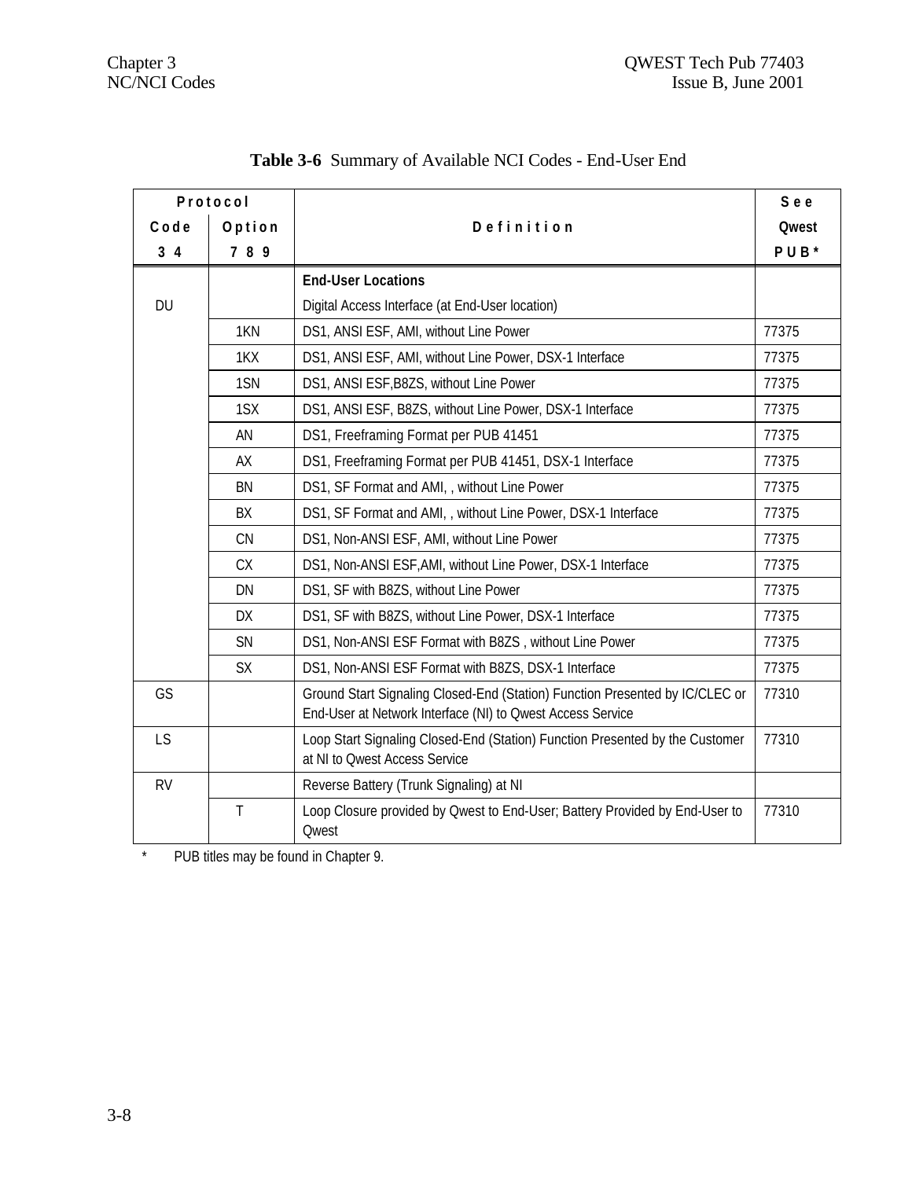**Table 3-6** Summary of Available NCI Codes - End-User End

| Protocol Code 3 4 | Protocol Option 7 8 9 | Definition | See Qwest PUB* |
|---|---|---|---|
| DU | | **End-User Locations**<br>Digital Access Interface (at End-User location) | |
| | 1KN | DS1, ANSI ESF, AMI, without Line Power | 77375 |
| | 1KX | DS1, ANSI ESF, AMI, without Line Power, DSX-1 Interface | 77375 |
| | 1SN | DS1, ANSI ESF,B8ZS, without Line Power | 77375 |
| | 1SX | DS1, ANSI ESF, B8ZS, without Line Power, DSX-1 Interface | 77375 |
| | AN | DS1, Freeframing Format per PUB 41451 | 77375 |
| | AX | DS1, Freeframing Format per PUB 41451, DSX-1 Interface | 77375 |
| | BN | DS1, SF Format and AMI, , without Line Power | 77375 |
| | BX | DS1, SF Format and AMI, , without Line Power, DSX-1 Interface | 77375 |
| | CN | DS1, Non-ANSI ESF, AMI, without Line Power | 77375 |
| | CX | DS1, Non-ANSI ESF,AMI, without Line Power, DSX-1 Interface | 77375 |
| | DN | DS1, SF with B8ZS, without Line Power | 77375 |
| | DX | DS1, SF with B8ZS, without Line Power, DSX-1 Interface | 77375 |
| | SN | DS1, Non-ANSI ESF Format with B8ZS , without Line Power | 77375 |
| | SX | DS1, Non-ANSI ESF Format with B8ZS, DSX-1 Interface | 77375 |
| GS | | Ground Start Signaling Closed-End (Station) Function Presented by IC/CLEC or End-User at Network Interface (NI) to Qwest Access Service | 77310 |
| LS | | Loop Start Signaling Closed-End (Station) Function Presented by the Customer at NI to Qwest Access Service | 77310 |
| RV | | Reverse Battery (Trunk Signaling) at NI | |
| | T | Loop Closure provided by Qwest to End-User; Battery Provided by End-User to Qwest | 77310 |

\* PUB titles may be found in Chapter 9.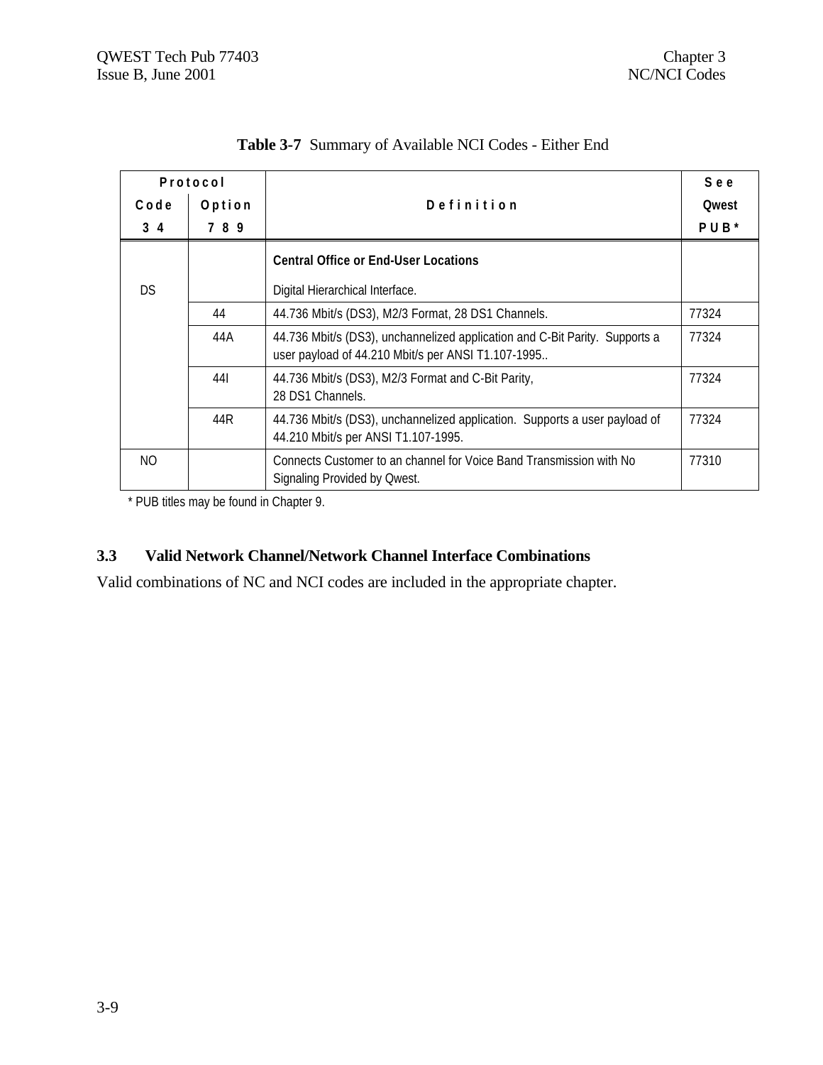**Table 3-7** Summary of Available NCI Codes - Either End

| Protocol | | Definition | See |
|---|---|---|---|
| Code | Option | | Qwest |
| 3 4 | 7 8 9 | | PUB* |
| | | **Central Office or End-User Locations** | |
| DS | | Digital Hierarchical Interface. | |
| | 44 | 44.736 Mbit/s (DS3), M2/3 Format, 28 DS1 Channels. | 77324 |
| | 44A | 44.736 Mbit/s (DS3), unchannelized application and C-Bit Parity. Supports a user payload of 44.210 Mbit/s per ANSI T1.107-1995.. | 77324 |
| | 44I | 44.736 Mbit/s (DS3), M2/3 Format and C-Bit Parity, 28 DS1 Channels. | 77324 |
| | 44R | 44.736 Mbit/s (DS3), unchannelized application. Supports a user payload of 44.210 Mbit/s per ANSI T1.107-1995. | 77324 |
| NO | | Connects Customer to an channel for Voice Band Transmission with No Signaling Provided by Qwest. | 77310 |

* PUB titles may be found in Chapter 9.

### 3.3 Valid Network Channel/Network Channel Interface Combinations

Valid combinations of NC and NCI codes are included in the appropriate chapter.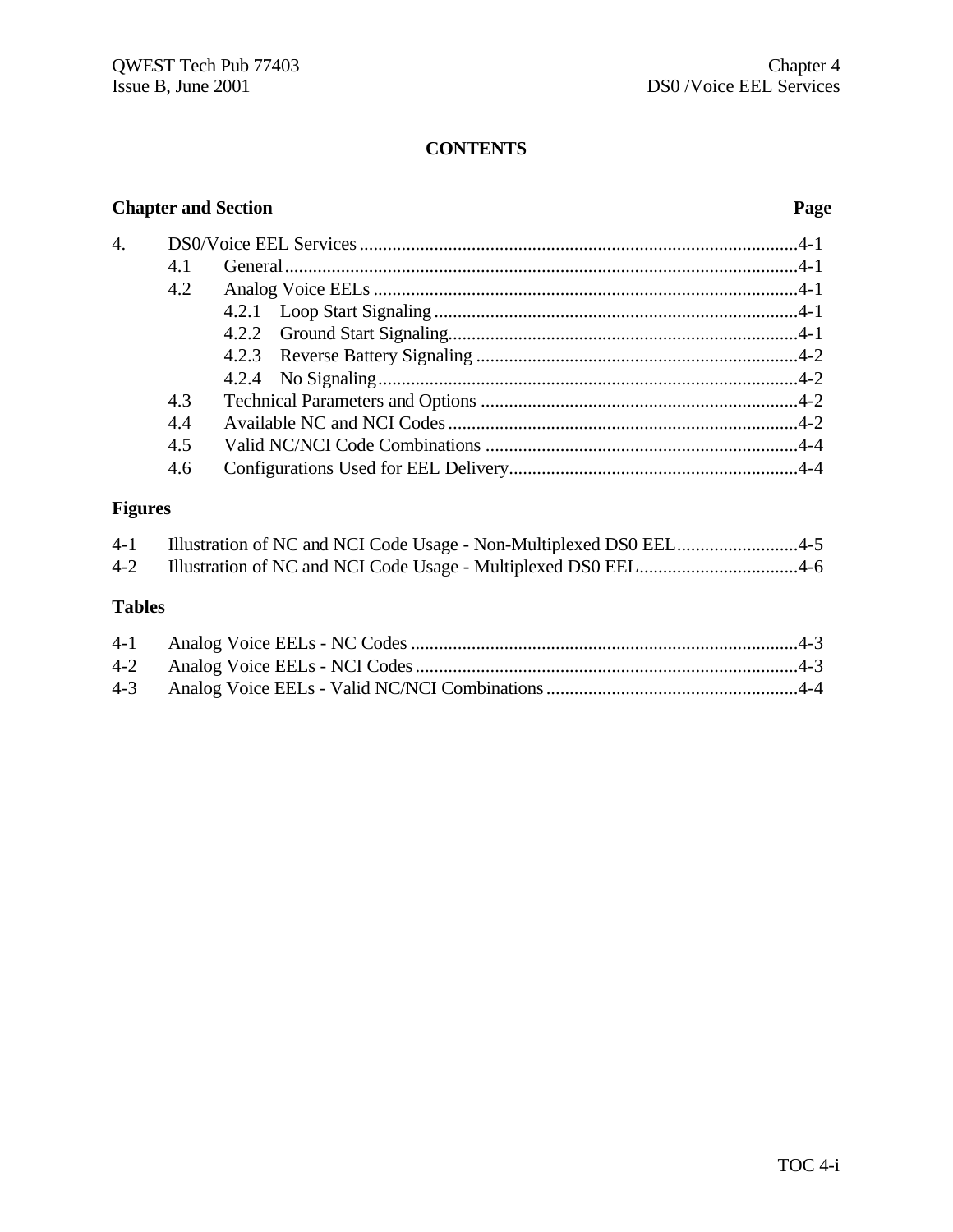# CONTENTS

| Chapter and Section | | | Page |
|---|---|---|---|
| 4. | DS0/Voice EEL Services | | 4-1 |
| | 4.1 | General | 4-1 |
| | 4.2 | Analog Voice EELs | 4-1 |
| | | 4.2.1 Loop Start Signaling | 4-1 |
| | | 4.2.2 Ground Start Signaling | 4-1 |
| | | 4.2.3 Reverse Battery Signaling | 4-2 |
| | | 4.2.4 No Signaling | 4-2 |
| | 4.3 | Technical Parameters and Options | 4-2 |
| | 4.4 | Available NC and NCI Codes | 4-2 |
| | 4.5 | Valid NC/NCI Code Combinations | 4-4 |
| | 4.6 | Configurations Used for EEL Delivery | 4-4 |

## Figures

| | | |
|---|---|---|
| 4-1 | Illustration of NC and NCI Code Usage - Non-Multiplexed DS0 EEL | 4-5 |
| 4-2 | Illustration of NC and NCI Code Usage - Multiplexed DS0 EEL | 4-6 |

## Tables

| | | |
|---|---|---|
| 4-1 | Analog Voice EELs - NC Codes | 4-3 |
| 4-2 | Analog Voice EELs - NCI Codes | 4-3 |
| 4-3 | Analog Voice EELs - Valid NC/NCI Combinations | 4-4 |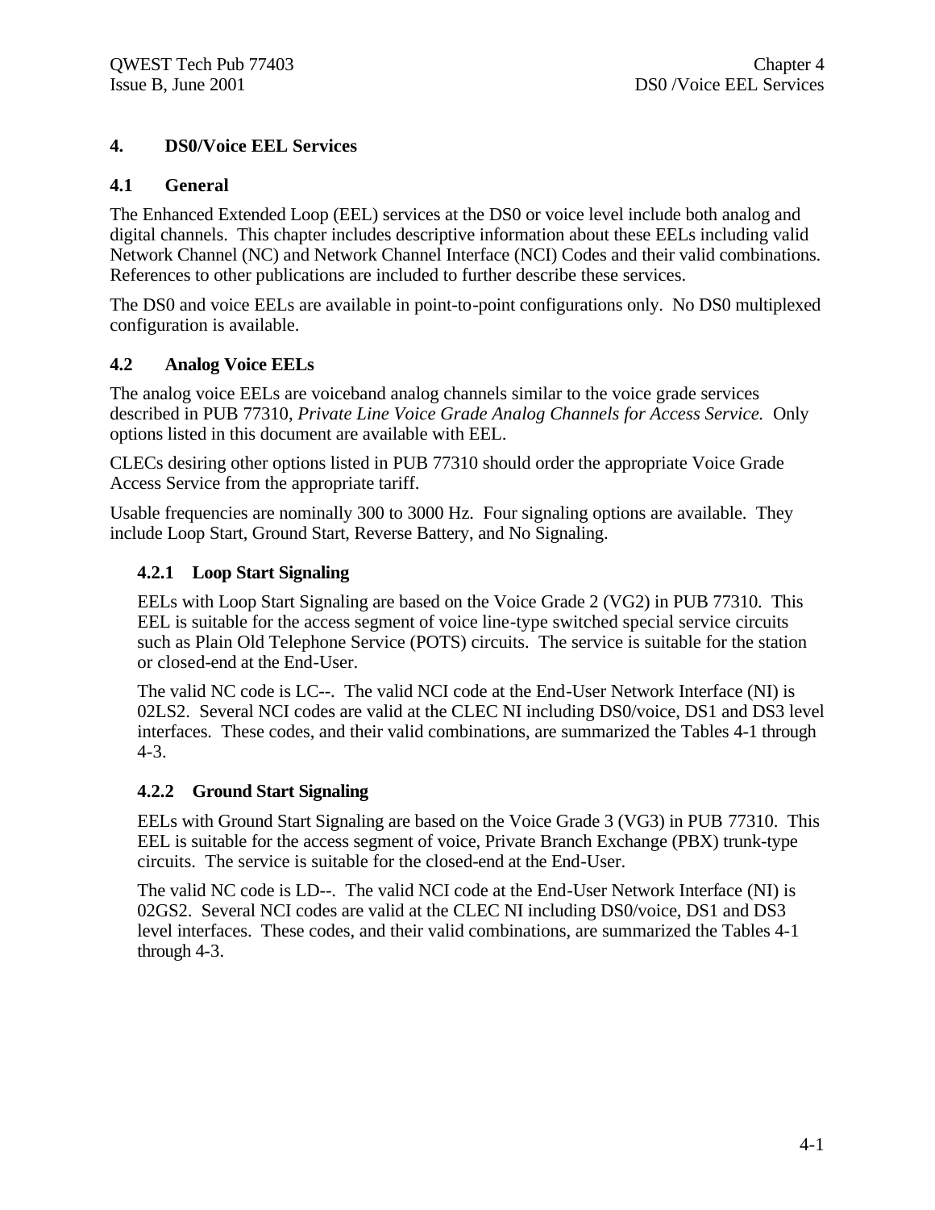# 4. DS0/Voice EEL Services

## 4.1 General

The Enhanced Extended Loop (EEL) services at the DS0 or voice level include both analog and digital channels. This chapter includes descriptive information about these EELs including valid Network Channel (NC) and Network Channel Interface (NCI) Codes and their valid combinations. References to other publications are included to further describe these services.

The DS0 and voice EELs are available in point-to-point configurations only. No DS0 multiplexed configuration is available.

## 4.2 Analog Voice EELs

The analog voice EELs are voiceband analog channels similar to the voice grade services described in PUB 77310, *Private Line Voice Grade Analog Channels for Access Service.* Only options listed in this document are available with EEL.

CLECs desiring other options listed in PUB 77310 should order the appropriate Voice Grade Access Service from the appropriate tariff.

Usable frequencies are nominally 300 to 3000 Hz. Four signaling options are available. They include Loop Start, Ground Start, Reverse Battery, and No Signaling.

### 4.2.1 Loop Start Signaling

EELs with Loop Start Signaling are based on the Voice Grade 2 (VG2) in PUB 77310. This EEL is suitable for the access segment of voice line-type switched special service circuits such as Plain Old Telephone Service (POTS) circuits. The service is suitable for the station or closed-end at the End-User.

The valid NC code is LC--. The valid NCI code at the End-User Network Interface (NI) is 02LS2. Several NCI codes are valid at the CLEC NI including DS0/voice, DS1 and DS3 level interfaces. These codes, and their valid combinations, are summarized the Tables 4-1 through 4-3.

### 4.2.2 Ground Start Signaling

EELs with Ground Start Signaling are based on the Voice Grade 3 (VG3) in PUB 77310. This EEL is suitable for the access segment of voice, Private Branch Exchange (PBX) trunk-type circuits. The service is suitable for the closed-end at the End-User.

The valid NC code is LD--. The valid NCI code at the End-User Network Interface (NI) is 02GS2. Several NCI codes are valid at the CLEC NI including DS0/voice, DS1 and DS3 level interfaces. These codes, and their valid combinations, are summarized the Tables 4-1 through 4-3.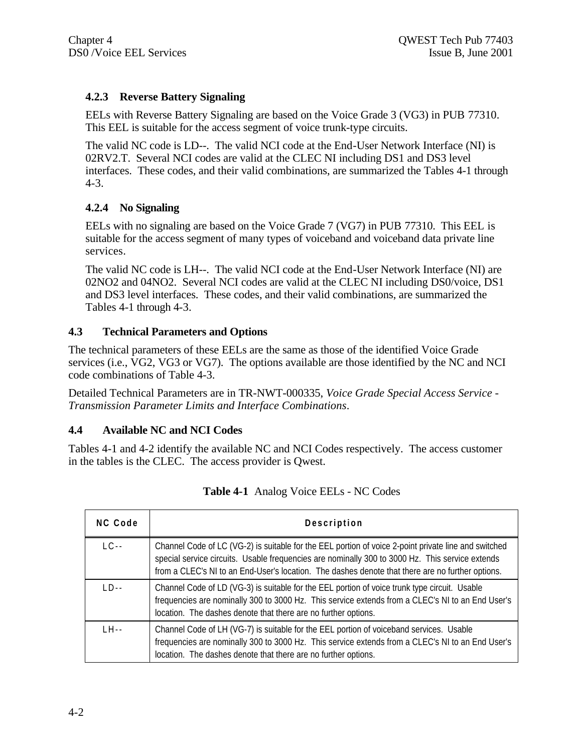### 4.2.3 Reverse Battery Signaling

EELs with Reverse Battery Signaling are based on the Voice Grade 3 (VG3) in PUB 77310. This EEL is suitable for the access segment of voice trunk-type circuits.

The valid NC code is LD--. The valid NCI code at the End-User Network Interface (NI) is 02RV2.T. Several NCI codes are valid at the CLEC NI including DS1 and DS3 level interfaces. These codes, and their valid combinations, are summarized the Tables 4-1 through 4-3.

### 4.2.4 No Signaling

EELs with no signaling are based on the Voice Grade 7 (VG7) in PUB 77310. This EEL is suitable for the access segment of many types of voiceband and voiceband data private line services.

The valid NC code is LH--. The valid NCI code at the End-User Network Interface (NI) are 02NO2 and 04NO2. Several NCI codes are valid at the CLEC NI including DS0/voice, DS1 and DS3 level interfaces. These codes, and their valid combinations, are summarized the Tables 4-1 through 4-3.

## 4.3 Technical Parameters and Options

The technical parameters of these EELs are the same as those of the identified Voice Grade services (i.e., VG2, VG3 or VG7). The options available are those identified by the NC and NCI code combinations of Table 4-3.

Detailed Technical Parameters are in TR-NWT-000335, *Voice Grade Special Access Service - Transmission Parameter Limits and Interface Combinations*.

## 4.4 Available NC and NCI Codes

Tables 4-1 and 4-2 identify the available NC and NCI Codes respectively. The access customer in the tables is the CLEC. The access provider is Qwest.

**Table 4-1** Analog Voice EELs - NC Codes

| NC Code | Description |
|---|---|
| LC-- | Channel Code of LC (VG-2) is suitable for the EEL portion of voice 2-point private line and switched special service circuits. Usable frequencies are nominally 300 to 3000 Hz. This service extends from a CLEC's NI to an End-User's location. The dashes denote that there are no further options. |
| LD-- | Channel Code of LD (VG-3) is suitable for the EEL portion of voice trunk type circuit. Usable frequencies are nominally 300 to 3000 Hz. This service extends from a CLEC's NI to an End User's location. The dashes denote that there are no further options. |
| LH-- | Channel Code of LH (VG-7) is suitable for the EEL portion of voiceband services. Usable frequencies are nominally 300 to 3000 Hz. This service extends from a CLEC's NI to an End User's location. The dashes denote that there are no further options. |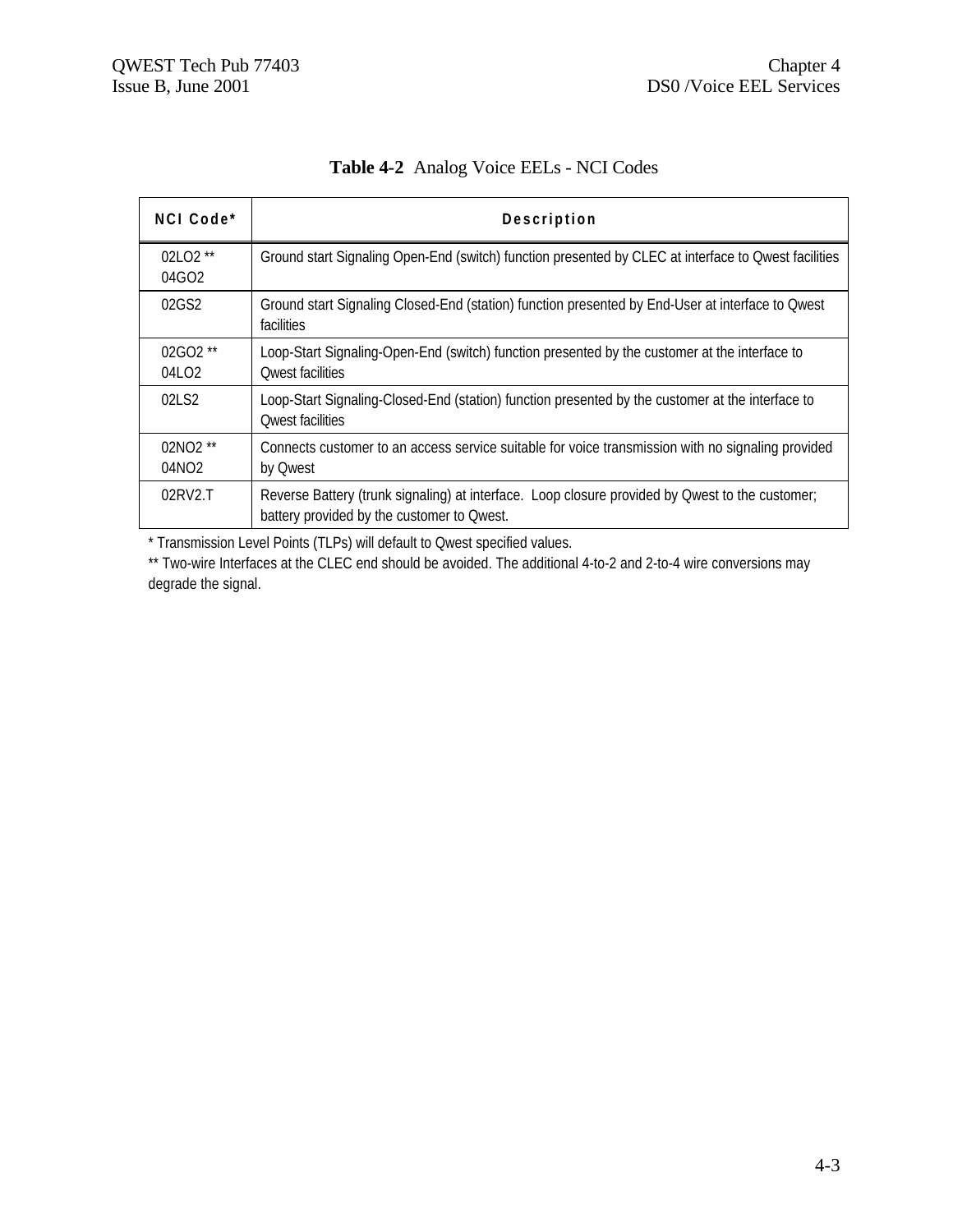**Table 4-2** Analog Voice EELs - NCI Codes

| NCI Code* | Description |
|---|---|
| 02LO2 ** 04GO2 | Ground start Signaling Open-End (switch) function presented by CLEC at interface to Qwest facilities |
| 02GS2 | Ground start Signaling Closed-End (station) function presented by End-User at interface to Qwest facilities |
| 02GO2 ** 04LO2 | Loop-Start Signaling-Open-End (switch) function presented by the customer at the interface to Qwest facilities |
| 02LS2 | Loop-Start Signaling-Closed-End (station) function presented by the customer at the interface to Qwest facilities |
| 02NO2 ** 04NO2 | Connects customer to an access service suitable for voice transmission with no signaling provided by Qwest |
| 02RV2.T | Reverse Battery (trunk signaling) at interface. Loop closure provided by Qwest to the customer; battery provided by the customer to Qwest. |

* Transmission Level Points (TLPs) will default to Qwest specified values.

** Two-wire Interfaces at the CLEC end should be avoided. The additional 4-to-2 and 2-to-4 wire conversions may degrade the signal.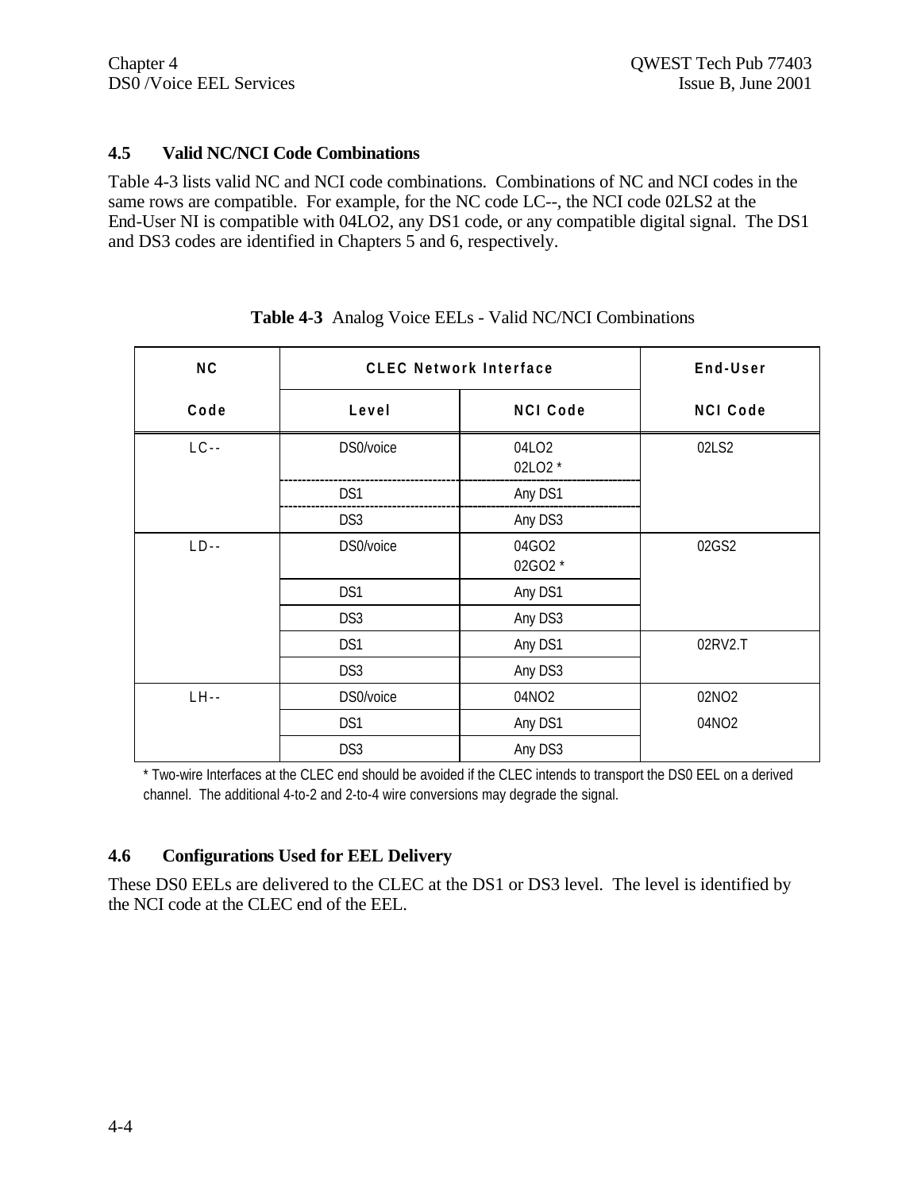## 4.5 Valid NC/NCI Code Combinations

Table 4-3 lists valid NC and NCI code combinations. Combinations of NC and NCI codes in the same rows are compatible. For example, for the NC code LC--, the NCI code 02LS2 at the End-User NI is compatible with 04LO2, any DS1 code, or any compatible digital signal. The DS1 and DS3 codes are identified in Chapters 5 and 6, respectively.

**Table 4-3** Analog Voice EELs - Valid NC/NCI Combinations

| NC Code | CLEC Network Interface Level | CLEC Network Interface NCI Code | End-User NCI Code |
|---|---|---|---|
| LC-- | DS0/voice | 04LO2<br>02LO2 * | 02LS2 |
| | DS1 | Any DS1 | |
| | DS3 | Any DS3 | |
| LD-- | DS0/voice | 04GO2<br>02GO2 * | 02GS2 |
| | DS1 | Any DS1 | |
| | DS3 | Any DS3 | |
| | DS1 | Any DS1 | 02RV2.T |
| | DS3 | Any DS3 | |
| LH-- | DS0/voice | 04NO2 | 02NO2<br>04NO2 |
| | DS1 | Any DS1 | |
| | DS3 | Any DS3 | |

* Two-wire Interfaces at the CLEC end should be avoided if the CLEC intends to transport the DS0 EEL on a derived channel. The additional 4-to-2 and 2-to-4 wire conversions may degrade the signal.

## 4.6 Configurations Used for EEL Delivery

These DS0 EELs are delivered to the CLEC at the DS1 or DS3 level. The level is identified by the NCI code at the CLEC end of the EEL.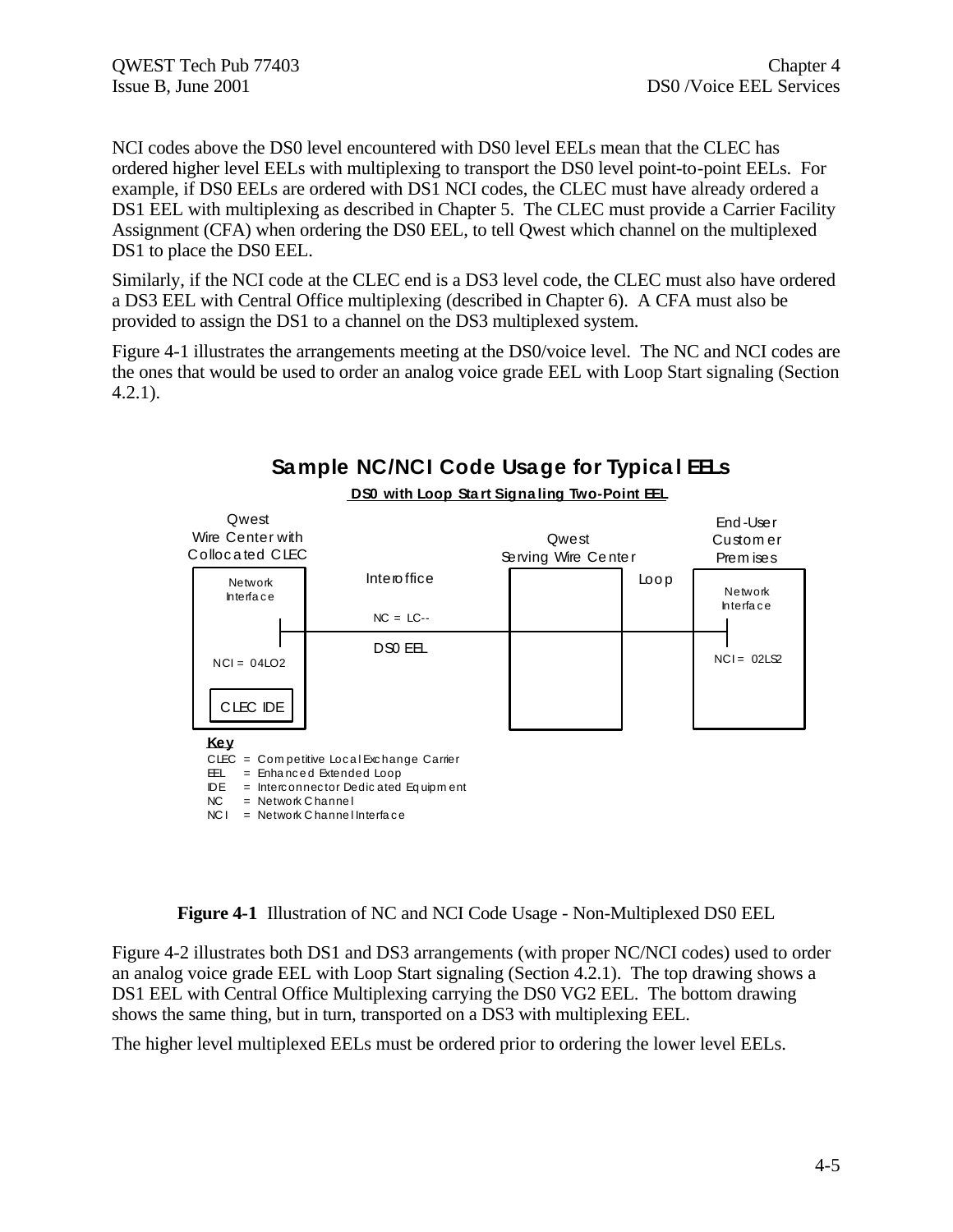NCI codes above the DS0 level encountered with DS0 level EELs mean that the CLEC has ordered higher level EELs with multiplexing to transport the DS0 level point-to-point EELs. For example, if DS0 EELs are ordered with DS1 NCI codes, the CLEC must have already ordered a DS1 EEL with multiplexing as described in Chapter 5. The CLEC must provide a Carrier Facility Assignment (CFA) when ordering the DS0 EEL, to tell Qwest which channel on the multiplexed DS1 to place the DS0 EEL.

Similarly, if the NCI code at the CLEC end is a DS3 level code, the CLEC must also have ordered a DS3 EEL with Central Office multiplexing (described in Chapter 6). A CFA must also be provided to assign the DS1 to a channel on the DS3 multiplexed system.

Figure 4-1 illustrates the arrangements meeting at the DS0/voice level. The NC and NCI codes are the ones that would be used to order an analog voice grade EEL with Loop Start signaling (Section 4.2.1).

**Sample NC/NCI Code Usage for Typical EELs**

**DS0 with Loop Start Signaling Two-Point EEL**

Qwest Wire Center with Collocated CLEC

Network Interface

NCI = 04LO2

CLEC IDE

Interoffice

NC = LC--

DS0 EEL

Qwest Serving Wire Center

Loop

End-User Customer Premises

Network Interface

NCI = 02LS2

**Key**
CLEC = Competitive Local Exchange Carrier
EEL = Enhanced Extended Loop
IDE = Interconnector Dedicated Equipment
NC = Network Channel
NCI = Network Channel Interface

**Figure 4-1** Illustration of NC and NCI Code Usage - Non-Multiplexed DS0 EEL

Figure 4-2 illustrates both DS1 and DS3 arrangements (with proper NC/NCI codes) used to order an analog voice grade EEL with Loop Start signaling (Section 4.2.1). The top drawing shows a DS1 EEL with Central Office Multiplexing carrying the DS0 VG2 EEL. The bottom drawing shows the same thing, but in turn, transported on a DS3 with multiplexing EEL.

The higher level multiplexed EELs must be ordered prior to ordering the lower level EELs.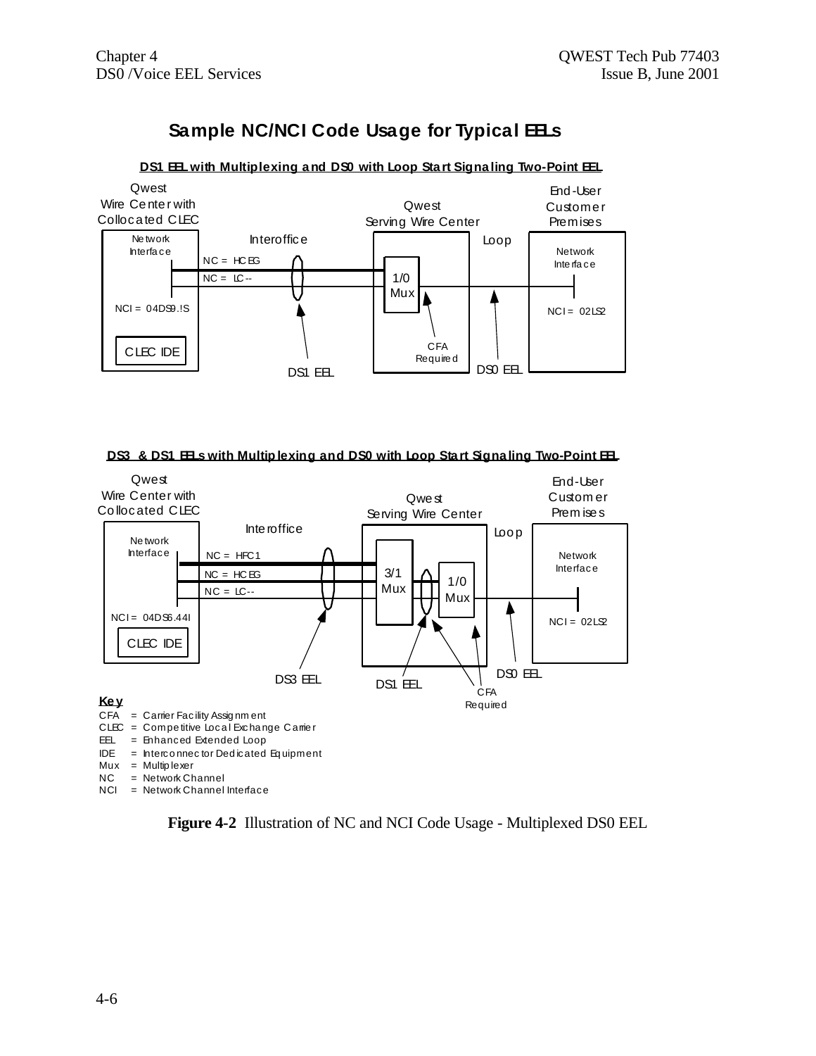## Sample NC/NCI Code Usage for Typical EELs

**DS1 EEL with Multiplexing and DS0 with Loop Start Signaling Two-Point EEL**

Qwest Wire Center with Collocated CLEC

Network Interface

NC = HCEG

NC = LC--

NCI = 04DS9.!S

CLEC IDE

Interoffice

Qwest Serving Wire Center

1/0 Mux

CFA Required

Loop

End-User Customer Premises

Network Interface

NCI = 02LS2

DS1 EEL

DS0 EEL

**DS3 & DS1 EELs with Multiplexing and DS0 with Loop Start Signaling Two-Point EEL**

Qwest Wire Center with Collocated CLEC

Network Interface

NC = HFC1

NC = HCEG

NC = LC--

NCI = 04DS6.44I

CLEC IDE

Interoffice

Qwest Serving Wire Center

3/1 Mux

1/0 Mux

Loop

End-User Customer Premises

Network Interface

NCI = 02LS2

DS3 EEL

DS1 EEL

CFA Required

DS0 EEL

**Key**

CFA = Carrier Facility Assignment
CLEC = Competitive Local Exchange Carrier
EEL = Enhanced Extended Loop
IDE = Interconnector Dedicated Equipment
Mux = Multiplexer
NC = Network Channel
NCI = Network Channel Interface

**Figure 4-2** Illustration of NC and NCI Code Usage - Multiplexed DS0 EEL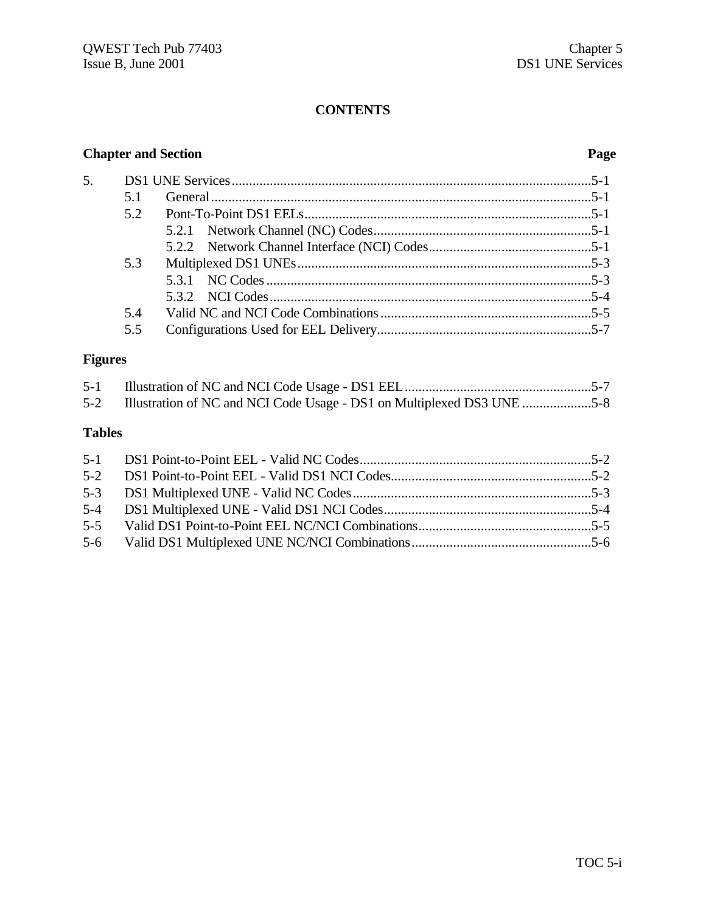**CONTENTS**

| Chapter and Section | | | Page |
|---|---|---|---|
| 5. | DS1 UNE Services | | 5-1 |
| | 5.1 | General | 5-1 |
| | 5.2 | Pont-To-Point DS1 EELs | 5-1 |
| | | 5.2.1 Network Channel (NC) Codes | 5-1 |
| | | 5.2.2 Network Channel Interface (NCI) Codes | 5-1 |
| | 5.3 | Multiplexed DS1 UNEs | 5-3 |
| | | 5.3.1 NC Codes | 5-3 |
| | | 5.3.2 NCI Codes | 5-4 |
| | 5.4 | Valid NC and NCI Code Combinations | 5-5 |
| | 5.5 | Configurations Used for EEL Delivery | 5-7 |

**Figures**

| | | |
|---|---|---|
| 5-1 | Illustration of NC and NCI Code Usage - DS1 EEL | 5-7 |
| 5-2 | Illustration of NC and NCI Code Usage - DS1 on Multiplexed DS3 UNE | 5-8 |

**Tables**

| | | |
|---|---|---|
| 5-1 | DS1 Point-to-Point EEL - Valid NC Codes | 5-2 |
| 5-2 | DS1 Point-to-Point EEL - Valid DS1 NCI Codes | 5-2 |
| 5-3 | DS1 Multiplexed UNE - Valid NC Codes | 5-3 |
| 5-4 | DS1 Multiplexed UNE - Valid DS1 NCI Codes | 5-4 |
| 5-5 | Valid DS1 Point-to-Point EEL NC/NCI Combinations | 5-5 |
| 5-6 | Valid DS1 Multiplexed UNE NC/NCI Combinations | 5-6 |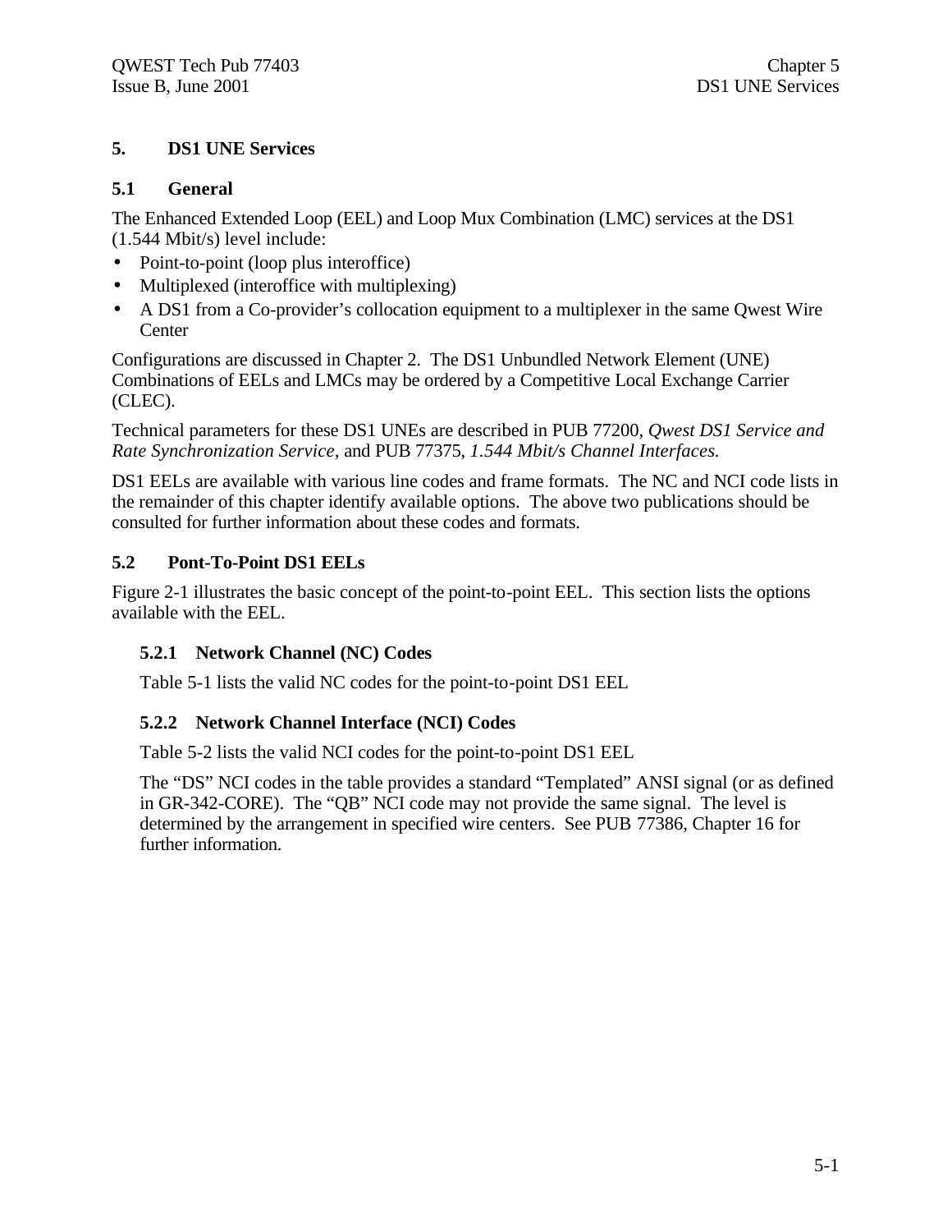# 5. DS1 UNE Services

## 5.1 General

The Enhanced Extended Loop (EEL) and Loop Mux Combination (LMC) services at the DS1 (1.544 Mbit/s) level include:

- Point-to-point (loop plus interoffice)
- Multiplexed (interoffice with multiplexing)
- A DS1 from a Co-provider's collocation equipment to a multiplexer in the same Qwest Wire Center

Configurations are discussed in Chapter 2. The DS1 Unbundled Network Element (UNE) Combinations of EELs and LMCs may be ordered by a Competitive Local Exchange Carrier (CLEC).

Technical parameters for these DS1 UNEs are described in PUB 77200, *Qwest DS1 Service and Rate Synchronization Service,* and PUB 77375, *1.544 Mbit/s Channel Interfaces.*

DS1 EELs are available with various line codes and frame formats. The NC and NCI code lists in the remainder of this chapter identify available options. The above two publications should be consulted for further information about these codes and formats.

## 5.2 Pont-To-Point DS1 EELs

Figure 2-1 illustrates the basic concept of the point-to-point EEL. This section lists the options available with the EEL.

### 5.2.1 Network Channel (NC) Codes

Table 5-1 lists the valid NC codes for the point-to-point DS1 EEL

### 5.2.2 Network Channel Interface (NCI) Codes

Table 5-2 lists the valid NCI codes for the point-to-point DS1 EEL

The "DS" NCI codes in the table provides a standard "Templated" ANSI signal (or as defined in GR-342-CORE). The "QB" NCI code may not provide the same signal. The level is determined by the arrangement in specified wire centers. See PUB 77386, Chapter 16 for further information.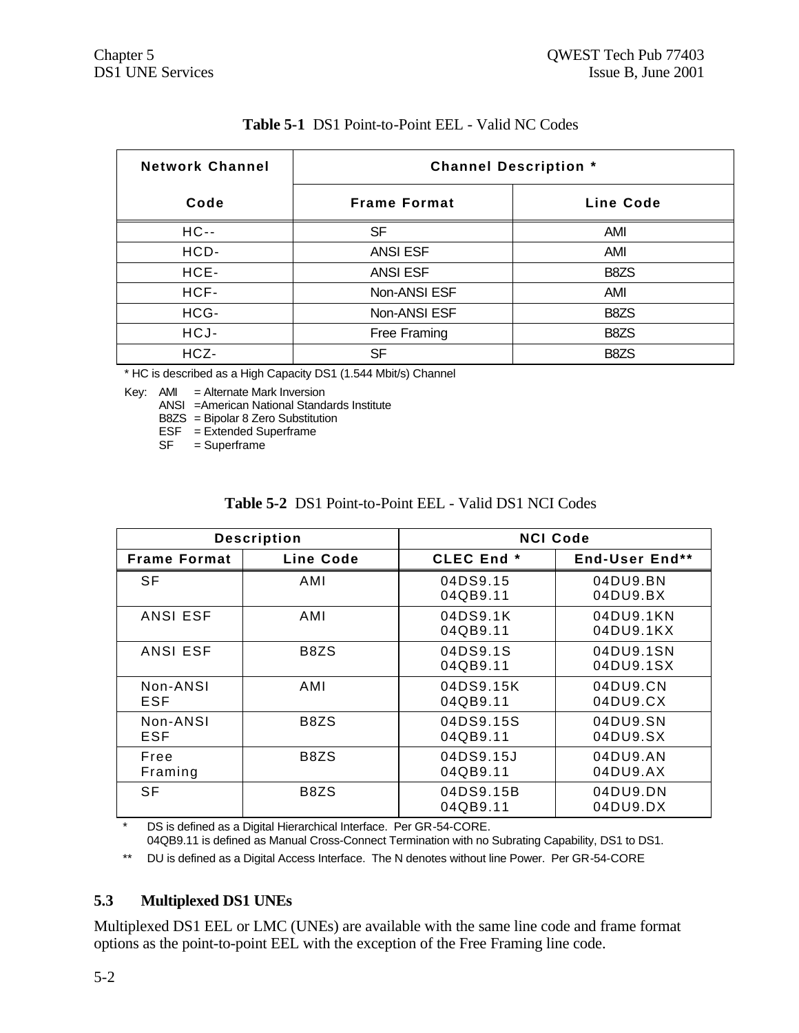**Table 5-1** DS1 Point-to-Point EEL - Valid NC Codes

| Network Channel Code | Channel Description * | |
|---|---|---|
| | Frame Format | Line Code |
| HC-- | SF | AMI |
| HCD- | ANSI ESF | AMI |
| HCE- | ANSI ESF | B8ZS |
| HCF- | Non-ANSI ESF | AMI |
| HCG- | Non-ANSI ESF | B8ZS |
| HCJ- | Free Framing | B8ZS |
| HCZ- | SF | B8ZS |

* HC is described as a High Capacity DS1 (1.544 Mbit/s) Channel

Key: AMI = Alternate Mark Inversion
ANSI =American National Standards Institute
B8ZS = Bipolar 8 Zero Substitution
ESF = Extended Superframe
SF = Superframe

**Table 5-2** DS1 Point-to-Point EEL - Valid DS1 NCI Codes

| Description | | NCI Code | |
|---|---|---|---|
| Frame Format | Line Code | CLEC End * | End-User End** |
| SF | AMI | 04DS9.15<br>04QB9.11 | 04DU9.BN<br>04DU9.BX |
| ANSI ESF | AMI | 04DS9.1K<br>04QB9.11 | 04DU9.1KN<br>04DU9.1KX |
| ANSI ESF | B8ZS | 04DS9.1S<br>04QB9.11 | 04DU9.1SN<br>04DU9.1SX |
| Non-ANSI ESF | AMI | 04DS9.15K<br>04QB9.11 | 04DU9.CN<br>04DU9.CX |
| Non-ANSI ESF | B8ZS | 04DS9.15S<br>04QB9.11 | 04DU9.SN<br>04DU9.SX |
| Free Framing | B8ZS | 04DS9.15J<br>04QB9.11 | 04DU9.AN<br>04DU9.AX |
| SF | B8ZS | 04DS9.15B<br>04QB9.11 | 04DU9.DN<br>04DU9.DX |

\* DS is defined as a Digital Hierarchical Interface. Per GR-54-CORE.
04QB9.11 is defined as Manual Cross-Connect Termination with no Subrating Capability, DS1 to DS1.

** DU is defined as a Digital Access Interface. The N denotes without line Power. Per GR-54-CORE

## 5.3 Multiplexed DS1 UNEs

Multiplexed DS1 EEL or LMC (UNEs) are available with the same line code and frame format options as the point-to-point EEL with the exception of the Free Framing line code.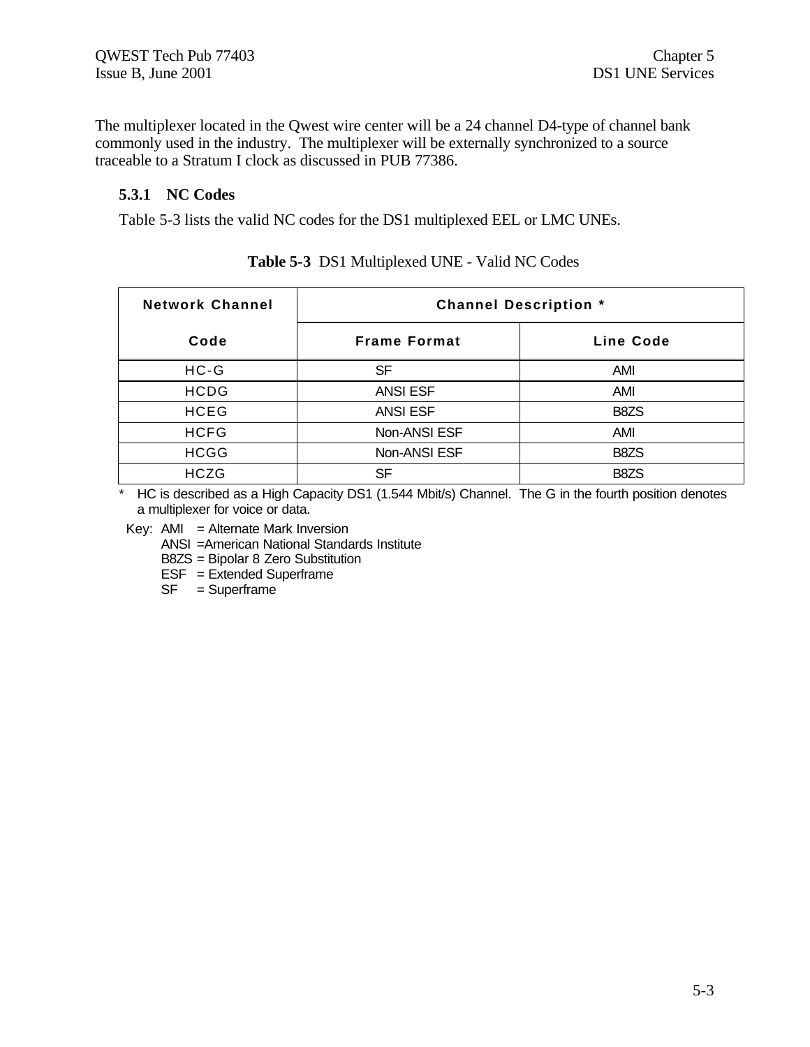The multiplexer located in the Qwest wire center will be a 24 channel D4-type of channel bank commonly used in the industry. The multiplexer will be externally synchronized to a source traceable to a Stratum I clock as discussed in PUB 77386.

### 5.3.1 NC Codes

Table 5-3 lists the valid NC codes for the DS1 multiplexed EEL or LMC UNEs.

**Table 5-3** DS1 Multiplexed UNE - Valid NC Codes

| Network Channel | Channel Description * | |
|---|---|---|
| Code | Frame Format | Line Code |
| HC-G | SF | AMI |
| HCDG | ANSI ESF | AMI |
| HCEG | ANSI ESF | B8ZS |
| HCFG | Non-ANSI ESF | AMI |
| HCGG | Non-ANSI ESF | B8ZS |
| HCZG | SF | B8ZS |

\* HC is described as a High Capacity DS1 (1.544 Mbit/s) Channel. The G in the fourth position denotes a multiplexer for voice or data.

Key: AMI = Alternate Mark Inversion
ANSI =American National Standards Institute
B8ZS = Bipolar 8 Zero Substitution
ESF = Extended Superframe
SF = Superframe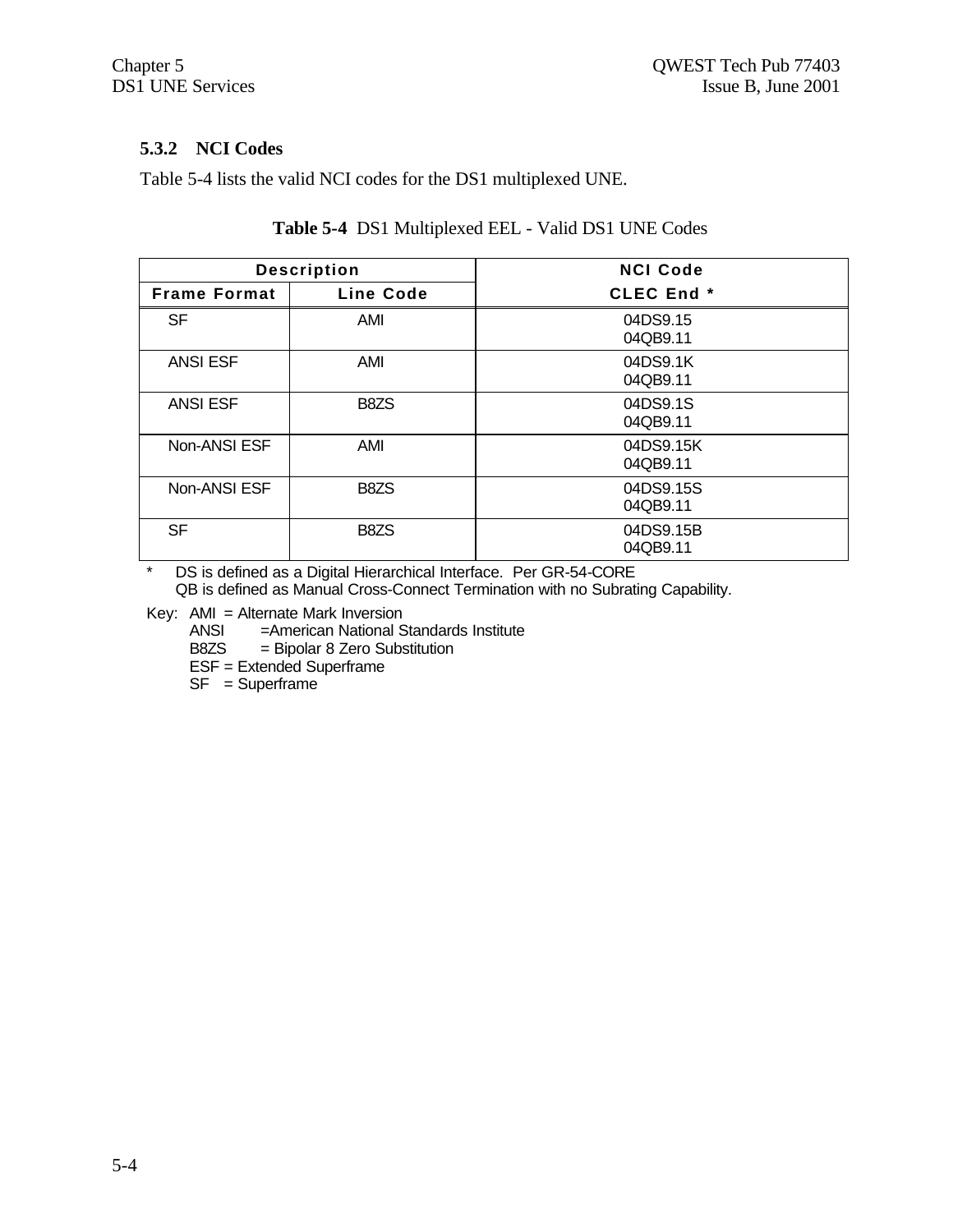### 5.3.2 NCI Codes

Table 5-4 lists the valid NCI codes for the DS1 multiplexed UNE.

**Table 5-4** DS1 Multiplexed EEL - Valid DS1 UNE Codes

| Description | | NCI Code |
|---|---|---|
| **Frame Format** | **Line Code** | **CLEC End *** |
| SF | AMI | 04DS9.15<br>04QB9.11 |
| ANSI ESF | AMI | 04DS9.1K<br>04QB9.11 |
| ANSI ESF | B8ZS | 04DS9.1S<br>04QB9.11 |
| Non-ANSI ESF | AMI | 04DS9.15K<br>04QB9.11 |
| Non-ANSI ESF | B8ZS | 04DS9.15S<br>04QB9.11 |
| SF | B8ZS | 04DS9.15B<br>04QB9.11 |

\* DS is defined as a Digital Hierarchical Interface. Per GR-54-CORE
QB is defined as Manual Cross-Connect Termination with no Subrating Capability.

Key:
- AMI = Alternate Mark Inversion
- ANSI =American National Standards Institute
- B8ZS = Bipolar 8 Zero Substitution
- ESF = Extended Superframe
- SF = Superframe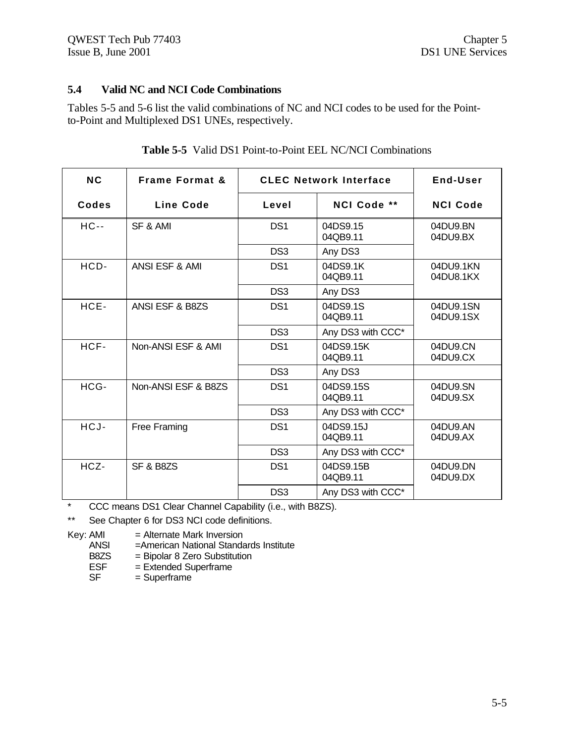### 5.4 Valid NC and NCI Code Combinations

Tables 5-5 and 5-6 list the valid combinations of NC and NCI codes to be used for the Point-to-Point and Multiplexed DS1 UNEs, respectively.

**Table 5-5** Valid DS1 Point-to-Point EEL NC/NCI Combinations

| NC Codes | Frame Format & Line Code | CLEC Network Interface Level | CLEC Network Interface NCI Code ** | End-User NCI Code |
|---|---|---|---|---|
| HC-- | SF & AMI | DS1 | 04DS9.15<br>04QB9.11 | 04DU9.BN<br>04DU9.BX |
| | | DS3 | Any DS3 | |
| HCD- | ANSI ESF & AMI | DS1 | 04DS9.1K<br>04QB9.11 | 04DU9.1KN<br>04DU8.1KX |
| | | DS3 | Any DS3 | |
| HCE- | ANSI ESF & B8ZS | DS1 | 04DS9.1S<br>04QB9.11 | 04DU9.1SN<br>04DU9.1SX |
| | | DS3 | Any DS3 with CCC* | |
| HCF- | Non-ANSI ESF & AMI | DS1 | 04DS9.15K<br>04QB9.11 | 04DU9.CN<br>04DU9.CX |
| | | DS3 | Any DS3 | |
| HCG- | Non-ANSI ESF & B8ZS | DS1 | 04DS9.15S<br>04QB9.11 | 04DU9.SN<br>04DU9.SX |
| | | DS3 | Any DS3 with CCC* | |
| HCJ- | Free Framing | DS1 | 04DS9.15J<br>04QB9.11 | 04DU9.AN<br>04DU9.AX |
| | | DS3 | Any DS3 with CCC* | |
| HCZ- | SF & B8ZS | DS1 | 04DS9.15B<br>04QB9.11 | 04DU9.DN<br>04DU9.DX |
| | | DS3 | Any DS3 with CCC* | |

\* CCC means DS1 Clear Channel Capability (i.e., with B8ZS).

** See Chapter 6 for DS3 NCI code definitions.

Key:
- AMI = Alternate Mark Inversion
- ANSI =American National Standards Institute
- B8ZS = Bipolar 8 Zero Substitution
- ESF = Extended Superframe
- SF = Superframe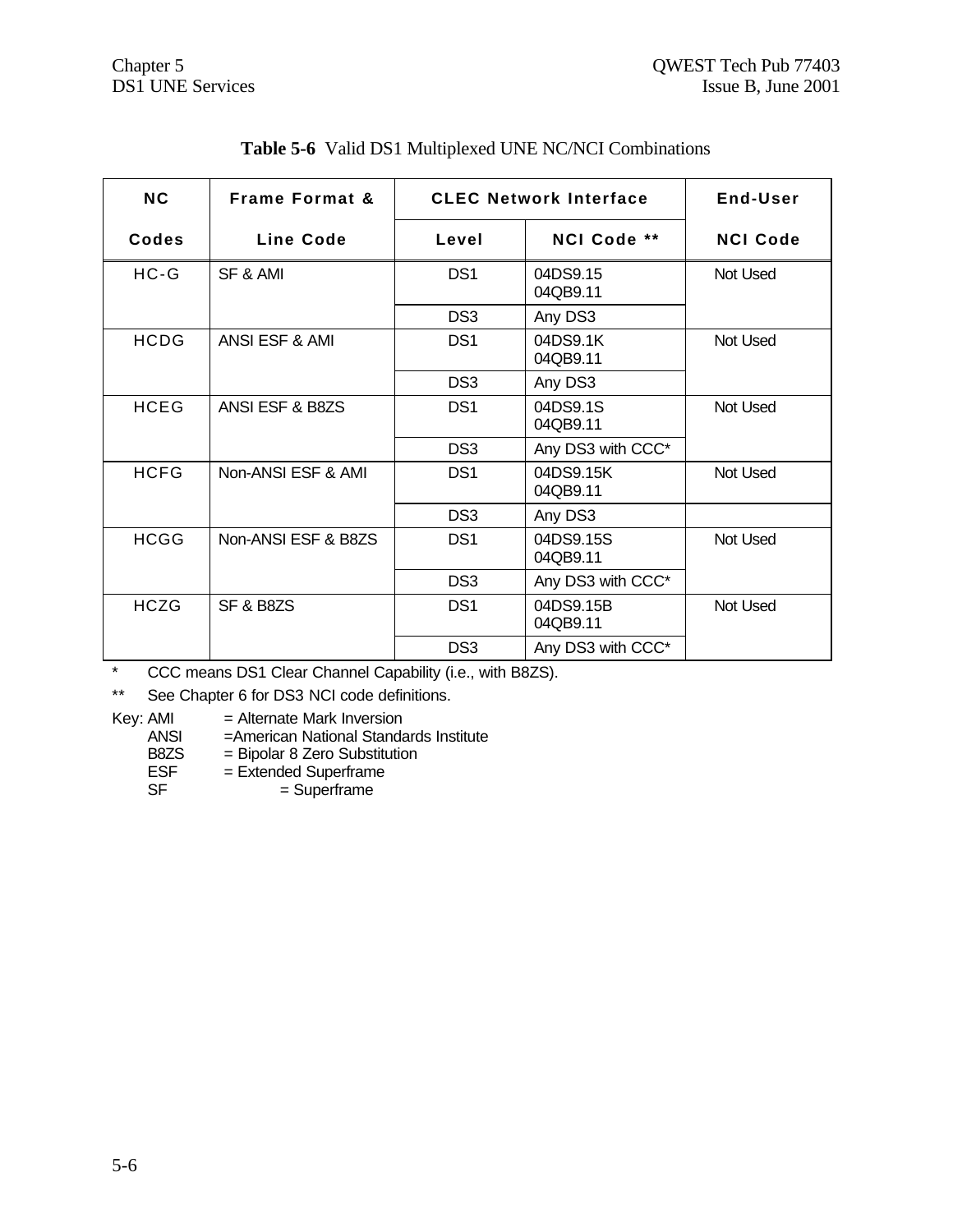**Table 5-6** Valid DS1 Multiplexed UNE NC/NCI Combinations

| NC Codes | Frame Format & Line Code | CLEC Network Interface Level | CLEC Network Interface NCI Code ** | End-User NCI Code |
|---|---|---|---|---|
| HC-G | SF & AMI | DS1 | 04DS9.15<br>04QB9.11 | Not Used |
| | | DS3 | Any DS3 | |
| HCDG | ANSI ESF & AMI | DS1 | 04DS9.1K<br>04QB9.11 | Not Used |
| | | DS3 | Any DS3 | |
| HCEG | ANSI ESF & B8ZS | DS1 | 04DS9.1S<br>04QB9.11 | Not Used |
| | | DS3 | Any DS3 with CCC* | |
| HCFG | Non-ANSI ESF & AMI | DS1 | 04DS9.15K<br>04QB9.11 | Not Used |
| | | DS3 | Any DS3 | |
| HCGG | Non-ANSI ESF & B8ZS | DS1 | 04DS9.15S<br>04QB9.11 | Not Used |
| | | DS3 | Any DS3 with CCC* | |
| HCZG | SF & B8ZS | DS1 | 04DS9.15B<br>04QB9.11 | Not Used |
| | | DS3 | Any DS3 with CCC* | |

\* CCC means DS1 Clear Channel Capability (i.e., with B8ZS).

\** See Chapter 6 for DS3 NCI code definitions.

Key:
- AMI = Alternate Mark Inversion
- ANSI =American National Standards Institute
- B8ZS = Bipolar 8 Zero Substitution
- ESF = Extended Superframe
- SF = Superframe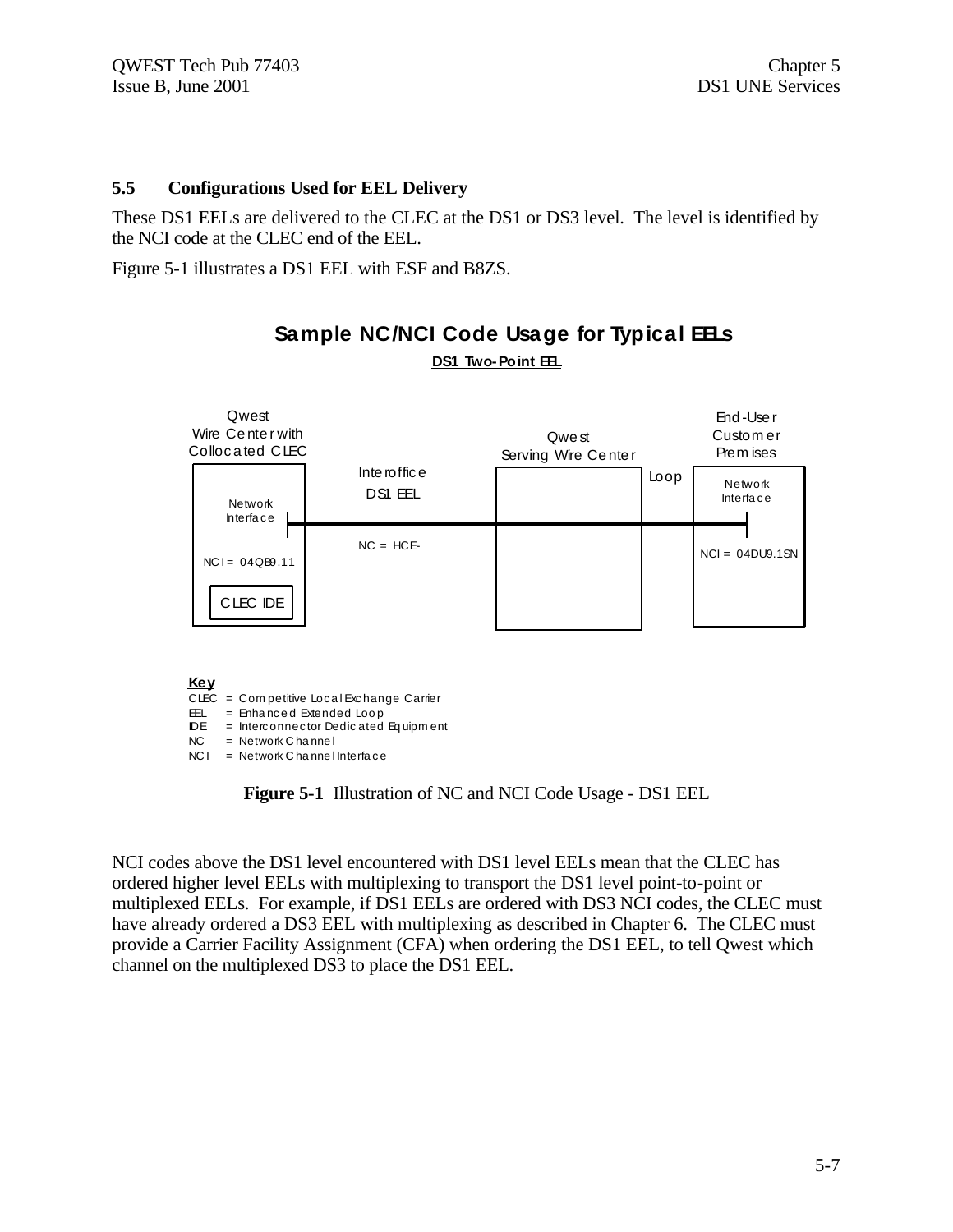## 5.5 Configurations Used for EEL Delivery

These DS1 EELs are delivered to the CLEC at the DS1 or DS3 level. The level is identified by the NCI code at the CLEC end of the EEL.

Figure 5-1 illustrates a DS1 EEL with ESF and B8ZS.

**Sample NC/NCI Code Usage for Typical EELs**

**DS1 Two-Point EEL**

Qwest Wire Center with Collocated CLEC — Network Interface — NCI = 04QB9.11 — CLEC IDE

Interoffice DS1 EEL — NC = HCE-

Qwest Serving Wire Center

Loop

End-User Customer Premises — Network Interface — NCI = 04DU9.1SN

**Key**

CLEC = Competitive Local Exchange Carrier
EEL = Enhanced Extended Loop
IDE = Interconnector Dedicated Equipment
NC = Network Channel
NCI = Network Channel Interface

**Figure 5-1** Illustration of NC and NCI Code Usage - DS1 EEL

NCI codes above the DS1 level encountered with DS1 level EELs mean that the CLEC has ordered higher level EELs with multiplexing to transport the DS1 level point-to-point or multiplexed EELs. For example, if DS1 EELs are ordered with DS3 NCI codes, the CLEC must have already ordered a DS3 EEL with multiplexing as described in Chapter 6. The CLEC must provide a Carrier Facility Assignment (CFA) when ordering the DS1 EEL, to tell Qwest which channel on the multiplexed DS3 to place the DS1 EEL.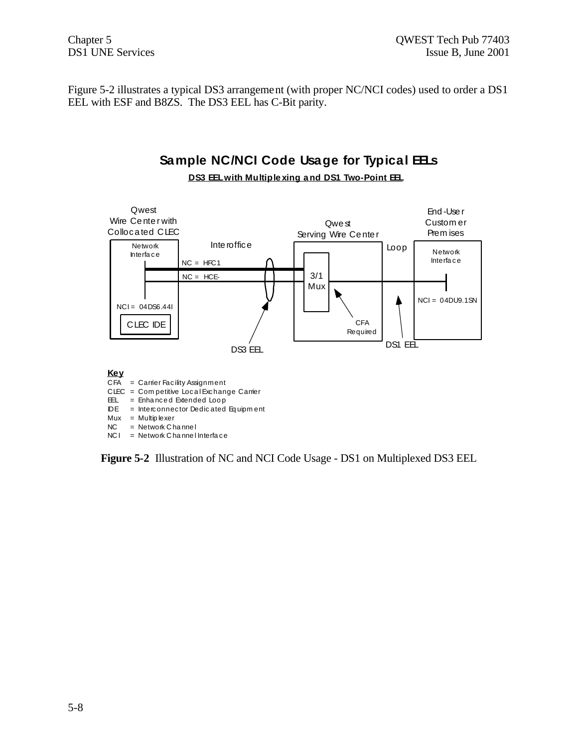Figure 5-2 illustrates a typical DS3 arrangement (with proper NC/NCI codes) used to order a DS1 EEL with ESF and B8ZS. The DS3 EEL has C-Bit parity.

**Sample NC/NCI Code Usage for Typical EELs**

**DS3 EEL with Multiplexing and DS1 Two-Point EEL**

Qwest Wire Center with Collocated CLEC

Network Interface

NC = HFC1

NC = HCE-

NCI = 04DS6.44I

CLEC IDE

Interoffice

Qwest Serving Wire Center

3/1 Mux

CFA Required

Loop

End-User Customer Premises

Network Interface

NCI = 04DU9.1SN

DS3 EEL

DS1 EEL

**Key**

CFA = Carrier Facility Assignment
CLEC = Competitive Local Exchange Carrier
EEL = Enhanced Extended Loop
IDE = Interconnector Dedicated Equipment
Mux = Multiplexer
NC = Network Channel
NCI = Network Channel Interface

**Figure 5-2** Illustration of NC and NCI Code Usage - DS1 on Multiplexed DS3 EEL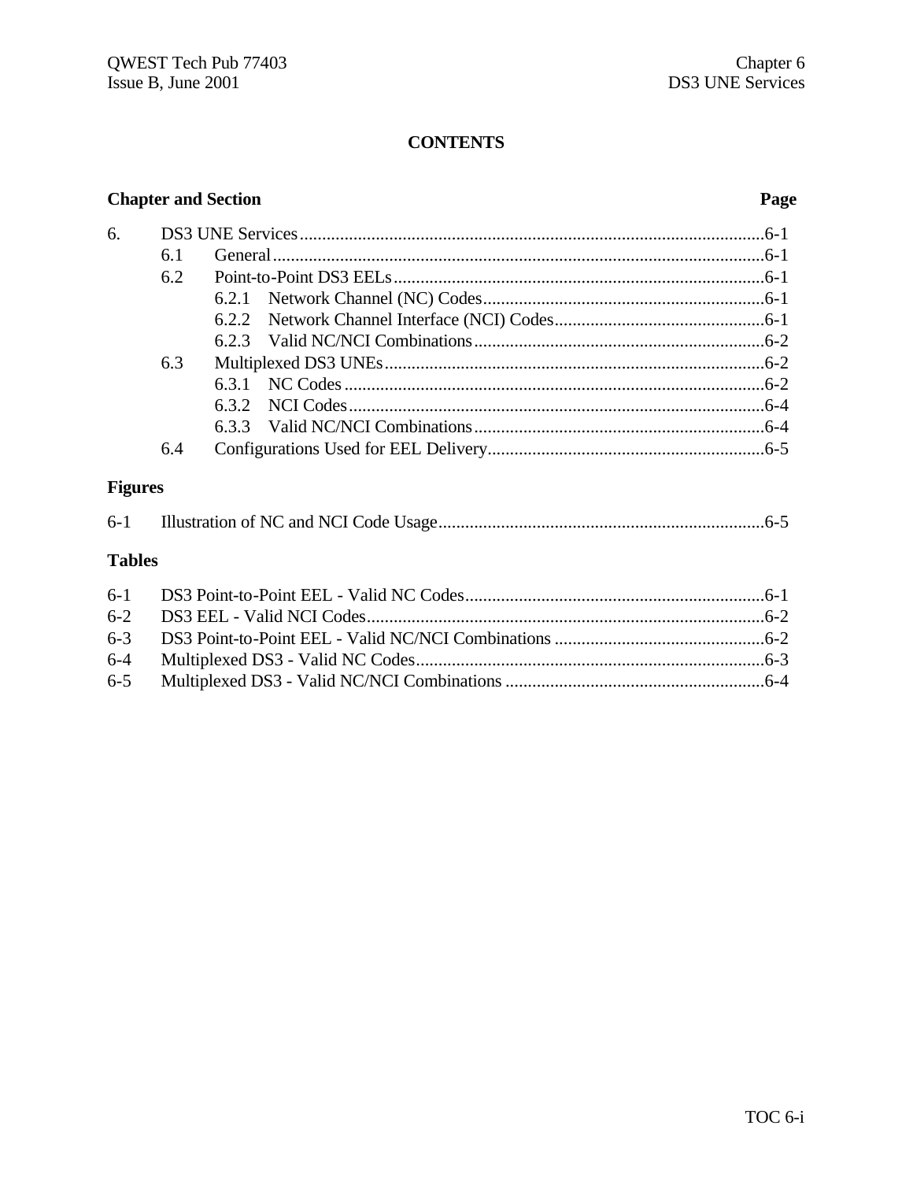# CONTENTS

**Chapter and Section** **Page**

6. DS3 UNE Services ........................................................................................................6-1
   - 6.1 General..............................................................................................................6-1
   - 6.2 Point-to-Point DS3 EELs...................................................................................6-1
     - 6.2.1 Network Channel (NC) Codes...............................................................6-1
     - 6.2.2 Network Channel Interface (NCI) Codes...............................................6-1
     - 6.2.3 Valid NC/NCI Combinations.................................................................6-2
   - 6.3 Multiplexed DS3 UNEs.....................................................................................6-2
     - 6.3.1 NC Codes..............................................................................................6-2
     - 6.3.2 NCI Codes.............................................................................................6-4
     - 6.3.3 Valid NC/NCI Combinations.................................................................6-4
   - 6.4 Configurations Used for EEL Delivery..............................................................6-5

**Figures**

6-1 Illustration of NC and NCI Code Usage.........................................................................6-5

**Tables**

6-1 DS3 Point-to-Point EEL - Valid NC Codes...................................................................6-1
6-2 DS3 EEL - Valid NCI Codes.........................................................................................6-2
6-3 DS3 Point-to-Point EEL - Valid NC/NCI Combinations ...............................................6-2
6-4 Multiplexed DS3 - Valid NC Codes..............................................................................6-3
6-5 Multiplexed DS3 - Valid NC/NCI Combinations ..........................................................6-4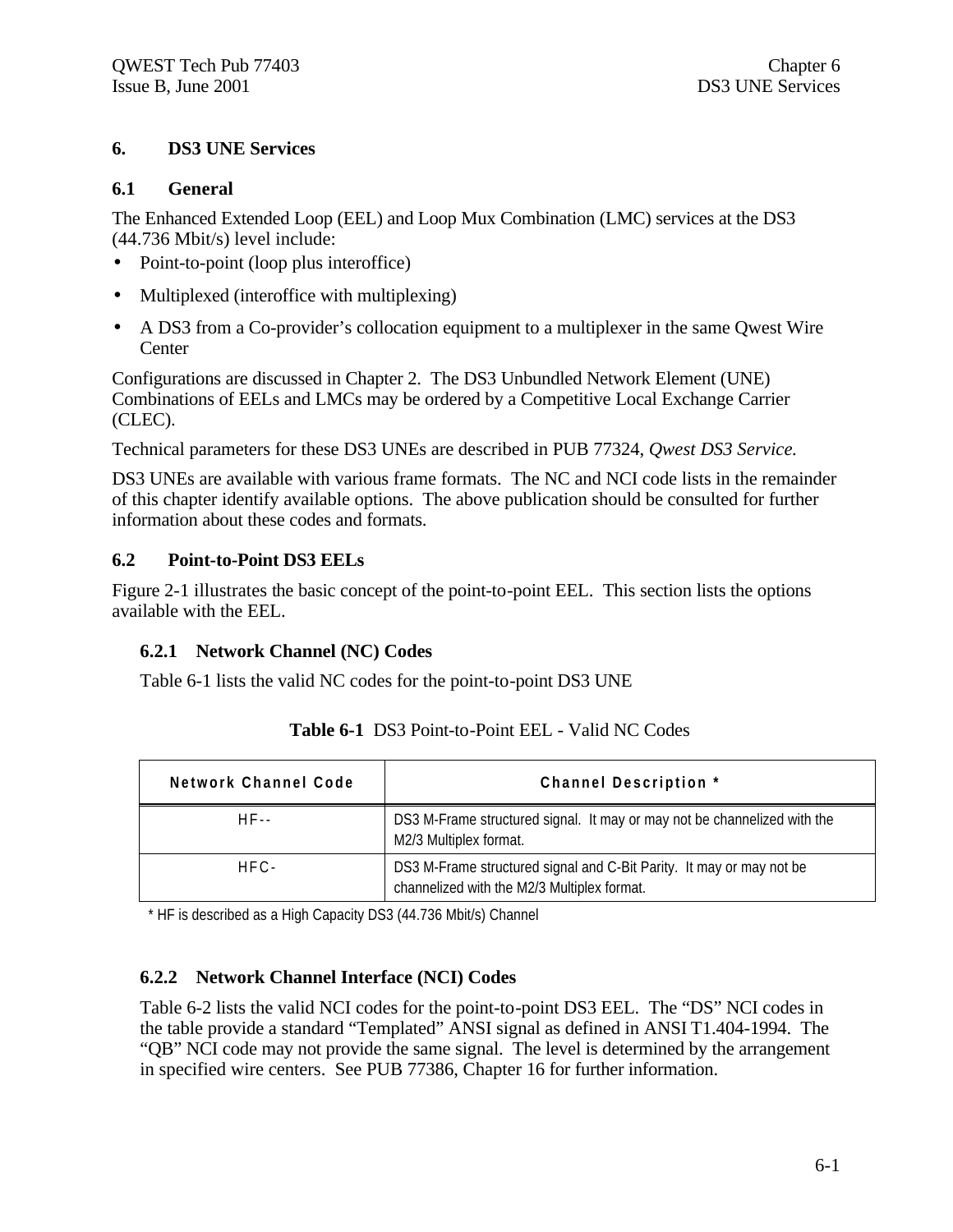# 6. DS3 UNE Services

## 6.1 General

The Enhanced Extended Loop (EEL) and Loop Mux Combination (LMC) services at the DS3 (44.736 Mbit/s) level include:

- Point-to-point (loop plus interoffice)
- Multiplexed (interoffice with multiplexing)
- A DS3 from a Co-provider's collocation equipment to a multiplexer in the same Qwest Wire Center

Configurations are discussed in Chapter 2. The DS3 Unbundled Network Element (UNE) Combinations of EELs and LMCs may be ordered by a Competitive Local Exchange Carrier (CLEC).

Technical parameters for these DS3 UNEs are described in PUB 77324, *Qwest DS3 Service.*

DS3 UNEs are available with various frame formats. The NC and NCI code lists in the remainder of this chapter identify available options. The above publication should be consulted for further information about these codes and formats.

## 6.2 Point-to-Point DS3 EELs

Figure 2-1 illustrates the basic concept of the point-to-point EEL. This section lists the options available with the EEL.

### 6.2.1 Network Channel (NC) Codes

Table 6-1 lists the valid NC codes for the point-to-point DS3 UNE

**Table 6-1** DS3 Point-to-Point EEL - Valid NC Codes

| Network Channel Code | Channel Description * |
|---|---|
| HF-- | DS3 M-Frame structured signal. It may or may not be channelized with the M2/3 Multiplex format. |
| HFC- | DS3 M-Frame structured signal and C-Bit Parity. It may or may not be channelized with the M2/3 Multiplex format. |

\* HF is described as a High Capacity DS3 (44.736 Mbit/s) Channel

### 6.2.2 Network Channel Interface (NCI) Codes

Table 6-2 lists the valid NCI codes for the point-to-point DS3 EEL. The "DS" NCI codes in the table provide a standard "Templated" ANSI signal as defined in ANSI T1.404-1994. The "QB" NCI code may not provide the same signal. The level is determined by the arrangement in specified wire centers. See PUB 77386, Chapter 16 for further information.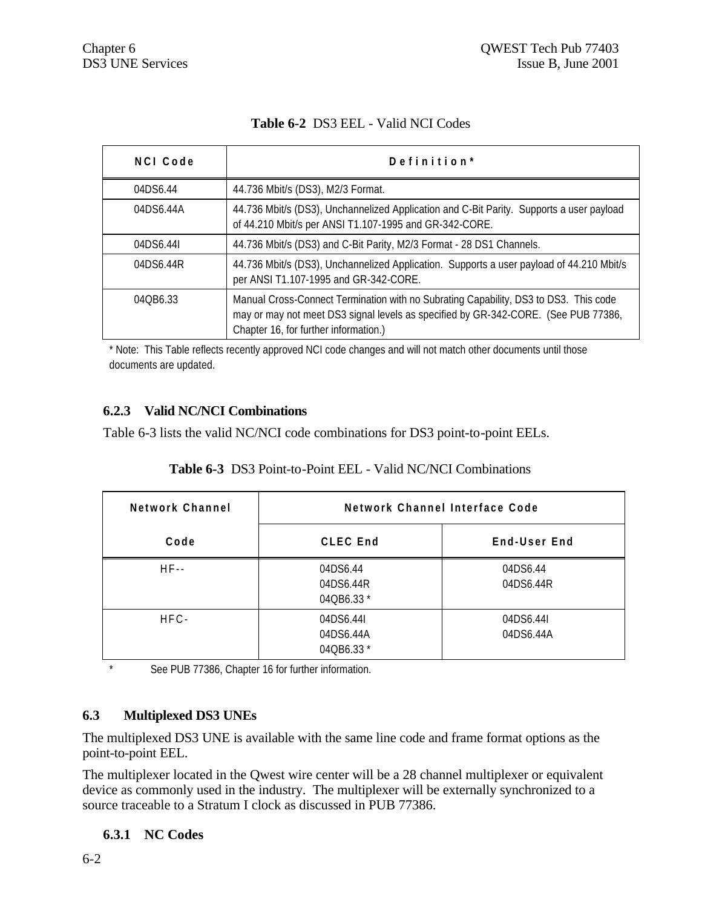**Table 6-2** DS3 EEL - Valid NCI Codes

| NCI Code | Definition* |
|---|---|
| 04DS6.44 | 44.736 Mbit/s (DS3), M2/3 Format. |
| 04DS6.44A | 44.736 Mbit/s (DS3), Unchannelized Application and C-Bit Parity. Supports a user payload of 44.210 Mbit/s per ANSI T1.107-1995 and GR-342-CORE. |
| 04DS6.44I | 44.736 Mbit/s (DS3) and C-Bit Parity, M2/3 Format - 28 DS1 Channels. |
| 04DS6.44R | 44.736 Mbit/s (DS3), Unchannelized Application. Supports a user payload of 44.210 Mbit/s per ANSI T1.107-1995 and GR-342-CORE. |
| 04QB6.33 | Manual Cross-Connect Termination with no Subrating Capability, DS3 to DS3. This code may or may not meet DS3 signal levels as specified by GR-342-CORE. (See PUB 77386, Chapter 16, for further information.) |

* Note: This Table reflects recently approved NCI code changes and will not match other documents until those documents are updated.

### 6.2.3 Valid NC/NCI Combinations

Table 6-3 lists the valid NC/NCI code combinations for DS3 point-to-point EELs.

**Table 6-3** DS3 Point-to-Point EEL - Valid NC/NCI Combinations

| Network Channel Code | Network Channel Interface Code | |
|---|---|---|
| | CLEC End | End-User End |
| HF-- | 04DS6.44<br>04DS6.44R<br>04QB6.33 * | 04DS6.44<br>04DS6.44R |
| HFC- | 04DS6.44I<br>04DS6.44A<br>04QB6.33 * | 04DS6.44I<br>04DS6.44A |

* See PUB 77386, Chapter 16 for further information.

## 6.3 Multiplexed DS3 UNEs

The multiplexed DS3 UNE is available with the same line code and frame format options as the point-to-point EEL.

The multiplexer located in the Qwest wire center will be a 28 channel multiplexer or equivalent device as commonly used in the industry. The multiplexer will be externally synchronized to a source traceable to a Stratum I clock as discussed in PUB 77386.

### 6.3.1 NC Codes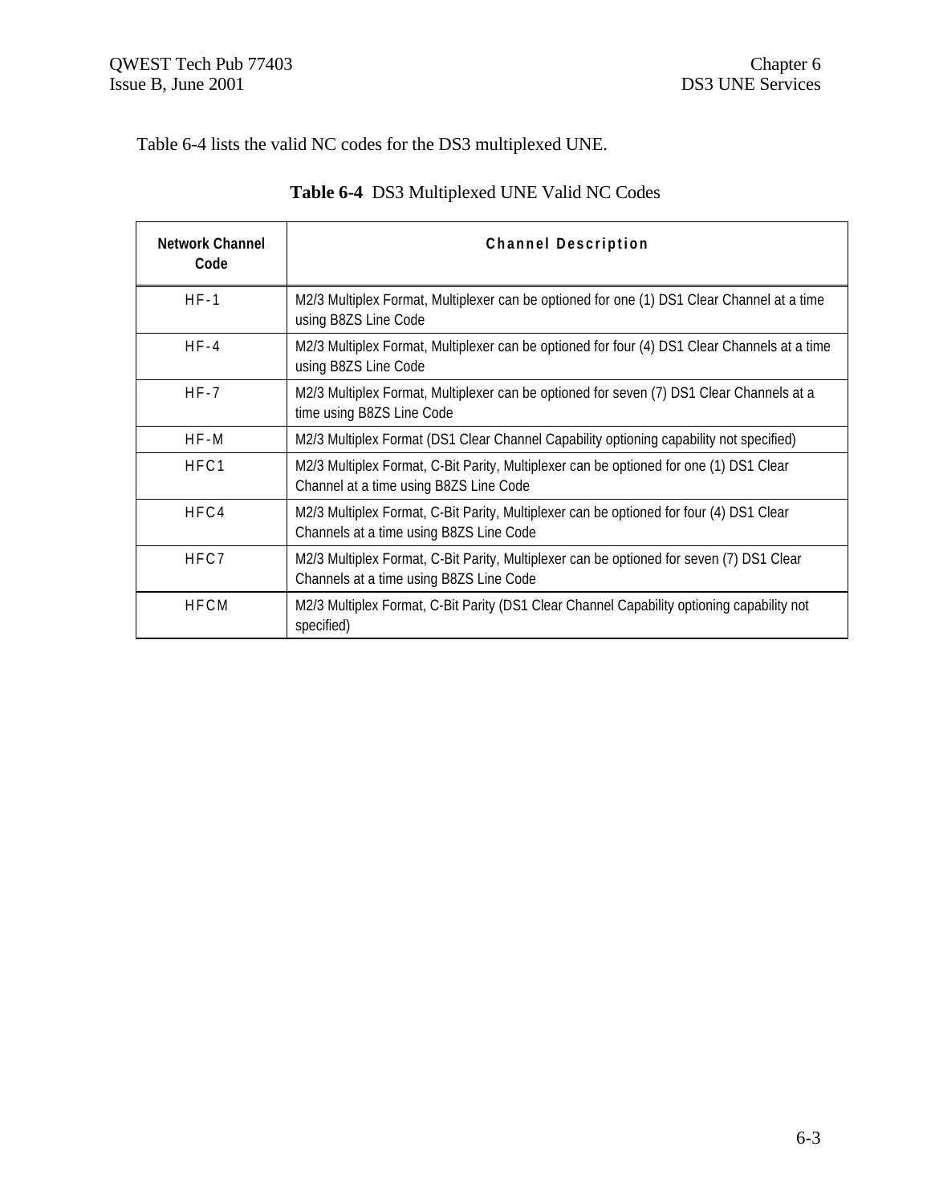Table 6-4 lists the valid NC codes for the DS3 multiplexed UNE.

**Table 6-4** DS3 Multiplexed UNE Valid NC Codes

| Network Channel Code | Channel Description |
|---|---|
| HF-1 | M2/3 Multiplex Format, Multiplexer can be optioned for one (1) DS1 Clear Channel at a time using B8ZS Line Code |
| HF-4 | M2/3 Multiplex Format, Multiplexer can be optioned for four (4) DS1 Clear Channels at a time using B8ZS Line Code |
| HF-7 | M2/3 Multiplex Format, Multiplexer can be optioned for seven (7) DS1 Clear Channels at a time using B8ZS Line Code |
| HF-M | M2/3 Multiplex Format (DS1 Clear Channel Capability optioning capability not specified) |
| HFC1 | M2/3 Multiplex Format, C-Bit Parity, Multiplexer can be optioned for one (1) DS1 Clear Channel at a time using B8ZS Line Code |
| HFC4 | M2/3 Multiplex Format, C-Bit Parity, Multiplexer can be optioned for four (4) DS1 Clear Channels at a time using B8ZS Line Code |
| HFC7 | M2/3 Multiplex Format, C-Bit Parity, Multiplexer can be optioned for seven (7) DS1 Clear Channels at a time using B8ZS Line Code |
| HFCM | M2/3 Multiplex Format, C-Bit Parity (DS1 Clear Channel Capability optioning capability not specified) |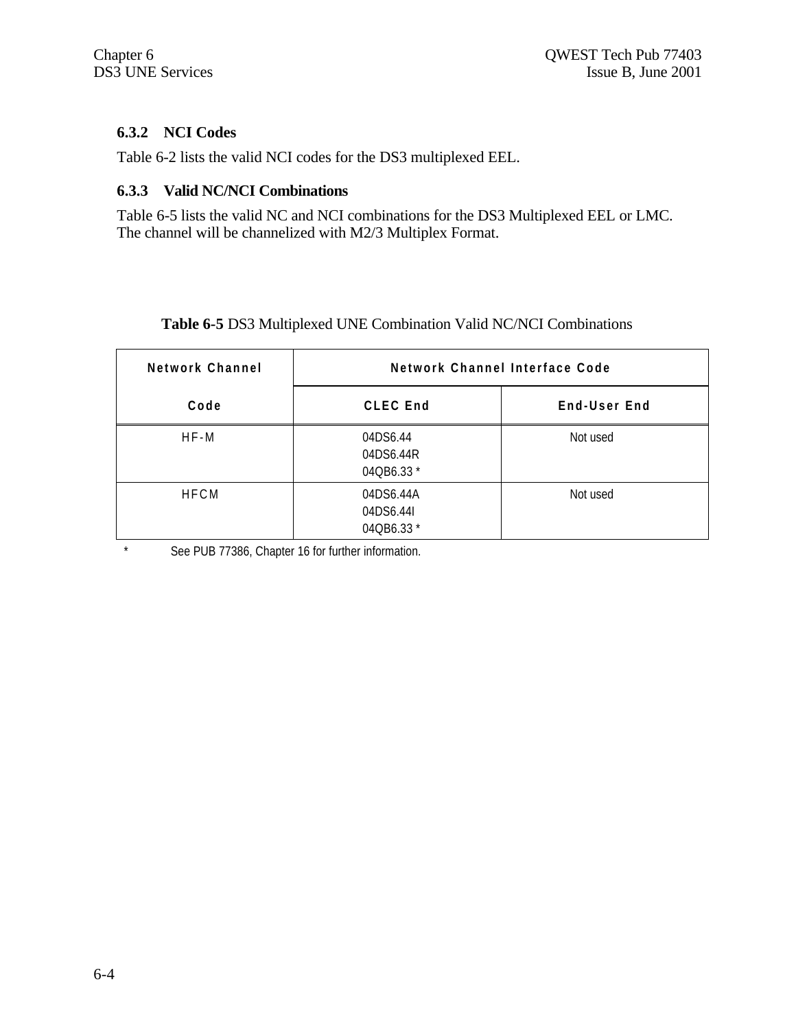### 6.3.2 NCI Codes

Table 6-2 lists the valid NCI codes for the DS3 multiplexed EEL.

### 6.3.3 Valid NC/NCI Combinations

Table 6-5 lists the valid NC and NCI combinations for the DS3 Multiplexed EEL or LMC. The channel will be channelized with M2/3 Multiplex Format.

**Table 6-5** DS3 Multiplexed UNE Combination Valid NC/NCI Combinations

| Network Channel | Network Channel Interface Code | |
|---|---|---|
| Code | CLEC End | End-User End |
| HF-M | 04DS6.44<br>04DS6.44R<br>04QB6.33 * | Not used |
| HFCM | 04DS6.44A<br>04DS6.44I<br>04QB6.33 * | Not used |

\* See PUB 77386, Chapter 16 for further information.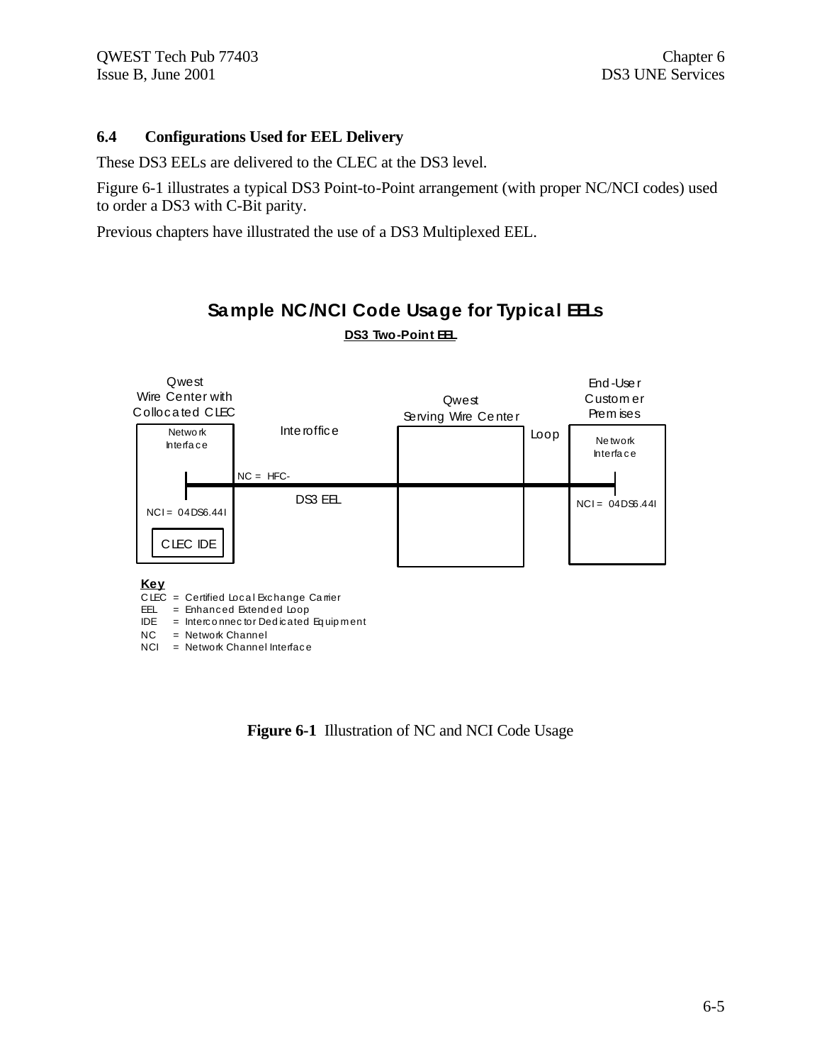## 6.4 Configurations Used for EEL Delivery

These DS3 EELs are delivered to the CLEC at the DS3 level.

Figure 6-1 illustrates a typical DS3 Point-to-Point arrangement (with proper NC/NCI codes) used to order a DS3 with C-Bit parity.

Previous chapters have illustrated the use of a DS3 Multiplexed EEL.

**Sample NC/NCI Code Usage for Typical EELs**

**DS3 Two-Point EEL**

Qwest Wire Center with Collocated CLEC

Network Interface

NCI = 04DS6.44I

CLEC IDE

Interoffice

NC = HFC-

DS3 EEL

Qwest Serving Wire Center

Loop

End-User Customer Premises

Network Interface

NCI = 04DS6.44I

**Key**

CLEC = Certified Local Exchange Carrier
EEL = Enhanced Extended Loop
IDE = Interconnector Dedicated Equipment
NC = Network Channel
NCI = Network Channel Interface

**Figure 6-1** Illustration of NC and NCI Code Usage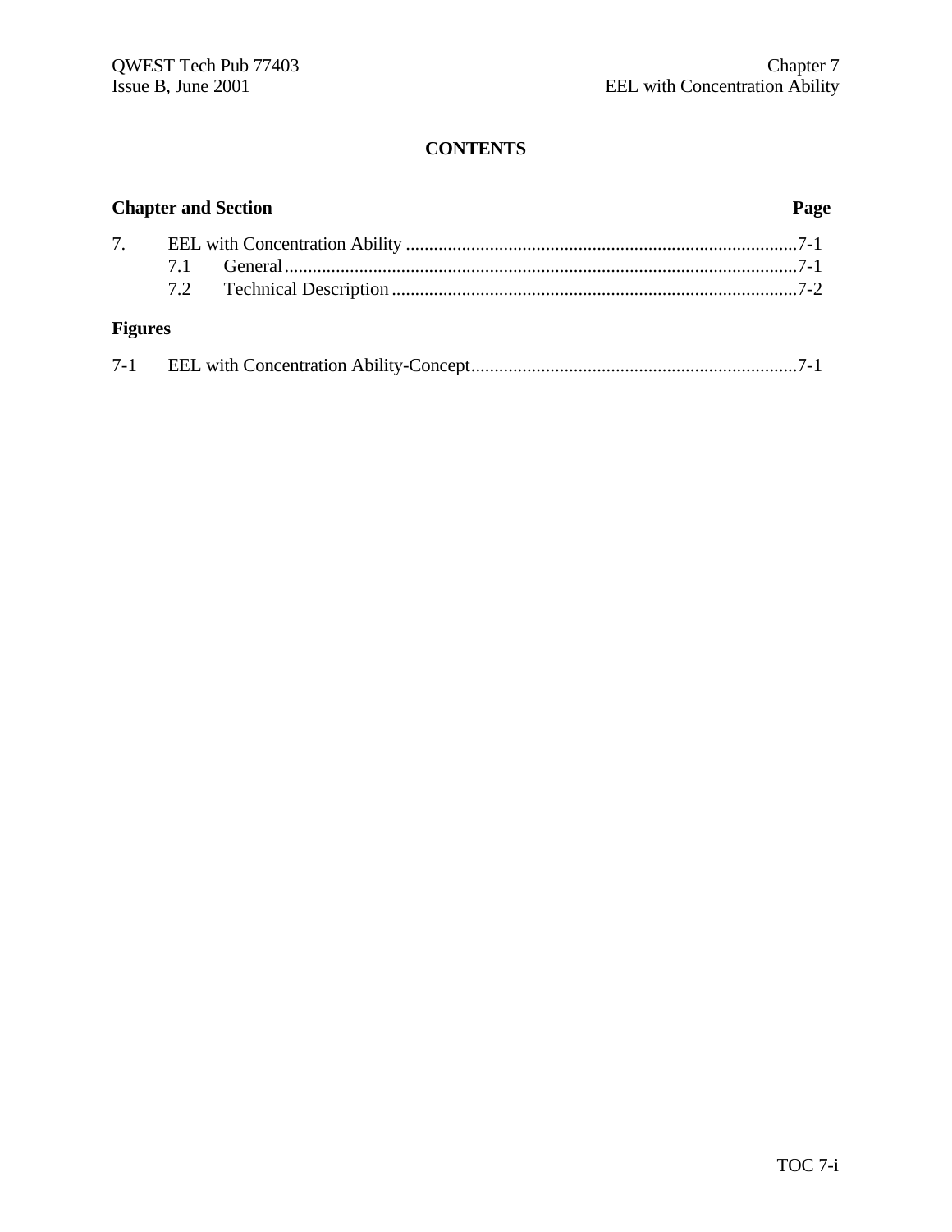# CONTENTS

**Chapter and Section** **Page**

7. EEL with Concentration Ability ....................................................................................7-1
   - 7.1 General.............................................................................................................7-1
   - 7.2 Technical Description.......................................................................................7-2

**Figures**

7-1 EEL with Concentration Ability-Concept......................................................................7-1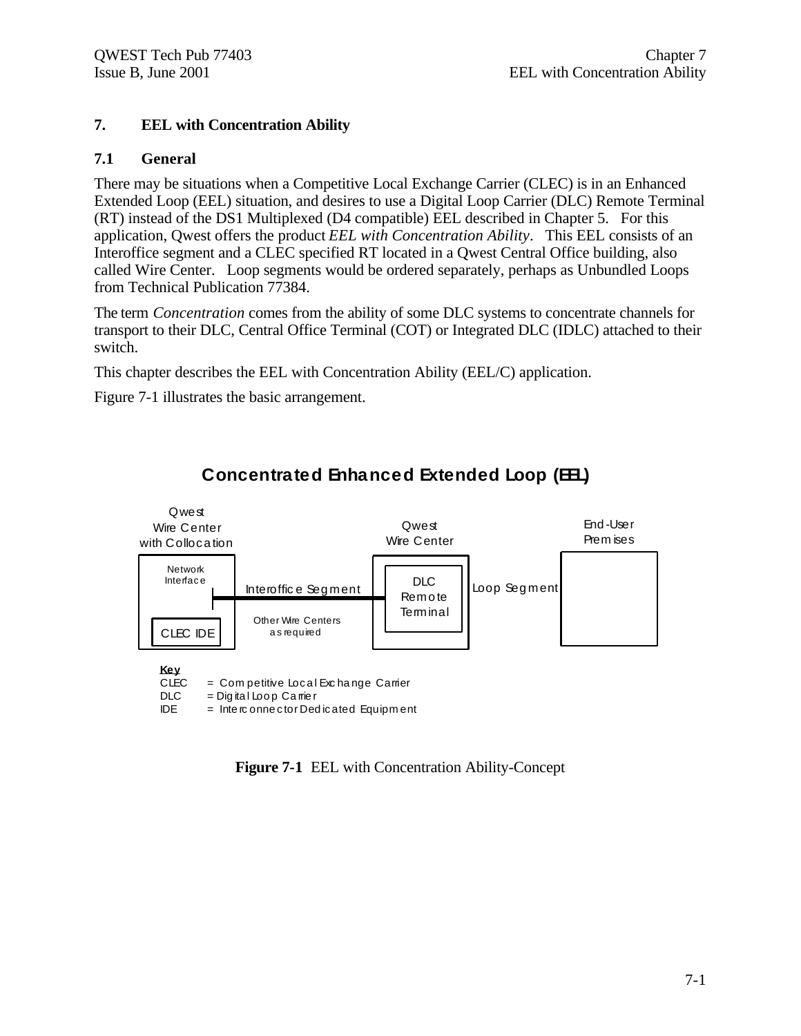# 7. EEL with Concentration Ability

## 7.1 General

There may be situations when a Competitive Local Exchange Carrier (CLEC) is in an Enhanced Extended Loop (EEL) situation, and desires to use a Digital Loop Carrier (DLC) Remote Terminal (RT) instead of the DS1 Multiplexed (D4 compatible) EEL described in Chapter 5. For this application, Qwest offers the product *EEL with Concentration Ability*. This EEL consists of an Interoffice segment and a CLEC specified RT located in a Qwest Central Office building, also called Wire Center. Loop segments would be ordered separately, perhaps as Unbundled Loops from Technical Publication 77384.

The term *Concentration* comes from the ability of some DLC systems to concentrate channels for transport to their DLC, Central Office Terminal (COT) or Integrated DLC (IDLC) attached to their switch.

This chapter describes the EEL with Concentration Ability (EEL/C) application.

Figure 7-1 illustrates the basic arrangement.

**Concentrated Enhanced Extended Loop (EEL)**

Qwest Wire Center with Collocation — Network Interface — CLEC IDE

Interoffice Segment — Other Wire Centers as required

Qwest Wire Center — DLC Remote Terminal

Loop Segment

End-User Premises

**Key**
CLEC = Competitive Local Exchange Carrier
DLC = Digital Loop Carrier
IDE = Interconnector Dedicated Equipment

**Figure 7-1** EEL with Concentration Ability-Concept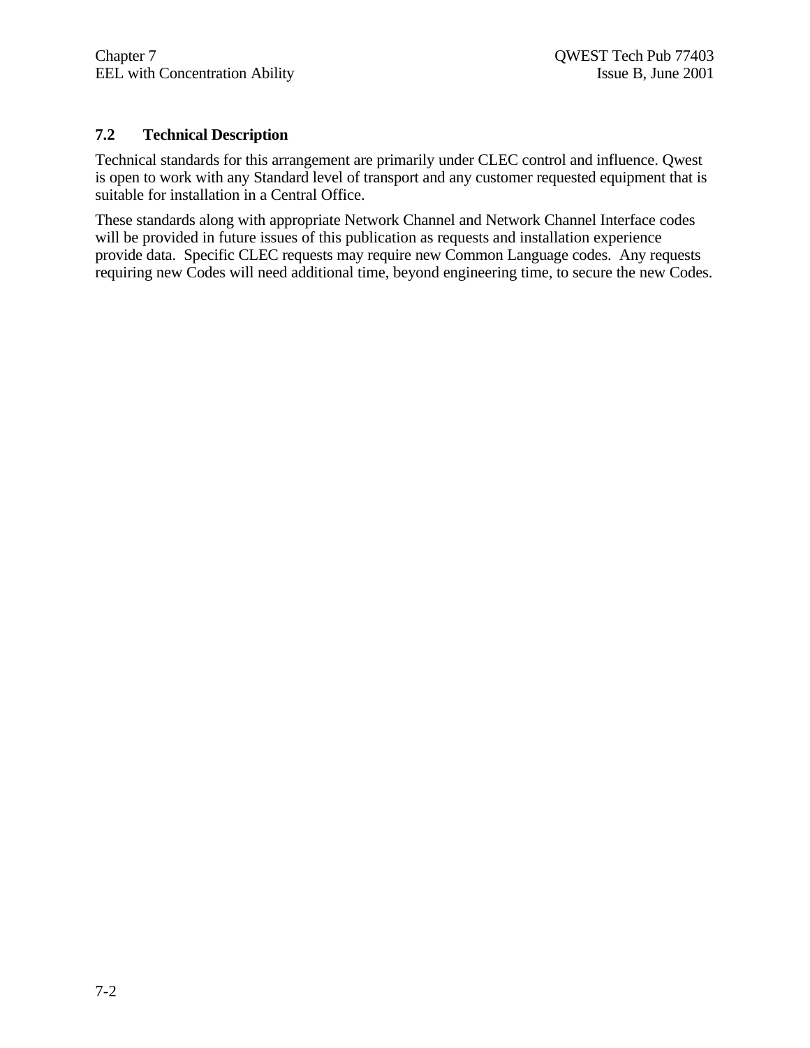## 7.2 Technical Description

Technical standards for this arrangement are primarily under CLEC control and influence. Qwest is open to work with any Standard level of transport and any customer requested equipment that is suitable for installation in a Central Office.

These standards along with appropriate Network Channel and Network Channel Interface codes will be provided in future issues of this publication as requests and installation experience provide data. Specific CLEC requests may require new Common Language codes. Any requests requiring new Codes will need additional time, beyond engineering time, to secure the new Codes.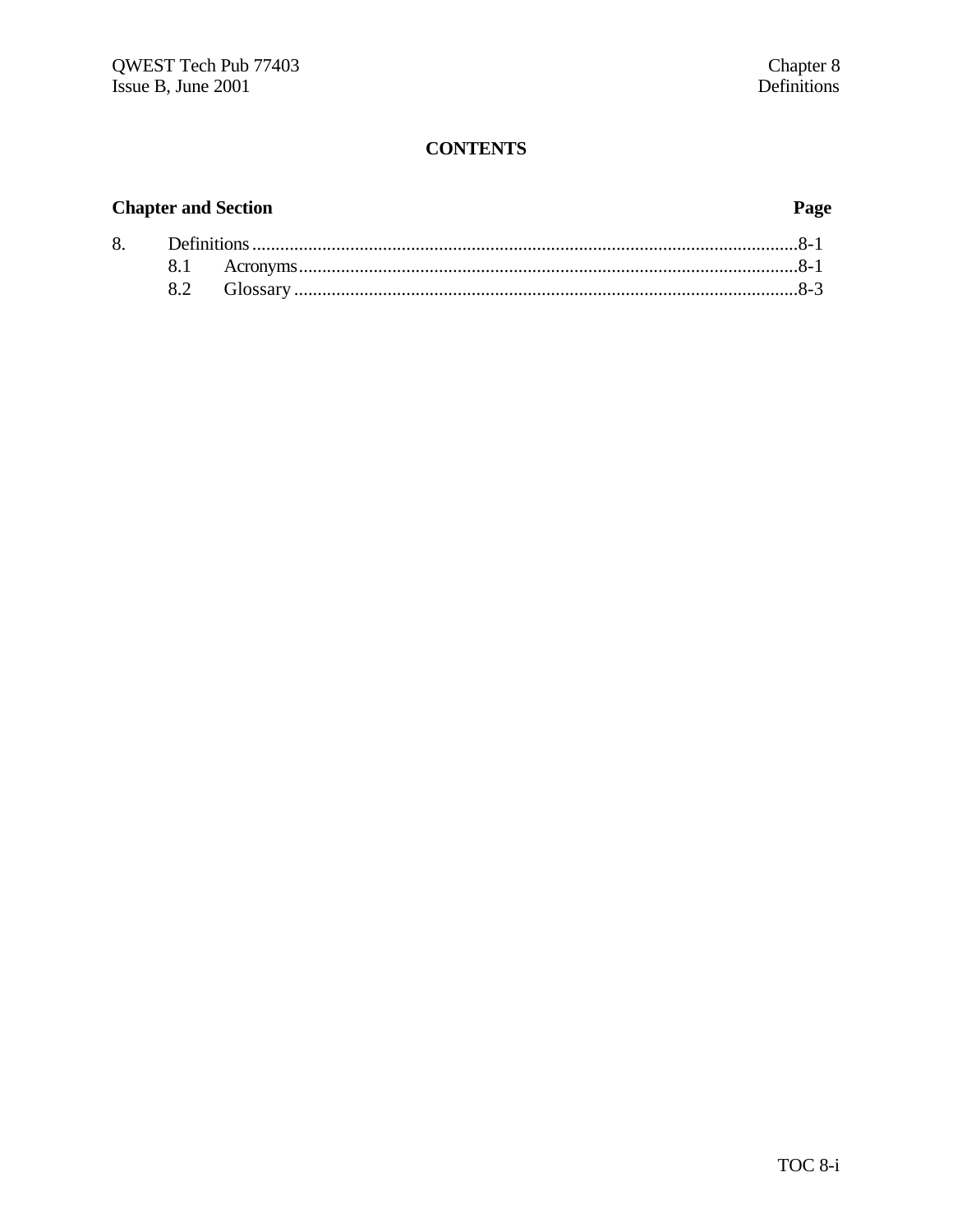# CONTENTS

**Chapter and Section** **Page**

8. Definitions ....................................................................................................................8-1
   - 8.1 Acronyms..........................................................................................................8-1
   - 8.2 Glossary ...........................................................................................................8-3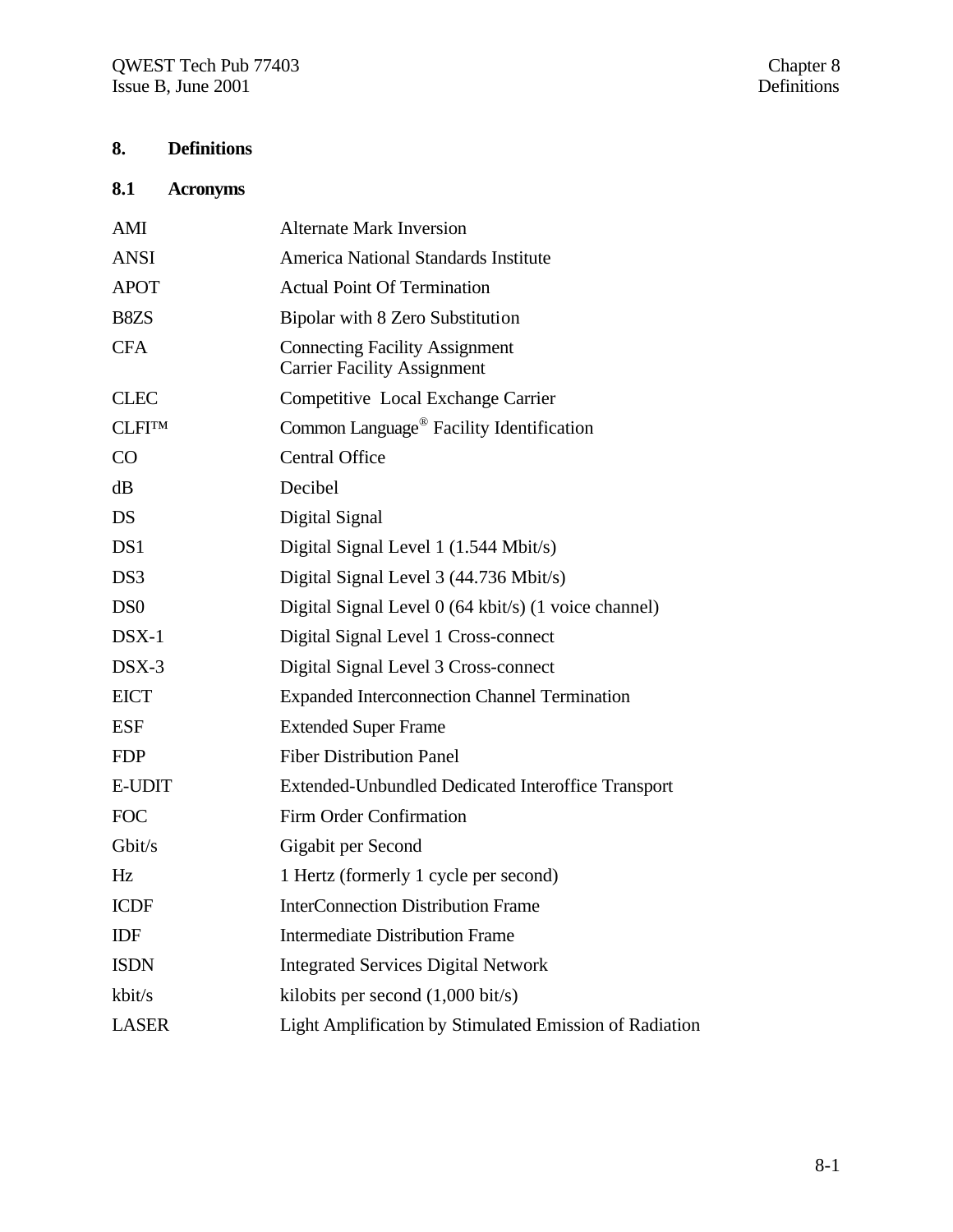# 8. Definitions

## 8.1 Acronyms

| | |
|---|---|
| AMI | Alternate Mark Inversion |
| ANSI | America National Standards Institute |
| APOT | Actual Point Of Termination |
| B8ZS | Bipolar with 8 Zero Substitution |
| CFA | Connecting Facility Assignment<br>Carrier Facility Assignment |
| CLEC | Competitive Local Exchange Carrier |
| CLFI™ | Common Language® Facility Identification |
| CO | Central Office |
| dB | Decibel |
| DS | Digital Signal |
| DS1 | Digital Signal Level 1 (1.544 Mbit/s) |
| DS3 | Digital Signal Level 3 (44.736 Mbit/s) |
| DS0 | Digital Signal Level 0 (64 kbit/s) (1 voice channel) |
| DSX-1 | Digital Signal Level 1 Cross-connect |
| DSX-3 | Digital Signal Level 3 Cross-connect |
| EICT | Expanded Interconnection Channel Termination |
| ESF | Extended Super Frame |
| FDP | Fiber Distribution Panel |
| E-UDIT | Extended-Unbundled Dedicated Interoffice Transport |
| FOC | Firm Order Confirmation |
| Gbit/s | Gigabit per Second |
| Hz | 1 Hertz (formerly 1 cycle per second) |
| ICDF | InterConnection Distribution Frame |
| IDF | Intermediate Distribution Frame |
| ISDN | Integrated Services Digital Network |
| kbit/s | kilobits per second (1,000 bit/s) |
| LASER | Light Amplification by Stimulated Emission of Radiation |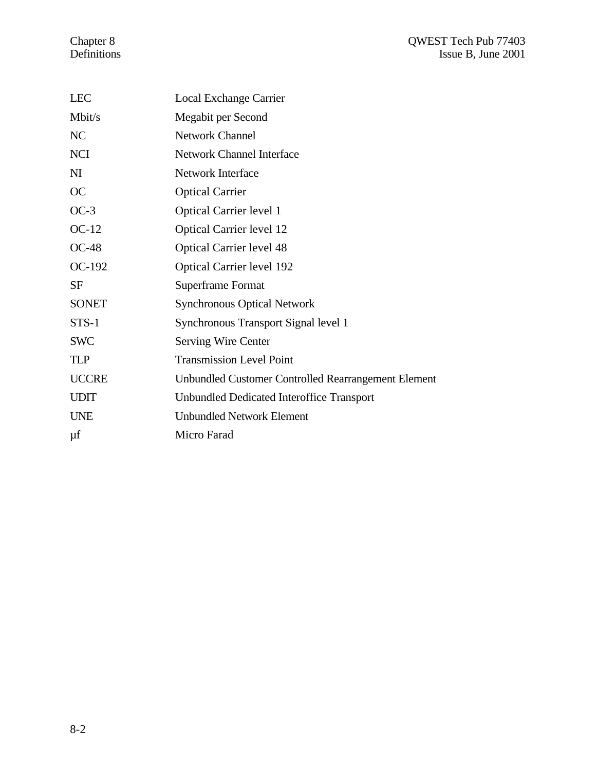| | |
|---|---|
| LEC | Local Exchange Carrier |
| Mbit/s | Megabit per Second |
| NC | Network Channel |
| NCI | Network Channel Interface |
| NI | Network Interface |
| OC | Optical Carrier |
| OC-3 | Optical Carrier level 1 |
| OC-12 | Optical Carrier level 12 |
| OC-48 | Optical Carrier level 48 |
| OC-192 | Optical Carrier level 192 |
| SF | Superframe Format |
| SONET | Synchronous Optical Network |
| STS-1 | Synchronous Transport Signal level 1 |
| SWC | Serving Wire Center |
| TLP | Transmission Level Point |
| UCCRE | Unbundled Customer Controlled Rearrangement Element |
| UDIT | Unbundled Dedicated Interoffice Transport |
| UNE | Unbundled Network Element |
| µf | Micro Farad |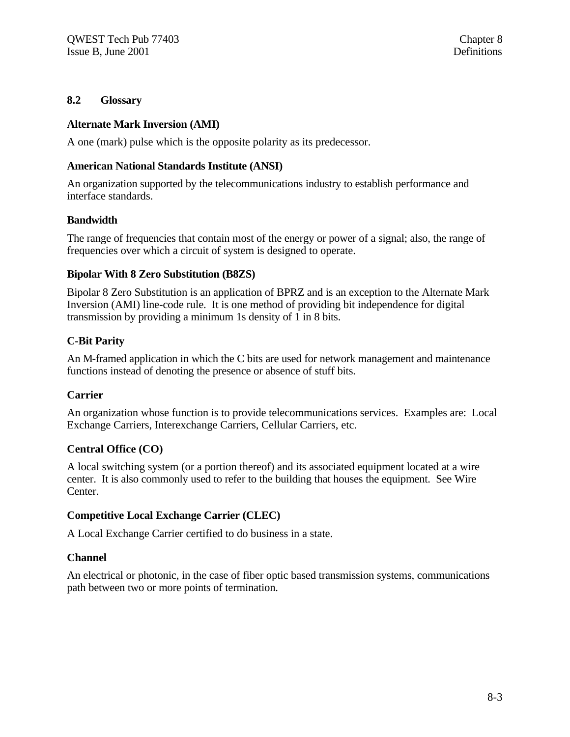## 8.2 Glossary

**Alternate Mark Inversion (AMI)**

A one (mark) pulse which is the opposite polarity as its predecessor.

**American National Standards Institute (ANSI)**

An organization supported by the telecommunications industry to establish performance and interface standards.

**Bandwidth**

The range of frequencies that contain most of the energy or power of a signal; also, the range of frequencies over which a circuit of system is designed to operate.

**Bipolar With 8 Zero Substitution (B8ZS)**

Bipolar 8 Zero Substitution is an application of BPRZ and is an exception to the Alternate Mark Inversion (AMI) line-code rule. It is one method of providing bit independence for digital transmission by providing a minimum 1s density of 1 in 8 bits.

**C-Bit Parity**

An M-framed application in which the C bits are used for network management and maintenance functions instead of denoting the presence or absence of stuff bits.

**Carrier**

An organization whose function is to provide telecommunications services. Examples are: Local Exchange Carriers, Interexchange Carriers, Cellular Carriers, etc.

**Central Office (CO)**

A local switching system (or a portion thereof) and its associated equipment located at a wire center. It is also commonly used to refer to the building that houses the equipment. See Wire Center.

**Competitive Local Exchange Carrier (CLEC)**

A Local Exchange Carrier certified to do business in a state.

**Channel**

An electrical or photonic, in the case of fiber optic based transmission systems, communications path between two or more points of termination.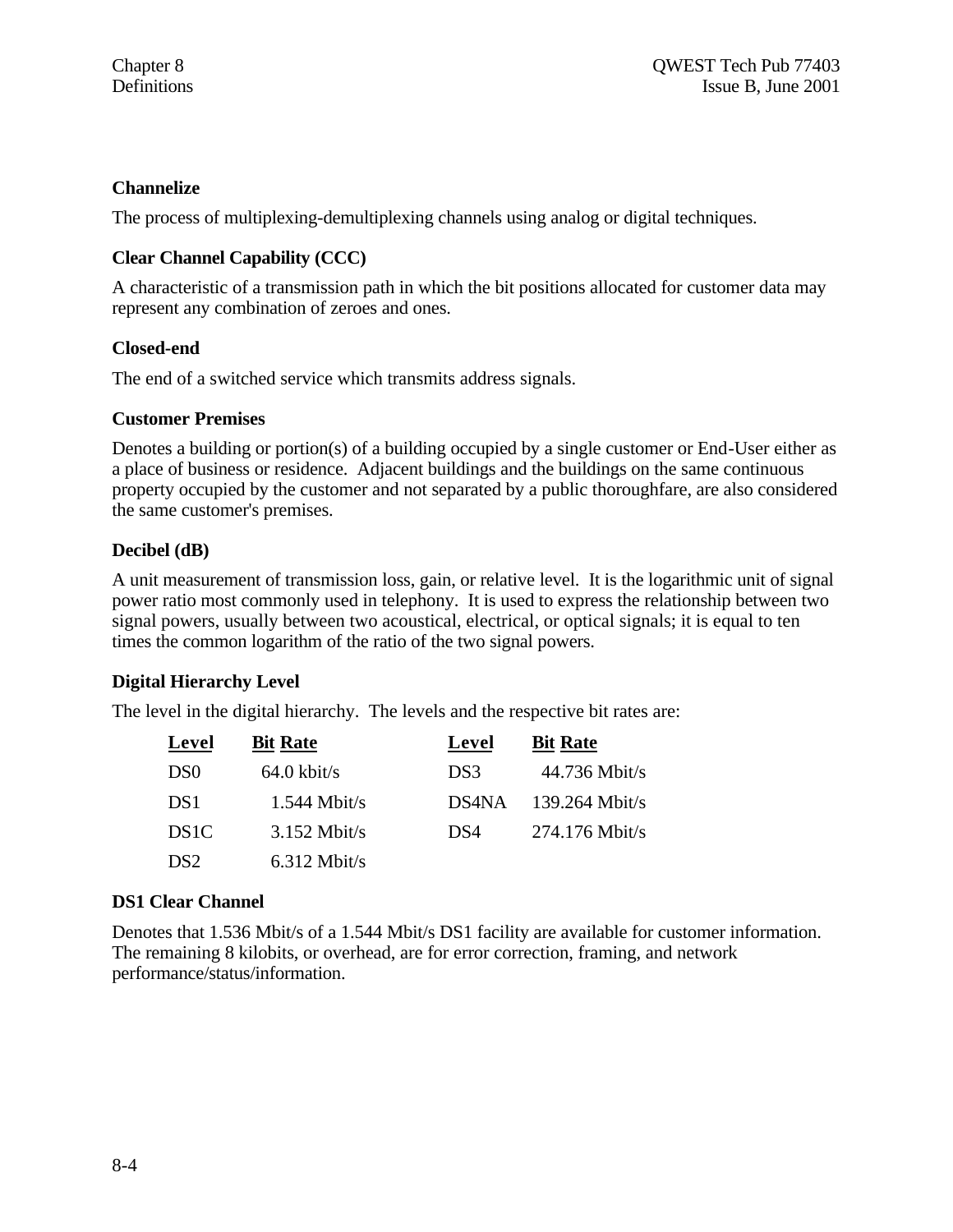**Channelize**

The process of multiplexing-demultiplexing channels using analog or digital techniques.

**Clear Channel Capability (CCC)**

A characteristic of a transmission path in which the bit positions allocated for customer data may represent any combination of zeroes and ones.

**Closed-end**

The end of a switched service which transmits address signals.

**Customer Premises**

Denotes a building or portion(s) of a building occupied by a single customer or End-User either as a place of business or residence. Adjacent buildings and the buildings on the same continuous property occupied by the customer and not separated by a public thoroughfare, are also considered the same customer's premises.

**Decibel (dB)**

A unit measurement of transmission loss, gain, or relative level. It is the logarithmic unit of signal power ratio most commonly used in telephony. It is used to express the relationship between two signal powers, usually between two acoustical, electrical, or optical signals; it is equal to ten times the common logarithm of the ratio of the two signal powers.

**Digital Hierarchy Level**

The level in the digital hierarchy. The levels and the respective bit rates are:

| Level | Bit Rate | Level | Bit Rate |
|---|---|---|---|
| DS0 | 64.0 kbit/s | DS3 | 44.736 Mbit/s |
| DS1 | 1.544 Mbit/s | DS4NA | 139.264 Mbit/s |
| DS1C | 3.152 Mbit/s | DS4 | 274.176 Mbit/s |
| DS2 | 6.312 Mbit/s | | |

**DS1 Clear Channel**

Denotes that 1.536 Mbit/s of a 1.544 Mbit/s DS1 facility are available for customer information. The remaining 8 kilobits, or overhead, are for error correction, framing, and network performance/status/information.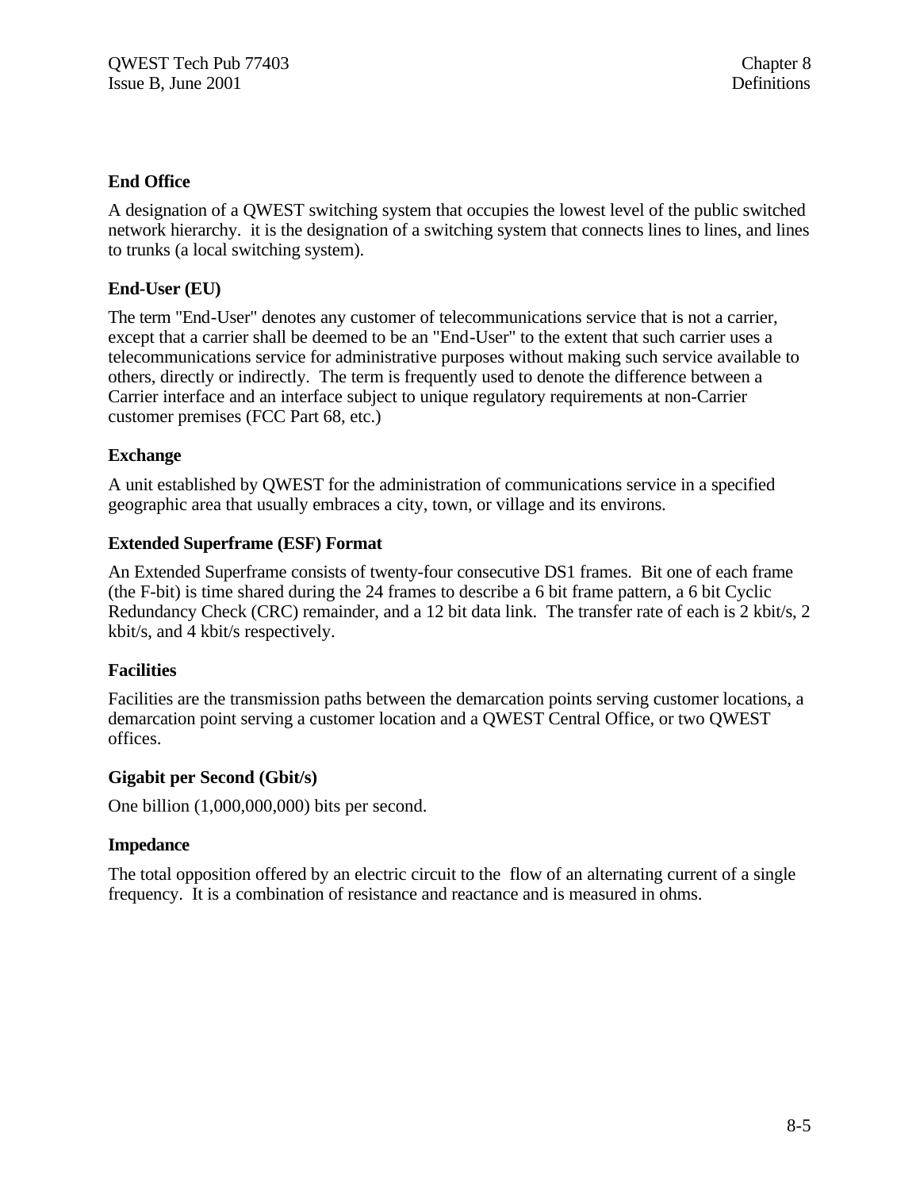**End Office**

A designation of a QWEST switching system that occupies the lowest level of the public switched network hierarchy. it is the designation of a switching system that connects lines to lines, and lines to trunks (a local switching system).

**End-User (EU)**

The term "End-User" denotes any customer of telecommunications service that is not a carrier, except that a carrier shall be deemed to be an "End-User" to the extent that such carrier uses a telecommunications service for administrative purposes without making such service available to others, directly or indirectly. The term is frequently used to denote the difference between a Carrier interface and an interface subject to unique regulatory requirements at non-Carrier customer premises (FCC Part 68, etc.)

**Exchange**

A unit established by QWEST for the administration of communications service in a specified geographic area that usually embraces a city, town, or village and its environs.

**Extended Superframe (ESF) Format**

An Extended Superframe consists of twenty-four consecutive DS1 frames. Bit one of each frame (the F-bit) is time shared during the 24 frames to describe a 6 bit frame pattern, a 6 bit Cyclic Redundancy Check (CRC) remainder, and a 12 bit data link. The transfer rate of each is 2 kbit/s, 2 kbit/s, and 4 kbit/s respectively.

**Facilities**

Facilities are the transmission paths between the demarcation points serving customer locations, a demarcation point serving a customer location and a QWEST Central Office, or two QWEST offices.

**Gigabit per Second (Gbit/s)**

One billion (1,000,000,000) bits per second.

**Impedance**

The total opposition offered by an electric circuit to the flow of an alternating current of a single frequency. It is a combination of resistance and reactance and is measured in ohms.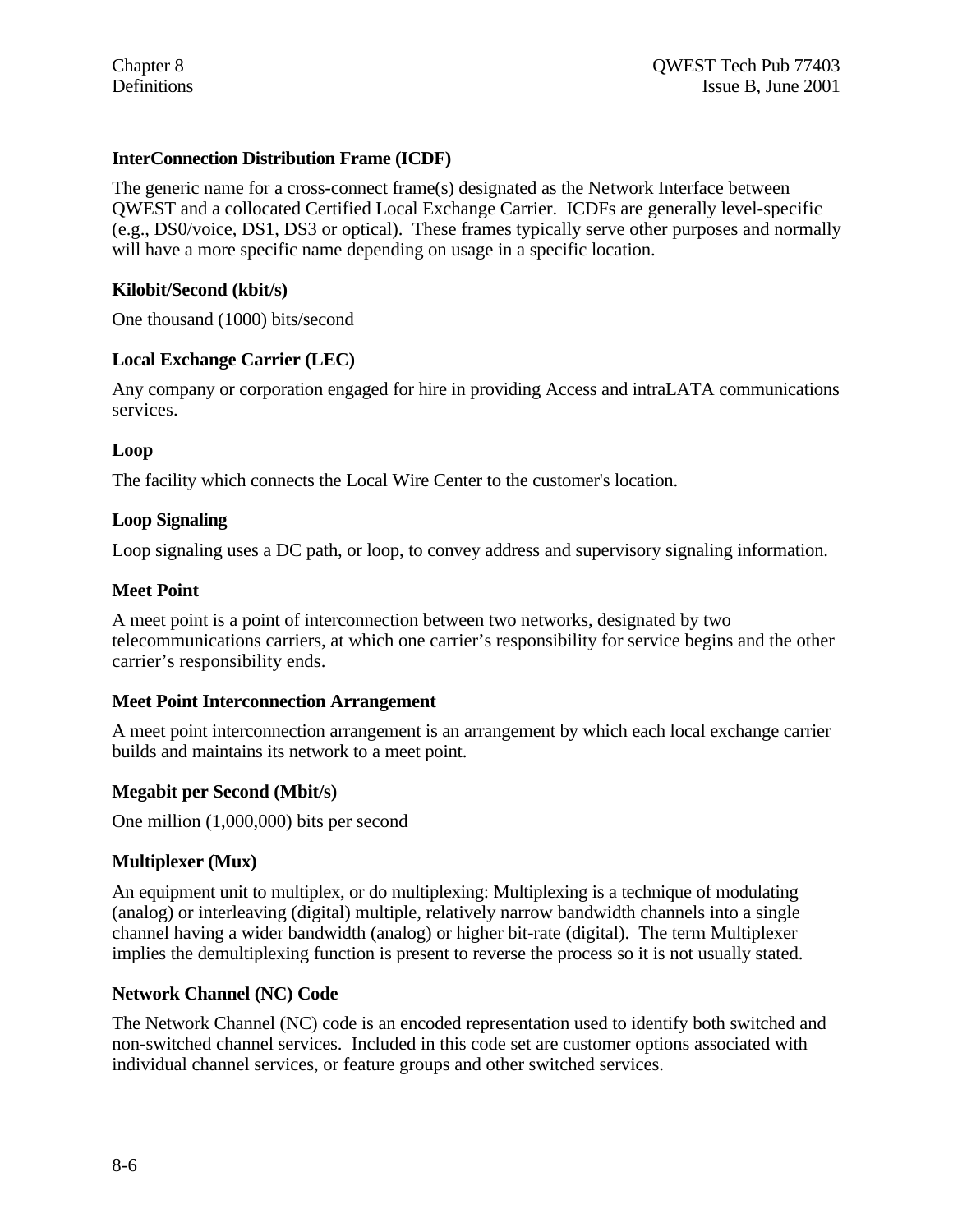**InterConnection Distribution Frame (ICDF)**

The generic name for a cross-connect frame(s) designated as the Network Interface between QWEST and a collocated Certified Local Exchange Carrier. ICDFs are generally level-specific (e.g., DS0/voice, DS1, DS3 or optical). These frames typically serve other purposes and normally will have a more specific name depending on usage in a specific location.

**Kilobit/Second (kbit/s)**

One thousand (1000) bits/second

**Local Exchange Carrier (LEC)**

Any company or corporation engaged for hire in providing Access and intraLATA communications services.

**Loop**

The facility which connects the Local Wire Center to the customer's location.

**Loop Signaling**

Loop signaling uses a DC path, or loop, to convey address and supervisory signaling information.

**Meet Point**

A meet point is a point of interconnection between two networks, designated by two telecommunications carriers, at which one carrier's responsibility for service begins and the other carrier's responsibility ends.

**Meet Point Interconnection Arrangement**

A meet point interconnection arrangement is an arrangement by which each local exchange carrier builds and maintains its network to a meet point.

**Megabit per Second (Mbit/s)**

One million (1,000,000) bits per second

**Multiplexer (Mux)**

An equipment unit to multiplex, or do multiplexing: Multiplexing is a technique of modulating (analog) or interleaving (digital) multiple, relatively narrow bandwidth channels into a single channel having a wider bandwidth (analog) or higher bit-rate (digital). The term Multiplexer implies the demultiplexing function is present to reverse the process so it is not usually stated.

**Network Channel (NC) Code**

The Network Channel (NC) code is an encoded representation used to identify both switched and non-switched channel services. Included in this code set are customer options associated with individual channel services, or feature groups and other switched services.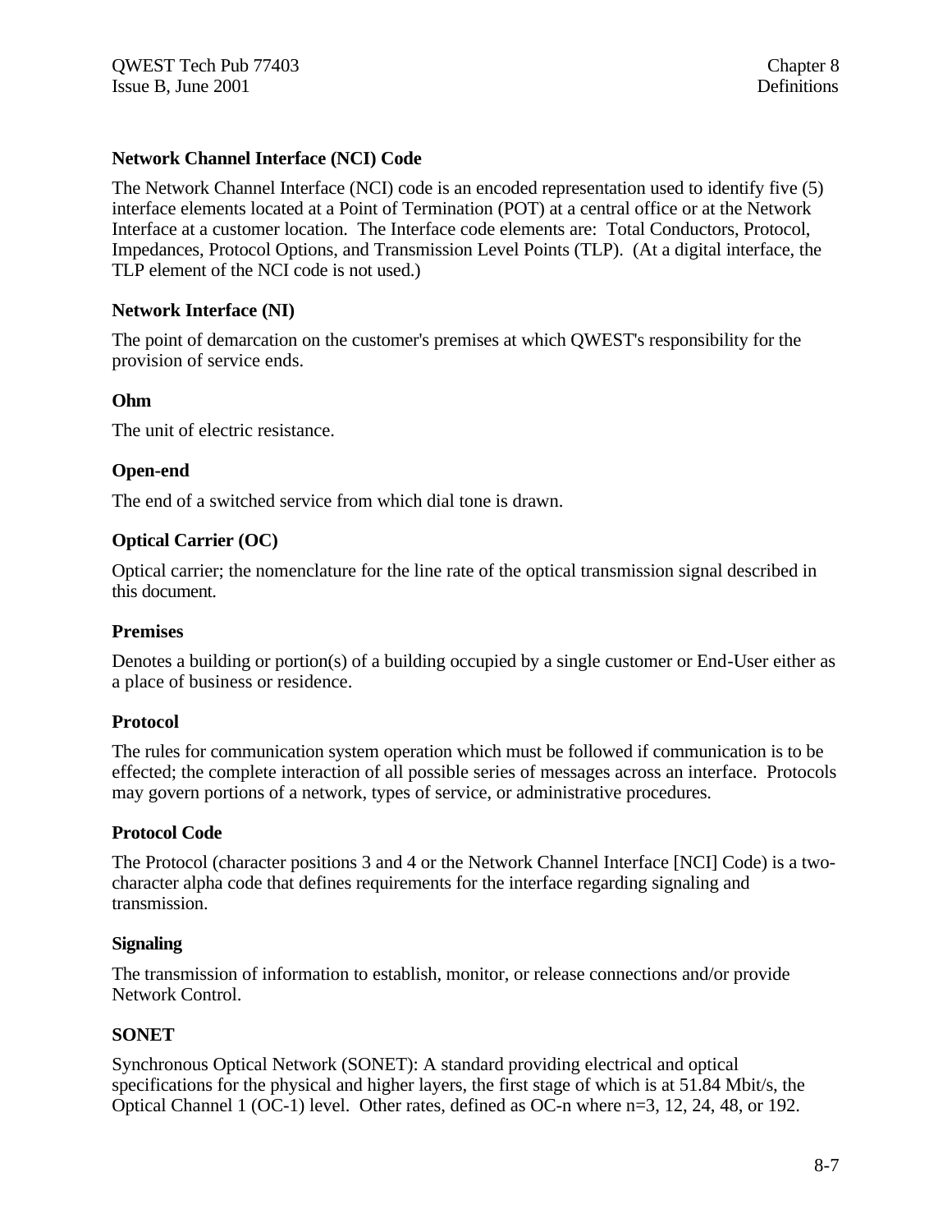**Network Channel Interface (NCI) Code**

The Network Channel Interface (NCI) code is an encoded representation used to identify five (5) interface elements located at a Point of Termination (POT) at a central office or at the Network Interface at a customer location. The Interface code elements are: Total Conductors, Protocol, Impedances, Protocol Options, and Transmission Level Points (TLP). (At a digital interface, the TLP element of the NCI code is not used.)

**Network Interface (NI)**

The point of demarcation on the customer's premises at which QWEST's responsibility for the provision of service ends.

**Ohm**

The unit of electric resistance.

**Open-end**

The end of a switched service from which dial tone is drawn.

**Optical Carrier (OC)**

Optical carrier; the nomenclature for the line rate of the optical transmission signal described in this document.

**Premises**

Denotes a building or portion(s) of a building occupied by a single customer or End-User either as a place of business or residence.

**Protocol**

The rules for communication system operation which must be followed if communication is to be effected; the complete interaction of all possible series of messages across an interface. Protocols may govern portions of a network, types of service, or administrative procedures.

**Protocol Code**

The Protocol (character positions 3 and 4 or the Network Channel Interface [NCI] Code) is a two-character alpha code that defines requirements for the interface regarding signaling and transmission.

**Signaling**

The transmission of information to establish, monitor, or release connections and/or provide Network Control.

**SONET**

Synchronous Optical Network (SONET): A standard providing electrical and optical specifications for the physical and higher layers, the first stage of which is at 51.84 Mbit/s, the Optical Channel 1 (OC-1) level. Other rates, defined as OC-n where n=3, 12, 24, 48, or 192.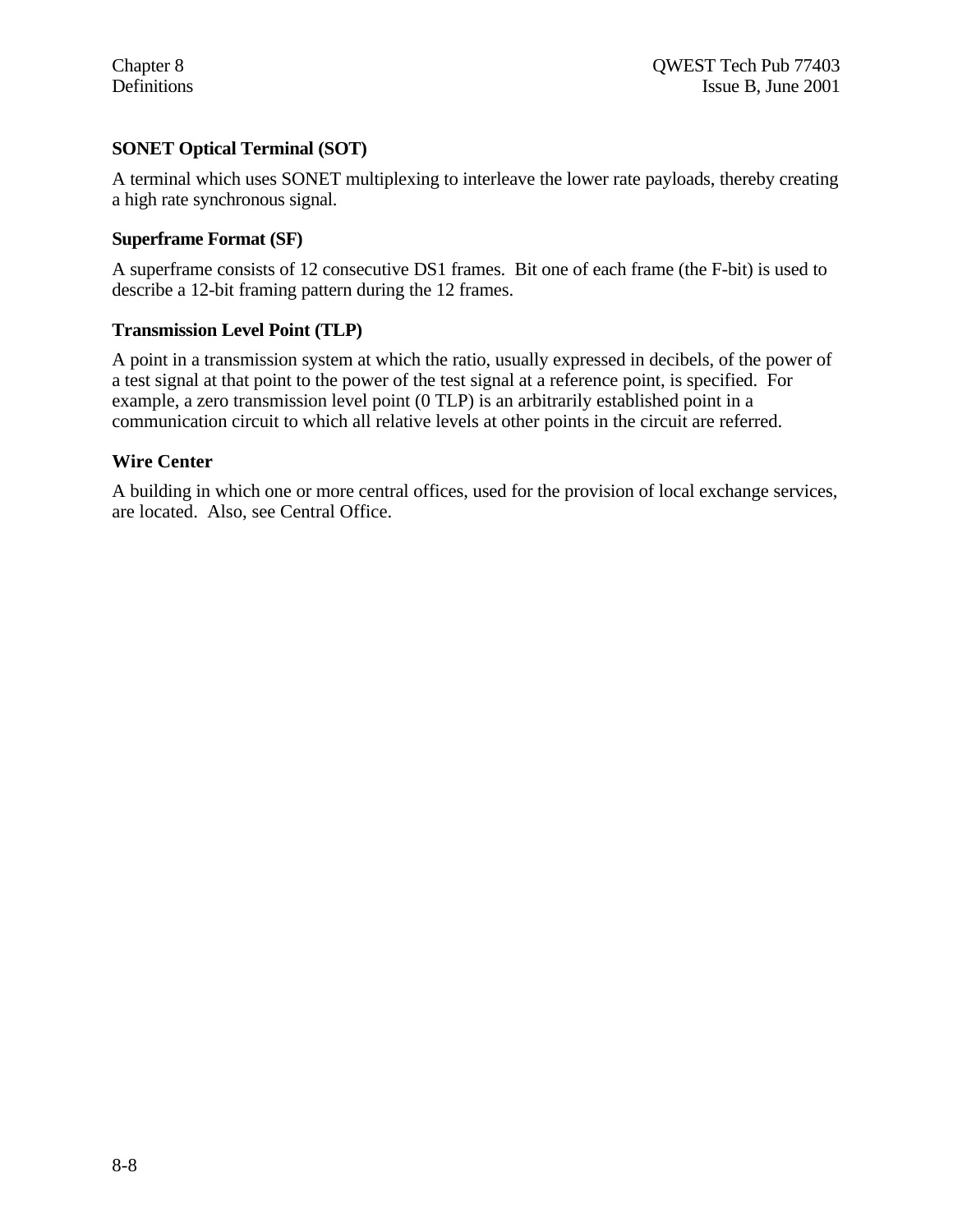### SONET Optical Terminal (SOT)

A terminal which uses SONET multiplexing to interleave the lower rate payloads, thereby creating a high rate synchronous signal.

### Superframe Format (SF)

A superframe consists of 12 consecutive DS1 frames. Bit one of each frame (the F-bit) is used to describe a 12-bit framing pattern during the 12 frames.

### Transmission Level Point (TLP)

A point in a transmission system at which the ratio, usually expressed in decibels, of the power of a test signal at that point to the power of the test signal at a reference point, is specified. For example, a zero transmission level point (0 TLP) is an arbitrarily established point in a communication circuit to which all relative levels at other points in the circuit are referred.

### Wire Center

A building in which one or more central offices, used for the provision of local exchange services, are located. Also, see Central Office.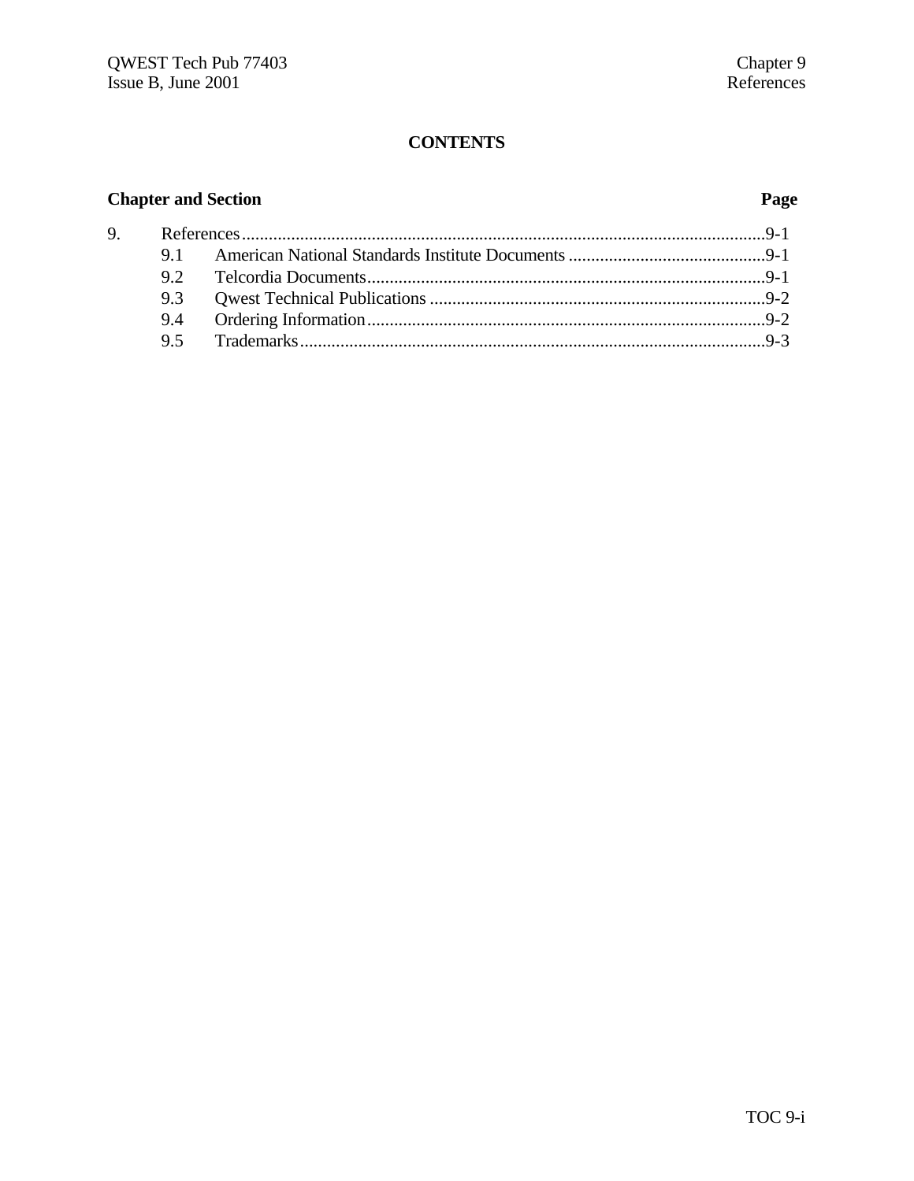# CONTENTS

| Chapter and Section | | Page |
|---|---|---|
| 9. | References | 9-1 |
| 9.1 | American National Standards Institute Documents | 9-1 |
| 9.2 | Telcordia Documents | 9-1 |
| 9.3 | Qwest Technical Publications | 9-2 |
| 9.4 | Ordering Information | 9-2 |
| 9.5 | Trademarks | 9-3 |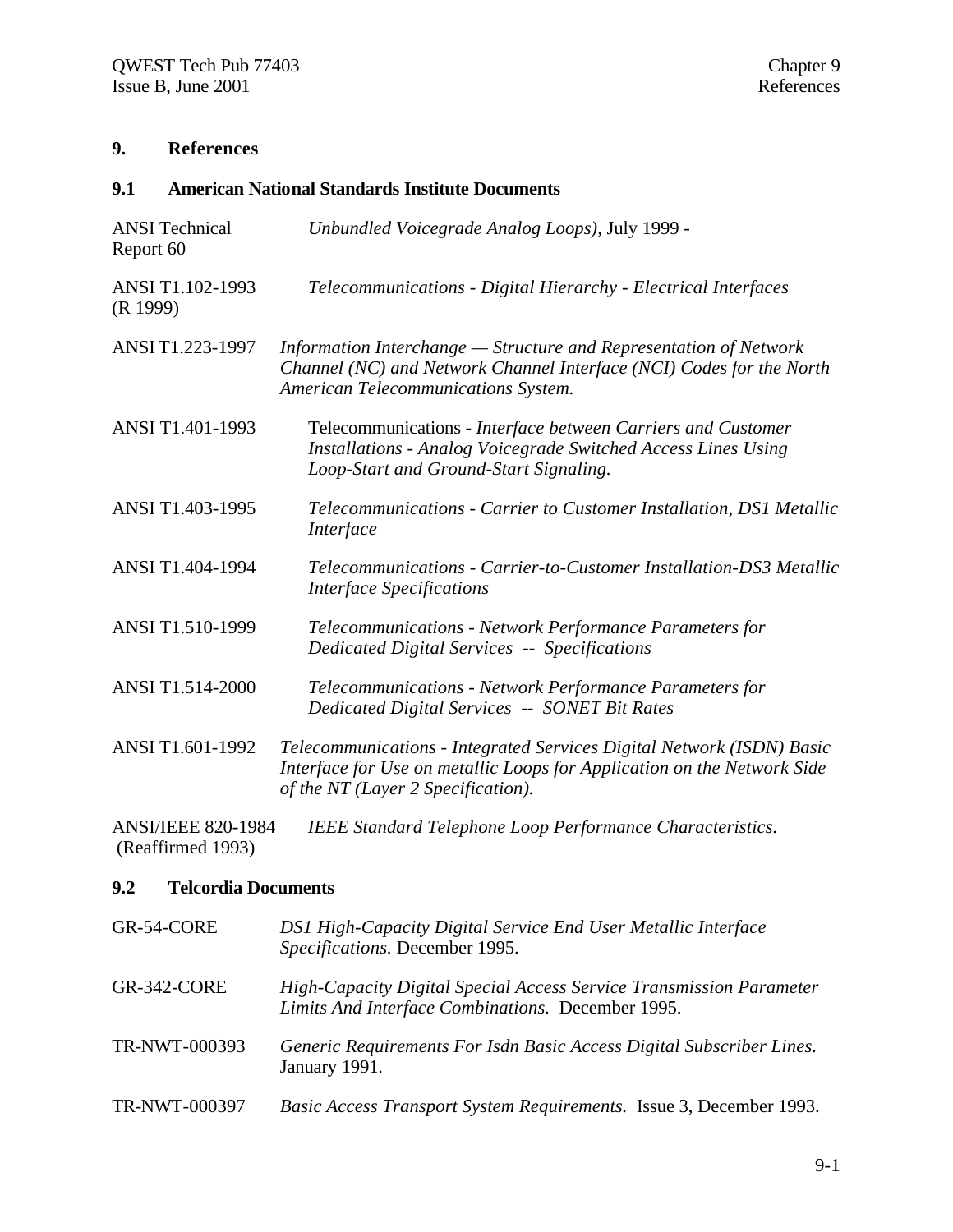## 9. References

### 9.1 American National Standards Institute Documents

| | |
|---|---|
| ANSI Technical Report 60 | *Unbundled Voicegrade Analog Loops)*, July 1999 - |
| ANSI T1.102-1993 (R 1999) | *Telecommunications - Digital Hierarchy - Electrical Interfaces* |
| ANSI T1.223-1997 | *Information Interchange — Structure and Representation of Network Channel (NC) and Network Channel Interface (NCI) Codes for the North American Telecommunications System.* |
| ANSI T1.401-1993 | Telecommunications - *Interface between Carriers and Customer Installations - Analog Voicegrade Switched Access Lines Using Loop-Start and Ground-Start Signaling.* |
| ANSI T1.403-1995 | *Telecommunications - Carrier to Customer Installation, DS1 Metallic Interface* |
| ANSI T1.404-1994 | *Telecommunications - Carrier-to-Customer Installation-DS3 Metallic Interface Specifications* |
| ANSI T1.510-1999 | *Telecommunications - Network Performance Parameters for Dedicated Digital Services -- Specifications* |
| ANSI T1.514-2000 | *Telecommunications - Network Performance Parameters for Dedicated Digital Services -- SONET Bit Rates* |
| ANSI T1.601-1992 | *Telecommunications - Integrated Services Digital Network (ISDN) Basic Interface for Use on metallic Loops for Application on the Network Side of the NT (Layer 2 Specification).* |
| ANSI/IEEE 820-1984 (Reaffirmed 1993) | *IEEE Standard Telephone Loop Performance Characteristics.* |

### 9.2 Telcordia Documents

| | |
|---|---|
| GR-54-CORE | *DS1 High-Capacity Digital Service End User Metallic Interface Specifications.* December 1995. |
| GR-342-CORE | *High-Capacity Digital Special Access Service Transmission Parameter Limits And Interface Combinations.* December 1995. |
| TR-NWT-000393 | *Generic Requirements For Isdn Basic Access Digital Subscriber Lines.* January 1991. |
| TR-NWT-000397 | *Basic Access Transport System Requirements.* Issue 3, December 1993. |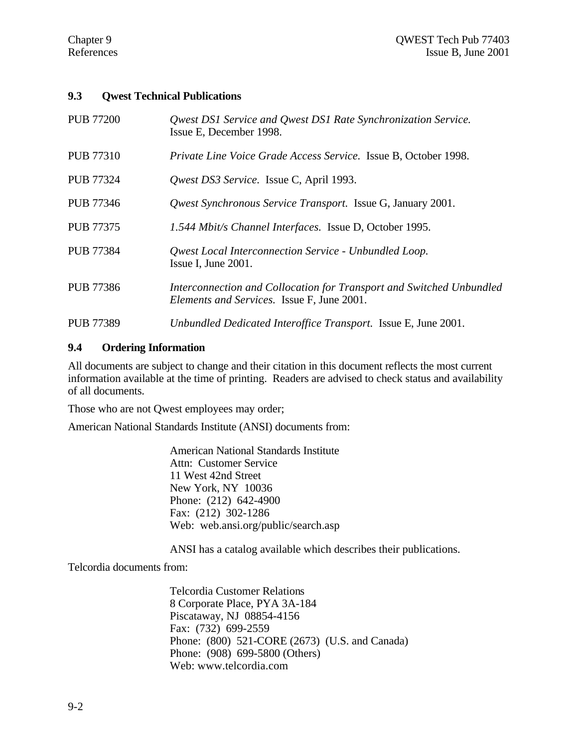## 9.3 Qwest Technical Publications

| | |
|---|---|
| PUB 77200 | *Qwest DS1 Service and Qwest DS1 Rate Synchronization Service.* Issue E, December 1998. |
| PUB 77310 | *Private Line Voice Grade Access Service.* Issue B, October 1998. |
| PUB 77324 | *Qwest DS3 Service.* Issue C, April 1993. |
| PUB 77346 | *Qwest Synchronous Service Transport.* Issue G, January 2001. |
| PUB 77375 | *1.544 Mbit/s Channel Interfaces.* Issue D, October 1995. |
| PUB 77384 | *Qwest Local Interconnection Service - Unbundled Loop.* Issue I, June 2001. |
| PUB 77386 | *Interconnection and Collocation for Transport and Switched Unbundled Elements and Services.* Issue F, June 2001. |
| PUB 77389 | *Unbundled Dedicated Interoffice Transport.* Issue E, June 2001. |

## 9.4 Ordering Information

All documents are subject to change and their citation in this document reflects the most current information available at the time of printing. Readers are advised to check status and availability of all documents.

Those who are not Qwest employees may order;

American National Standards Institute (ANSI) documents from:

> American National Standards Institute
> Attn: Customer Service
> 11 West 42nd Street
> New York, NY 10036
> Phone: (212) 642-4900
> Fax: (212) 302-1286
> Web: web.ansi.org/public/search.asp
>
> ANSI has a catalog available which describes their publications.

Telcordia documents from:

> Telcordia Customer Relations
> 8 Corporate Place, PYA 3A-184
> Piscataway, NJ 08854-4156
> Fax: (732) 699-2559
> Phone: (800) 521-CORE (2673) (U.S. and Canada)
> Phone: (908) 699-5800 (Others)
> Web: www.telcordia.com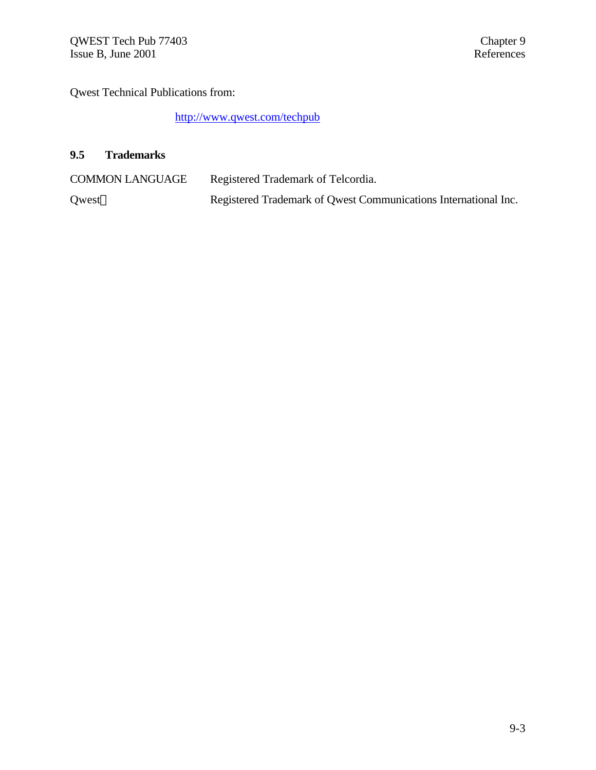Qwest Technical Publications from:

http://www.qwest.com/techpub

### 9.5 Trademarks

| | |
|---|---|
| COMMON LANGUAGE | Registered Trademark of Telcordia. |
| Qwest® | Registered Trademark of Qwest Communications International Inc. |